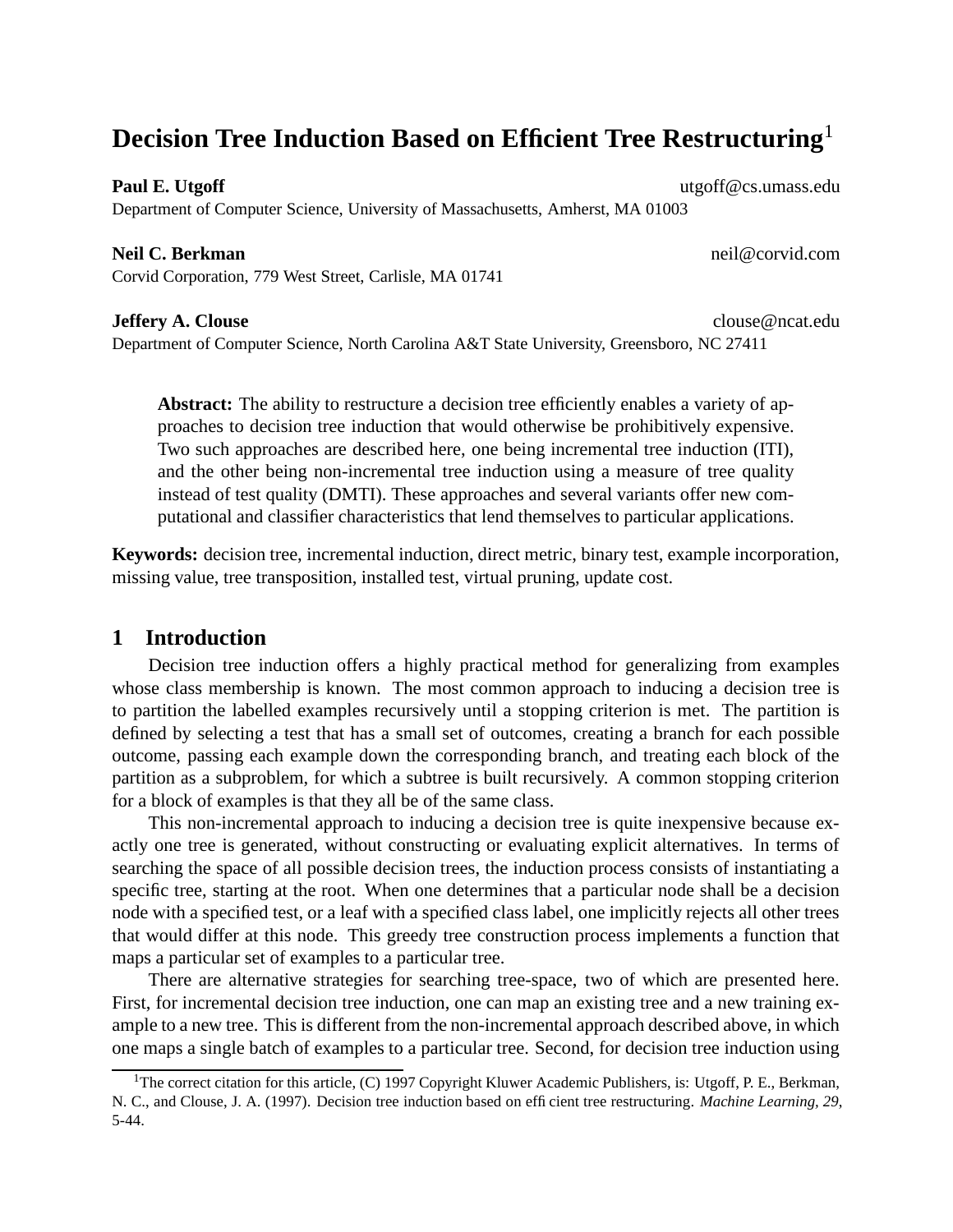# Decision Tree Induction Based on Efficient Tree Restructuring[1]

**Paul E. Utgoff** utgoff@cs.umass.edu
Department of Computer Science, University of Massachusetts, Amherst, MA 01003

**Neil C. Berkman** neil@corvid.com
Corvid Corporation, 779 West Street, Carlisle, MA 01741

**Jeffery A. Clouse** clouse@ncat.edu
Department of Computer Science, North Carolina A&T State University, Greensboro, NC 27411

**Abstract:** The ability to restructure a decision tree efficiently enables a variety of approaches to decision tree induction that would otherwise be prohibitively expensive. Two such approaches are described here, one being incremental tree induction (ITI), and the other being non-incremental tree induction using a measure of tree quality instead of test quality (DMTI). These approaches and several variants offer new computational and classifier characteristics that lend themselves to particular applications.

**Keywords:** decision tree, incremental induction, direct metric, binary test, example incorporation, missing value, tree transposition, installed test, virtual pruning, update cost.

## 1 Introduction

Decision tree induction offers a highly practical method for generalizing from examples whose class membership is known. The most common approach to inducing a decision tree is to partition the labelled examples recursively until a stopping criterion is met. The partition is defined by selecting a test that has a small set of outcomes, creating a branch for each possible outcome, passing each example down the corresponding branch, and treating each block of the partition as a subproblem, for which a subtree is built recursively. A common stopping criterion for a block of examples is that they all be of the same class.

This non-incremental approach to inducing a decision tree is quite inexpensive because exactly one tree is generated, without constructing or evaluating explicit alternatives. In terms of searching the space of all possible decision trees, the induction process consists of instantiating a specific tree, starting at the root. When one determines that a particular node shall be a decision node with a specified test, or a leaf with a specified class label, one implicitly rejects all other trees that would differ at this node. This greedy tree construction process implements a function that maps a particular set of examples to a particular tree.

There are alternative strategies for searching tree-space, two of which are presented here. First, for incremental decision tree induction, one can map an existing tree and a new training example to a new tree. This is different from the non-incremental approach described above, in which one maps a single batch of examples to a particular tree. Second, for decision tree induction using

[1] The correct citation for this article, (C) 1997 Copyright Kluwer Academic Publishers, is: Utgoff, P. E., Berkman, N. C., and Clouse, J. A. (1997). Decision tree induction based on efficient tree restructuring. *Machine Learning, 29*, 5-44.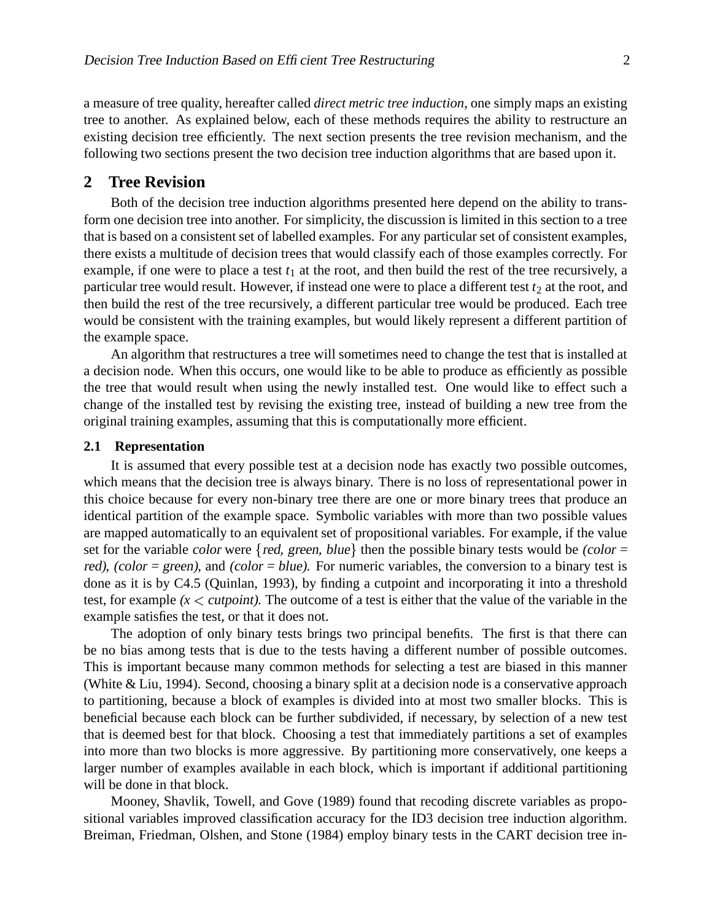a measure of tree quality, hereafter called *direct metric tree induction*, one simply maps an existing tree to another. As explained below, each of these methods requires the ability to restructure an existing decision tree efficiently. The next section presents the tree revision mechanism, and the following two sections present the two decision tree induction algorithms that are based upon it.

## 2 Tree Revision

Both of the decision tree induction algorithms presented here depend on the ability to transform one decision tree into another. For simplicity, the discussion is limited in this section to a tree that is based on a consistent set of labelled examples. For any particular set of consistent examples, there exists a multitude of decision trees that would classify each of those examples correctly. For example, if one were to place a test $t_1$ at the root, and then build the rest of the tree recursively, a particular tree would result. However, if instead one were to place a different test $t_2$ at the root, and then build the rest of the tree recursively, a different particular tree would be produced. Each tree would be consistent with the training examples, but would likely represent a different partition of the example space.

An algorithm that restructures a tree will sometimes need to change the test that is installed at a decision node. When this occurs, one would like to be able to produce as efficiently as possible the tree that would result when using the newly installed test. One would like to effect such a change of the installed test by revising the existing tree, instead of building a new tree from the original training examples, assuming that this is computationally more efficient.

### 2.1 Representation

It is assumed that every possible test at a decision node has exactly two possible outcomes, which means that the decision tree is always binary. There is no loss of representational power in this choice because for every non-binary tree there are one or more binary trees that produce an identical partition of the example space. Symbolic variables with more than two possible values are mapped automatically to an equivalent set of propositional variables. For example, if the value set for the variable *color* were {*red, green, blue*} then the possible binary tests would be *(color = red)*, *(color = green)*, and *(color = blue)*. For numeric variables, the conversion to a binary test is done as it is by C4.5 (Quinlan, 1993), by finding a cutpoint and incorporating it into a threshold test, for example *(x < cutpoint)*. The outcome of a test is either that the value of the variable in the example satisfies the test, or that it does not.

The adoption of only binary tests brings two principal benefits. The first is that there can be no bias among tests that is due to the tests having a different number of possible outcomes. This is important because many common methods for selecting a test are biased in this manner (White & Liu, 1994). Second, choosing a binary split at a decision node is a conservative approach to partitioning, because a block of examples is divided into at most two smaller blocks. This is beneficial because each block can be further subdivided, if necessary, by selection of a new test that is deemed best for that block. Choosing a test that immediately partitions a set of examples into more than two blocks is more aggressive. By partitioning more conservatively, one keeps a larger number of examples available in each block, which is important if additional partitioning will be done in that block.

Mooney, Shavlik, Towell, and Gove (1989) found that recoding discrete variables as propositional variables improved classification accuracy for the ID3 decision tree induction algorithm. Breiman, Friedman, Olshen, and Stone (1984) employ binary tests in the CART decision tree in-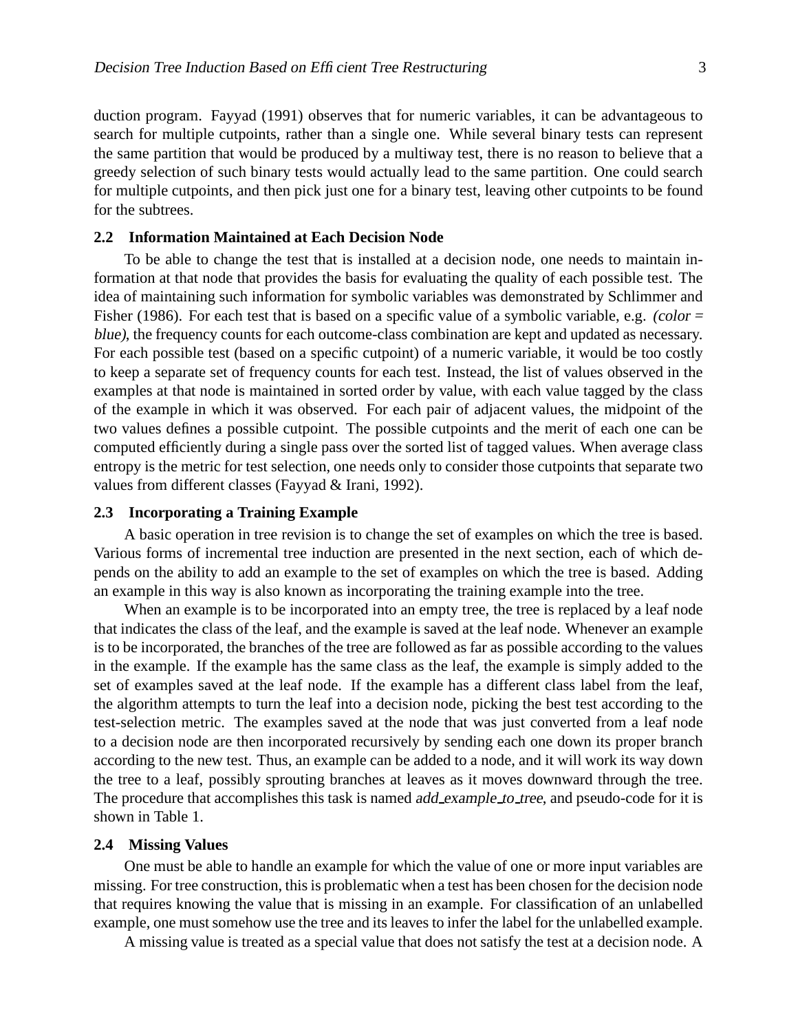duction program. Fayyad (1991) observes that for numeric variables, it can be advantageous to search for multiple cutpoints, rather than a single one. While several binary tests can represent the same partition that would be produced by a multiway test, there is no reason to believe that a greedy selection of such binary tests would actually lead to the same partition. One could search for multiple cutpoints, and then pick just one for a binary test, leaving other cutpoints to be found for the subtrees.

## 2.2 Information Maintained at Each Decision Node

To be able to change the test that is installed at a decision node, one needs to maintain information at that node that provides the basis for evaluating the quality of each possible test. The idea of maintaining such information for symbolic variables was demonstrated by Schlimmer and Fisher (1986). For each test that is based on a specific value of a symbolic variable, e.g. *(color = blue)*, the frequency counts for each outcome-class combination are kept and updated as necessary. For each possible test (based on a specific cutpoint) of a numeric variable, it would be too costly to keep a separate set of frequency counts for each test. Instead, the list of values observed in the examples at that node is maintained in sorted order by value, with each value tagged by the class of the example in which it was observed. For each pair of adjacent values, the midpoint of the two values defines a possible cutpoint. The possible cutpoints and the merit of each one can be computed efficiently during a single pass over the sorted list of tagged values. When average class entropy is the metric for test selection, one needs only to consider those cutpoints that separate two values from different classes (Fayyad & Irani, 1992).

## 2.3 Incorporating a Training Example

A basic operation in tree revision is to change the set of examples on which the tree is based. Various forms of incremental tree induction are presented in the next section, each of which depends on the ability to add an example to the set of examples on which the tree is based. Adding an example in this way is also known as incorporating the training example into the tree.

When an example is to be incorporated into an empty tree, the tree is replaced by a leaf node that indicates the class of the leaf, and the example is saved at the leaf node. Whenever an example is to be incorporated, the branches of the tree are followed as far as possible according to the values in the example. If the example has the same class as the leaf, the example is simply added to the set of examples saved at the leaf node. If the example has a different class label from the leaf, the algorithm attempts to turn the leaf into a decision node, picking the best test according to the test-selection metric. The examples saved at the node that was just converted from a leaf node to a decision node are then incorporated recursively by sending each one down its proper branch according to the new test. Thus, an example can be added to a node, and it will work its way down the tree to a leaf, possibly sprouting branches at leaves as it moves downward through the tree. The procedure that accomplishes this task is named *add_example_to_tree*, and pseudo-code for it is shown in Table 1.

## 2.4 Missing Values

One must be able to handle an example for which the value of one or more input variables are missing. For tree construction, this is problematic when a test has been chosen for the decision node that requires knowing the value that is missing in an example. For classification of an unlabelled example, one must somehow use the tree and its leaves to infer the label for the unlabelled example.

A missing value is treated as a special value that does not satisfy the test at a decision node. A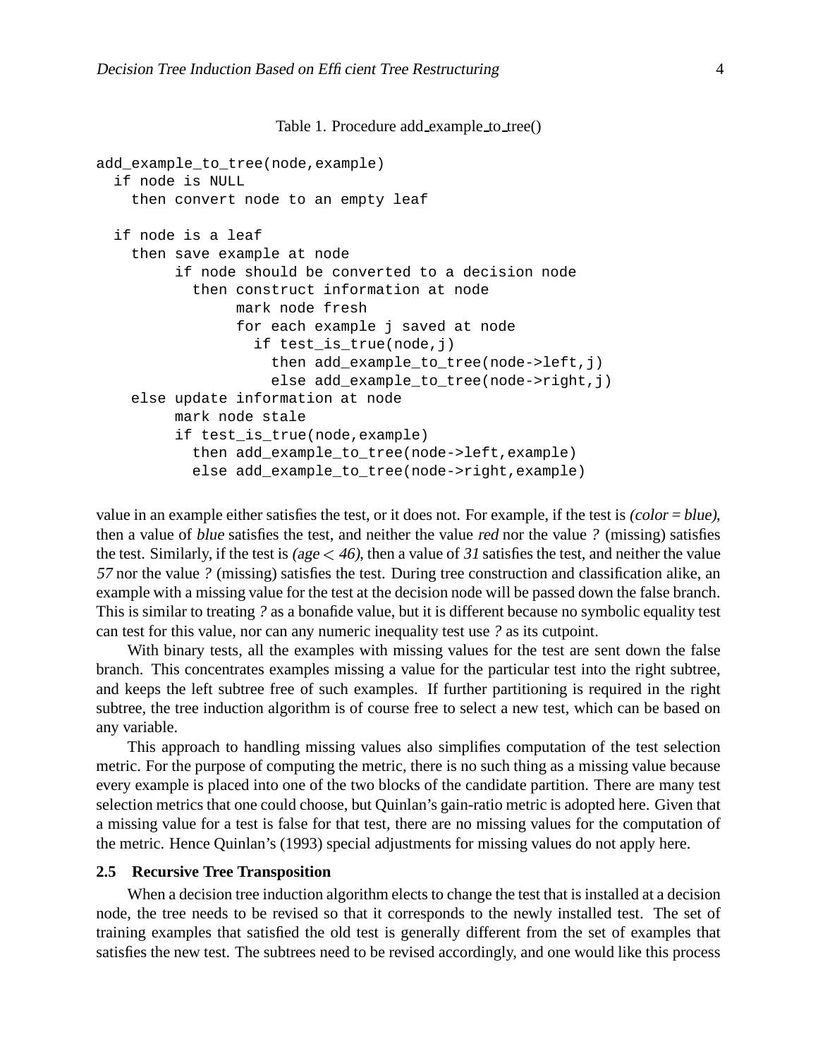Table 1. Procedure add_example_to_tree()

```
add_example_to_tree(node,example)
  if node is NULL
    then convert node to an empty leaf

  if node is a leaf
    then save example at node
         if node should be converted to a decision node
           then construct information at node
                mark node fresh
                for each example j saved at node
                  if test_is_true(node,j)
                    then add_example_to_tree(node->left,j)
                    else add_example_to_tree(node->right,j)
    else update information at node
         mark node stale
         if test_is_true(node,example)
           then add_example_to_tree(node->left,example)
           else add_example_to_tree(node->right,example)
```

value in an example either satisfies the test, or it does not. For example, if the test is *(color = blue)*, then a value of *blue* satisfies the test, and neither the value *red* nor the value *?* (missing) satisfies the test. Similarly, if the test is *(age* $<$ *46)*, then a value of *31* satisfies the test, and neither the value *57* nor the value *?* (missing) satisfies the test. During tree construction and classification alike, an example with a missing value for the test at the decision node will be passed down the false branch. This is similar to treating *?* as a bonafide value, but it is different because no symbolic equality test can test for this value, nor can any numeric inequality test use *?* as its cutpoint.

With binary tests, all the examples with missing values for the test are sent down the false branch. This concentrates examples missing a value for the particular test into the right subtree, and keeps the left subtree free of such examples. If further partitioning is required in the right subtree, the tree induction algorithm is of course free to select a new test, which can be based on any variable.

This approach to handling missing values also simplifies computation of the test selection metric. For the purpose of computing the metric, there is no such thing as a missing value because every example is placed into one of the two blocks of the candidate partition. There are many test selection metrics that one could choose, but Quinlan's gain-ratio metric is adopted here. Given that a missing value for a test is false for that test, there are no missing values for the computation of the metric. Hence Quinlan's (1993) special adjustments for missing values do not apply here.

### 2.5 Recursive Tree Transposition

When a decision tree induction algorithm elects to change the test that is installed at a decision node, the tree needs to be revised so that it corresponds to the newly installed test. The set of training examples that satisfied the old test is generally different from the set of examples that satisfies the new test. The subtrees need to be revised accordingly, and one would like this process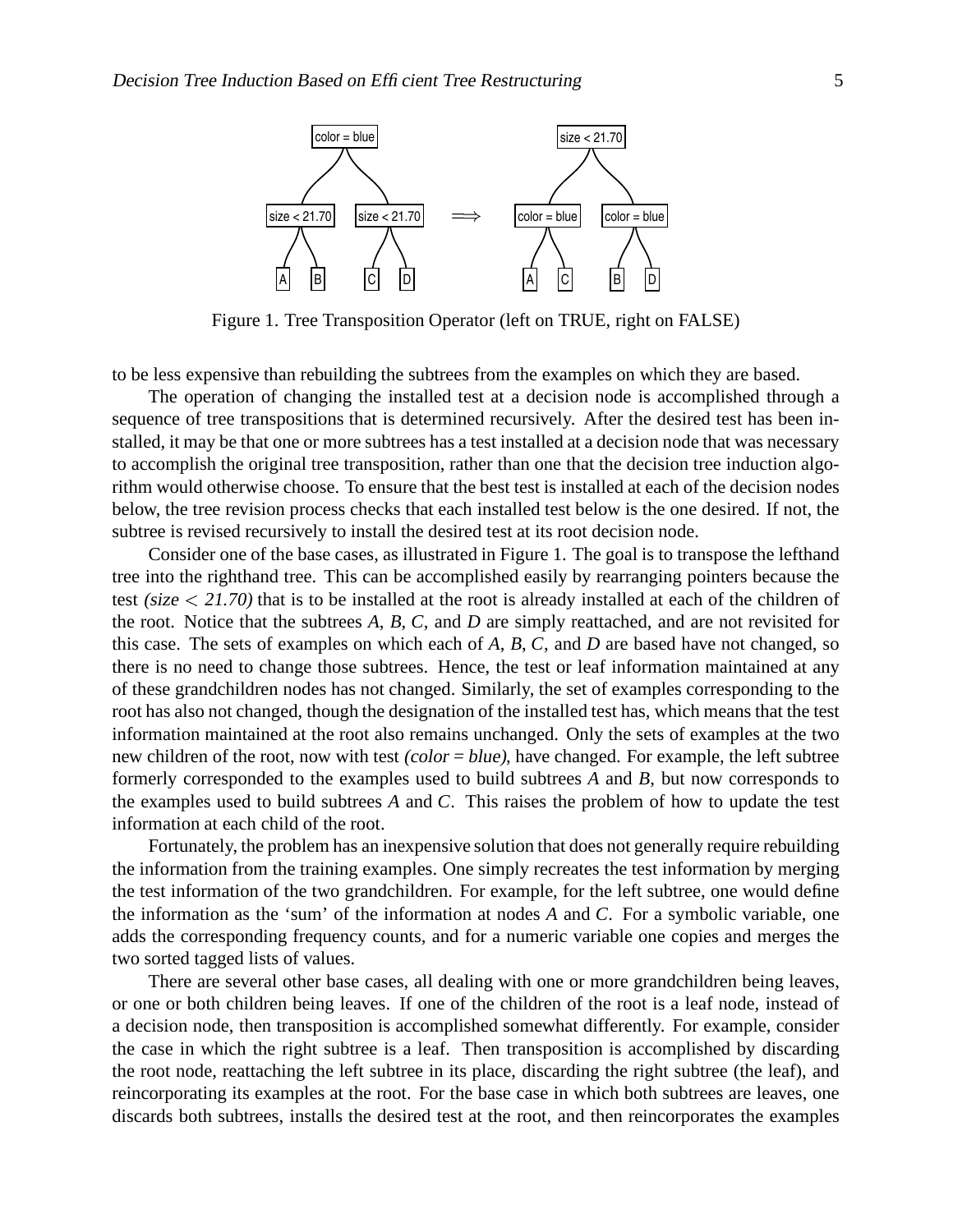Figure 1. Tree Transposition Operator (left on TRUE, right on FALSE)

to be less expensive than rebuilding the subtrees from the examples on which they are based.

The operation of changing the installed test at a decision node is accomplished through a sequence of tree transpositions that is determined recursively. After the desired test has been installed, it may be that one or more subtrees has a test installed at a decision node that was necessary to accomplish the original tree transposition, rather than one that the decision tree induction algorithm would otherwise choose. To ensure that the best test is installed at each of the decision nodes below, the tree revision process checks that each installed test below is the one desired. If not, the subtree is revised recursively to install the desired test at its root decision node.

Consider one of the base cases, as illustrated in Figure 1. The goal is to transpose the lefthand tree into the righthand tree. This can be accomplished easily by rearranging pointers because the test *(size $<$ 21.70)* that is to be installed at the root is already installed at each of the children of the root. Notice that the subtrees *A*, *B*, *C*, and *D* are simply reattached, and are not revisited for this case. The sets of examples on which each of *A*, *B*, *C*, and *D* are based have not changed, so there is no need to change those subtrees. Hence, the test or leaf information maintained at any of these grandchildren nodes has not changed. Similarly, the set of examples corresponding to the root has also not changed, though the designation of the installed test has, which means that the test information maintained at the root also remains unchanged. Only the sets of examples at the two new children of the root, now with test *(color = blue)*, have changed. For example, the left subtree formerly corresponded to the examples used to build subtrees *A* and *B*, but now corresponds to the examples used to build subtrees *A* and *C*. This raises the problem of how to update the test information at each child of the root.

Fortunately, the problem has an inexpensive solution that does not generally require rebuilding the information from the training examples. One simply recreates the test information by merging the test information of the two grandchildren. For example, for the left subtree, one would define the information as the 'sum' of the information at nodes *A* and *C*. For a symbolic variable, one adds the corresponding frequency counts, and for a numeric variable one copies and merges the two sorted tagged lists of values.

There are several other base cases, all dealing with one or more grandchildren being leaves, or one or both children being leaves. If one of the children of the root is a leaf node, instead of a decision node, then transposition is accomplished somewhat differently. For example, consider the case in which the right subtree is a leaf. Then transposition is accomplished by discarding the root node, reattaching the left subtree in its place, discarding the right subtree (the leaf), and reincorporating its examples at the root. For the base case in which both subtrees are leaves, one discards both subtrees, installs the desired test at the root, and then reincorporates the examples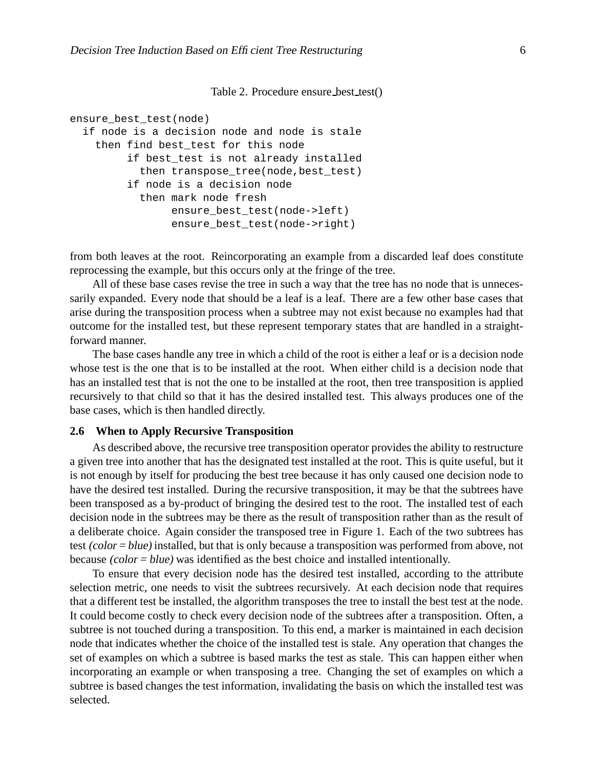Table 2. Procedure ensure_best_test()

```
ensure_best_test(node)
  if node is a decision node and node is stale
    then find best_test for this node
         if best_test is not already installed
           then transpose_tree(node,best_test)
         if node is a decision node
           then mark node fresh
                ensure_best_test(node->left)
                ensure_best_test(node->right)
```

from both leaves at the root. Reincorporating an example from a discarded leaf does constitute reprocessing the example, but this occurs only at the fringe of the tree.

All of these base cases revise the tree in such a way that the tree has no node that is unnecessarily expanded. Every node that should be a leaf is a leaf. There are a few other base cases that arise during the transposition process when a subtree may not exist because no examples had that outcome for the installed test, but these represent temporary states that are handled in a straightforward manner.

The base cases handle any tree in which a child of the root is either a leaf or is a decision node whose test is the one that is to be installed at the root. When either child is a decision node that has an installed test that is not the one to be installed at the root, then tree transposition is applied recursively to that child so that it has the desired installed test. This always produces one of the base cases, which is then handled directly.

### 2.6 When to Apply Recursive Transposition

As described above, the recursive tree transposition operator provides the ability to restructure a given tree into another that has the designated test installed at the root. This is quite useful, but it is not enough by itself for producing the best tree because it has only caused one decision node to have the desired test installed. During the recursive transposition, it may be that the subtrees have been transposed as a by-product of bringing the desired test to the root. The installed test of each decision node in the subtrees may be there as the result of transposition rather than as the result of a deliberate choice. Again consider the transposed tree in Figure 1. Each of the two subtrees has test *(color = blue)* installed, but that is only because a transposition was performed from above, not because *(color = blue)* was identified as the best choice and installed intentionally.

To ensure that every decision node has the desired test installed, according to the attribute selection metric, one needs to visit the subtrees recursively. At each decision node that requires that a different test be installed, the algorithm transposes the tree to install the best test at the node. It could become costly to check every decision node of the subtrees after a transposition. Often, a subtree is not touched during a transposition. To this end, a marker is maintained in each decision node that indicates whether the choice of the installed test is stale. Any operation that changes the set of examples on which a subtree is based marks the test as stale. This can happen either when incorporating an example or when transposing a tree. Changing the set of examples on which a subtree is based changes the test information, invalidating the basis on which the installed test was selected.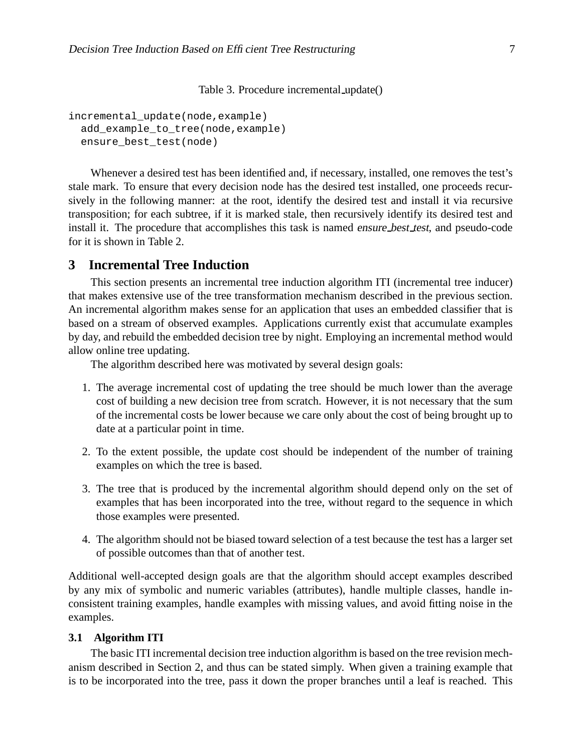Table 3. Procedure incremental_update()

```
incremental_update(node,example)
  add_example_to_tree(node,example)
  ensure_best_test(node)
```

Whenever a desired test has been identified and, if necessary, installed, one removes the test's stale mark. To ensure that every decision node has the desired test installed, one proceeds recursively in the following manner: at the root, identify the desired test and install it via recursive transposition; for each subtree, if it is marked stale, then recursively identify its desired test and install it. The procedure that accomplishes this task is named *ensure_best_test*, and pseudo-code for it is shown in Table 2.

## 3 Incremental Tree Induction

This section presents an incremental tree induction algorithm ITI (incremental tree inducer) that makes extensive use of the tree transformation mechanism described in the previous section. An incremental algorithm makes sense for an application that uses an embedded classifier that is based on a stream of observed examples. Applications currently exist that accumulate examples by day, and rebuild the embedded decision tree by night. Employing an incremental method would allow online tree updating.

The algorithm described here was motivated by several design goals:

1. The average incremental cost of updating the tree should be much lower than the average cost of building a new decision tree from scratch. However, it is not necessary that the sum of the incremental costs be lower because we care only about the cost of being brought up to date at a particular point in time.

2. To the extent possible, the update cost should be independent of the number of training examples on which the tree is based.

3. The tree that is produced by the incremental algorithm should depend only on the set of examples that has been incorporated into the tree, without regard to the sequence in which those examples were presented.

4. The algorithm should not be biased toward selection of a test because the test has a larger set of possible outcomes than that of another test.

Additional well-accepted design goals are that the algorithm should accept examples described by any mix of symbolic and numeric variables (attributes), handle multiple classes, handle inconsistent training examples, handle examples with missing values, and avoid fitting noise in the examples.

### 3.1 Algorithm ITI

The basic ITI incremental decision tree induction algorithm is based on the tree revision mechanism described in Section 2, and thus can be stated simply. When given a training example that is to be incorporated into the tree, pass it down the proper branches until a leaf is reached. This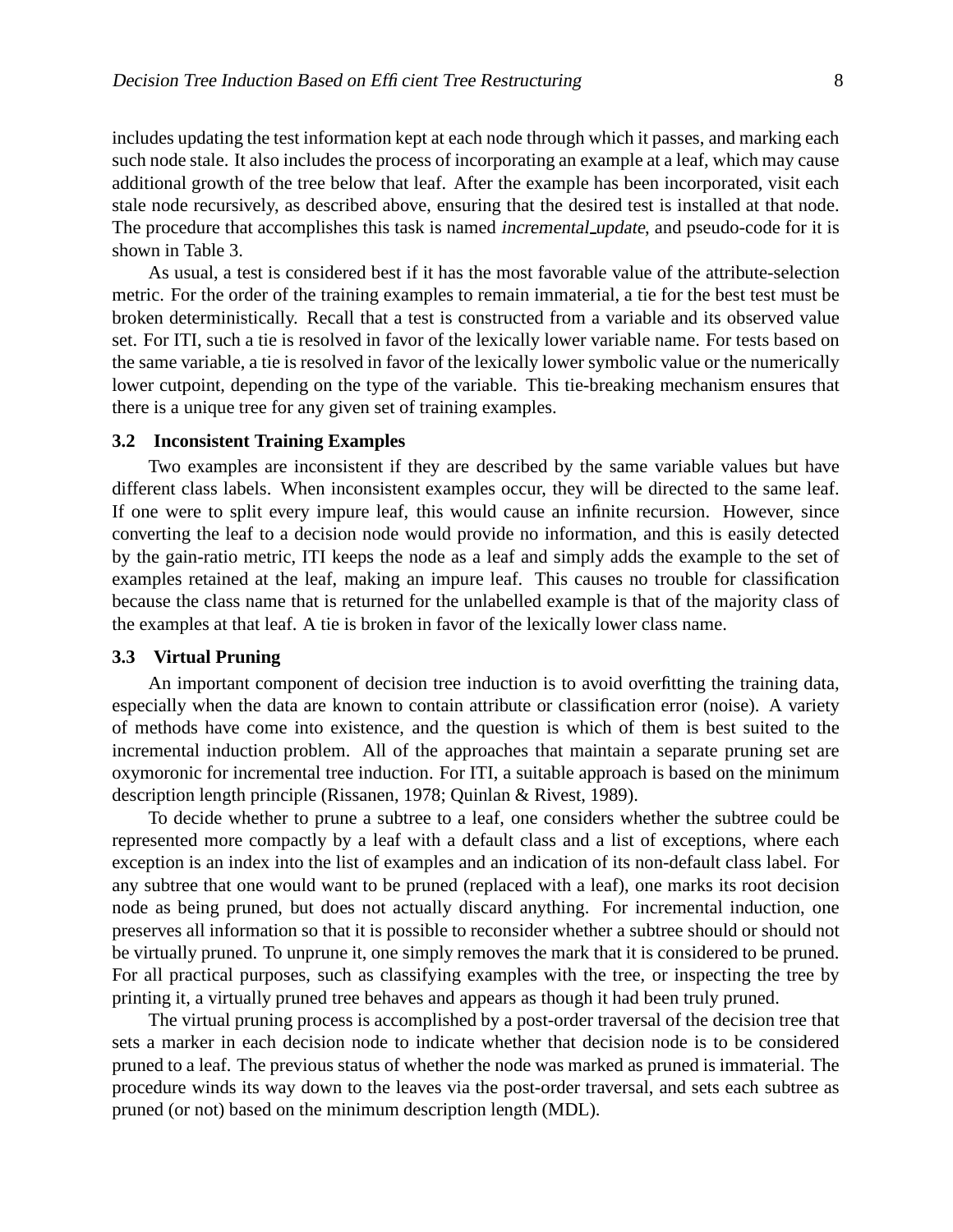includes updating the test information kept at each node through which it passes, and marking each such node stale. It also includes the process of incorporating an example at a leaf, which may cause additional growth of the tree below that leaf. After the example has been incorporated, visit each stale node recursively, as described above, ensuring that the desired test is installed at that node. The procedure that accomplishes this task is named *incremental_update*, and pseudo-code for it is shown in Table 3.

As usual, a test is considered best if it has the most favorable value of the attribute-selection metric. For the order of the training examples to remain immaterial, a tie for the best test must be broken deterministically. Recall that a test is constructed from a variable and its observed value set. For ITI, such a tie is resolved in favor of the lexically lower variable name. For tests based on the same variable, a tie is resolved in favor of the lexically lower symbolic value or the numerically lower cutpoint, depending on the type of the variable. This tie-breaking mechanism ensures that there is a unique tree for any given set of training examples.

### 3.2 Inconsistent Training Examples

Two examples are inconsistent if they are described by the same variable values but have different class labels. When inconsistent examples occur, they will be directed to the same leaf. If one were to split every impure leaf, this would cause an infinite recursion. However, since converting the leaf to a decision node would provide no information, and this is easily detected by the gain-ratio metric, ITI keeps the node as a leaf and simply adds the example to the set of examples retained at the leaf, making an impure leaf. This causes no trouble for classification because the class name that is returned for the unlabelled example is that of the majority class of the examples at that leaf. A tie is broken in favor of the lexically lower class name.

### 3.3 Virtual Pruning

An important component of decision tree induction is to avoid overfitting the training data, especially when the data are known to contain attribute or classification error (noise). A variety of methods have come into existence, and the question is which of them is best suited to the incremental induction problem. All of the approaches that maintain a separate pruning set are oxymoronic for incremental tree induction. For ITI, a suitable approach is based on the minimum description length principle (Rissanen, 1978; Quinlan & Rivest, 1989).

To decide whether to prune a subtree to a leaf, one considers whether the subtree could be represented more compactly by a leaf with a default class and a list of exceptions, where each exception is an index into the list of examples and an indication of its non-default class label. For any subtree that one would want to be pruned (replaced with a leaf), one marks its root decision node as being pruned, but does not actually discard anything. For incremental induction, one preserves all information so that it is possible to reconsider whether a subtree should or should not be virtually pruned. To unprune it, one simply removes the mark that it is considered to be pruned. For all practical purposes, such as classifying examples with the tree, or inspecting the tree by printing it, a virtually pruned tree behaves and appears as though it had been truly pruned.

The virtual pruning process is accomplished by a post-order traversal of the decision tree that sets a marker in each decision node to indicate whether that decision node is to be considered pruned to a leaf. The previous status of whether the node was marked as pruned is immaterial. The procedure winds its way down to the leaves via the post-order traversal, and sets each subtree as pruned (or not) based on the minimum description length (MDL).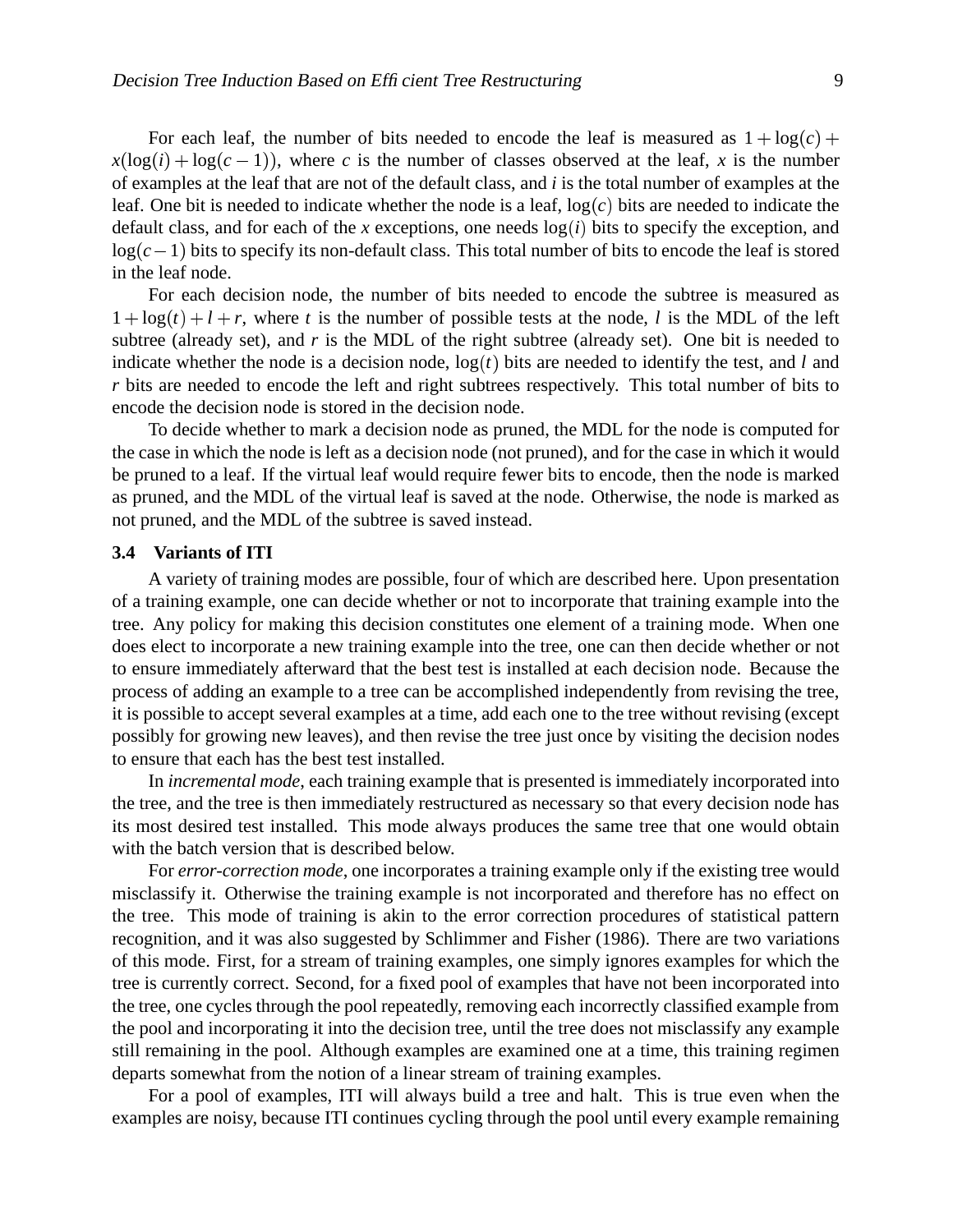For each leaf, the number of bits needed to encode the leaf is measured as $1 + \log(c) + x(\log(i) + \log(c-1))$, where $c$ is the number of classes observed at the leaf, $x$ is the number of examples at the leaf that are not of the default class, and $i$ is the total number of examples at the leaf. One bit is needed to indicate whether the node is a leaf, $\log(c)$ bits are needed to indicate the default class, and for each of the $x$ exceptions, one needs $\log(i)$ bits to specify the exception, and $\log(c-1)$ bits to specify its non-default class. This total number of bits to encode the leaf is stored in the leaf node.

For each decision node, the number of bits needed to encode the subtree is measured as $1 + \log(t) + l + r$, where $t$ is the number of possible tests at the node, $l$ is the MDL of the left subtree (already set), and $r$ is the MDL of the right subtree (already set). One bit is needed to indicate whether the node is a decision node, $\log(t)$ bits are needed to identify the test, and $l$ and $r$ bits are needed to encode the left and right subtrees respectively. This total number of bits to encode the decision node is stored in the decision node.

To decide whether to mark a decision node as pruned, the MDL for the node is computed for the case in which the node is left as a decision node (not pruned), and for the case in which it would be pruned to a leaf. If the virtual leaf would require fewer bits to encode, then the node is marked as pruned, and the MDL of the virtual leaf is saved at the node. Otherwise, the node is marked as not pruned, and the MDL of the subtree is saved instead.

### 3.4 Variants of ITI

A variety of training modes are possible, four of which are described here. Upon presentation of a training example, one can decide whether or not to incorporate that training example into the tree. Any policy for making this decision constitutes one element of a training mode. When one does elect to incorporate a new training example into the tree, one can then decide whether or not to ensure immediately afterward that the best test is installed at each decision node. Because the process of adding an example to a tree can be accomplished independently from revising the tree, it is possible to accept several examples at a time, add each one to the tree without revising (except possibly for growing new leaves), and then revise the tree just once by visiting the decision nodes to ensure that each has the best test installed.

In *incremental mode*, each training example that is presented is immediately incorporated into the tree, and the tree is then immediately restructured as necessary so that every decision node has its most desired test installed. This mode always produces the same tree that one would obtain with the batch version that is described below.

For *error-correction mode*, one incorporates a training example only if the existing tree would misclassify it. Otherwise the training example is not incorporated and therefore has no effect on the tree. This mode of training is akin to the error correction procedures of statistical pattern recognition, and it was also suggested by Schlimmer and Fisher (1986). There are two variations of this mode. First, for a stream of training examples, one simply ignores examples for which the tree is currently correct. Second, for a fixed pool of examples that have not been incorporated into the tree, one cycles through the pool repeatedly, removing each incorrectly classified example from the pool and incorporating it into the decision tree, until the tree does not misclassify any example still remaining in the pool. Although examples are examined one at a time, this training regimen departs somewhat from the notion of a linear stream of training examples.

For a pool of examples, ITI will always build a tree and halt. This is true even when the examples are noisy, because ITI continues cycling through the pool until every example remaining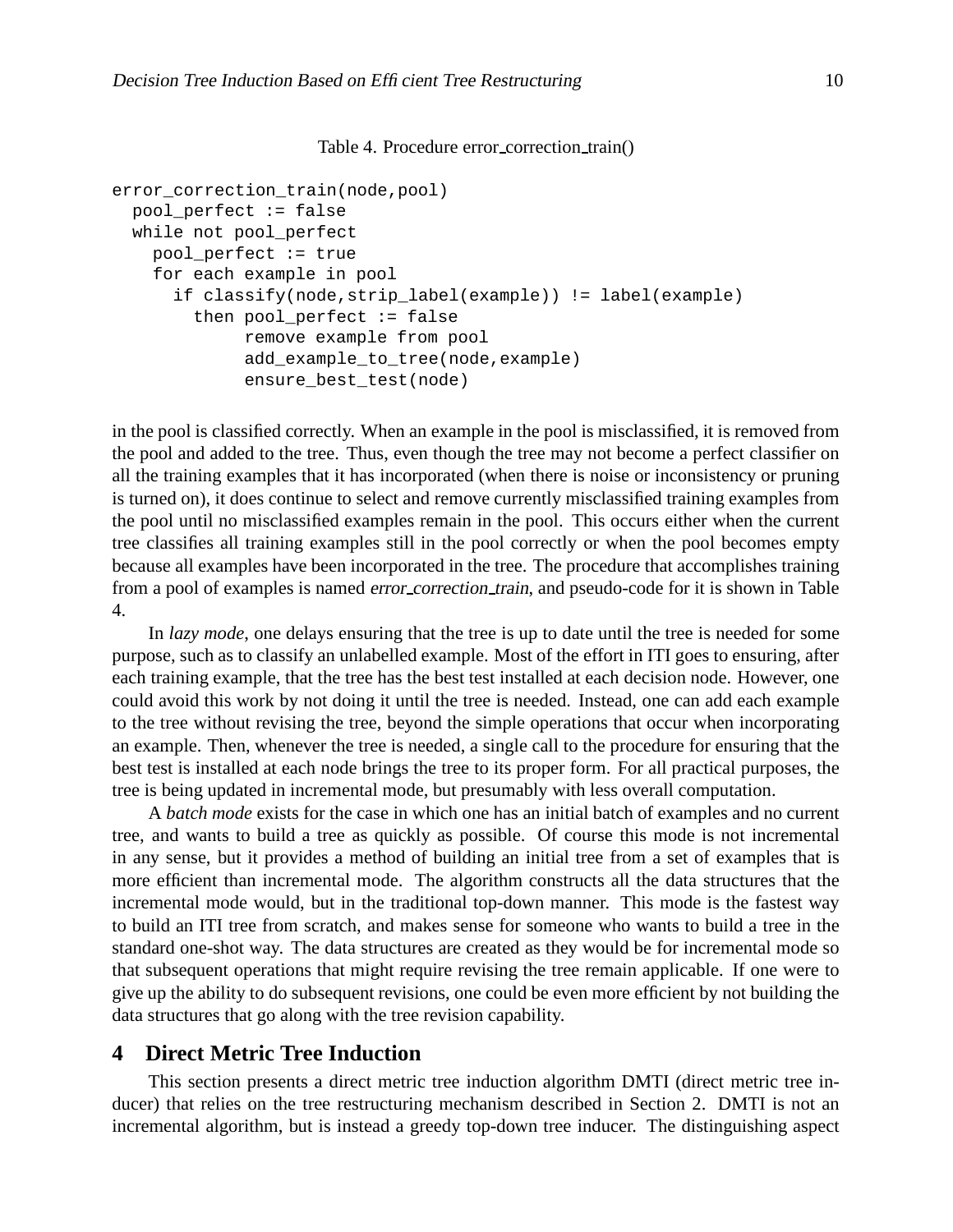Table 4. Procedure error_correction_train()

```
error_correction_train(node,pool)
  pool_perfect := false
  while not pool_perfect
    pool_perfect := true
    for each example in pool
      if classify(node,strip_label(example)) != label(example)
        then pool_perfect := false
             remove example from pool
             add_example_to_tree(node,example)
             ensure_best_test(node)
```

in the pool is classified correctly. When an example in the pool is misclassified, it is removed from the pool and added to the tree. Thus, even though the tree may not become a perfect classifier on all the training examples that it has incorporated (when there is noise or inconsistency or pruning is turned on), it does continue to select and remove currently misclassified training examples from the pool until no misclassified examples remain in the pool. This occurs either when the current tree classifies all training examples still in the pool correctly or when the pool becomes empty because all examples have been incorporated in the tree. The procedure that accomplishes training from a pool of examples is named *error_correction_train*, and pseudo-code for it is shown in Table 4.

In *lazy mode*, one delays ensuring that the tree is up to date until the tree is needed for some purpose, such as to classify an unlabelled example. Most of the effort in ITI goes to ensuring, after each training example, that the tree has the best test installed at each decision node. However, one could avoid this work by not doing it until the tree is needed. Instead, one can add each example to the tree without revising the tree, beyond the simple operations that occur when incorporating an example. Then, whenever the tree is needed, a single call to the procedure for ensuring that the best test is installed at each node brings the tree to its proper form. For all practical purposes, the tree is being updated in incremental mode, but presumably with less overall computation.

A *batch mode* exists for the case in which one has an initial batch of examples and no current tree, and wants to build a tree as quickly as possible. Of course this mode is not incremental in any sense, but it provides a method of building an initial tree from a set of examples that is more efficient than incremental mode. The algorithm constructs all the data structures that the incremental mode would, but in the traditional top-down manner. This mode is the fastest way to build an ITI tree from scratch, and makes sense for someone who wants to build a tree in the standard one-shot way. The data structures are created as they would be for incremental mode so that subsequent operations that might require revising the tree remain applicable. If one were to give up the ability to do subsequent revisions, one could be even more efficient by not building the data structures that go along with the tree revision capability.

## 4 Direct Metric Tree Induction

This section presents a direct metric tree induction algorithm DMTI (direct metric tree inducer) that relies on the tree restructuring mechanism described in Section 2. DMTI is not an incremental algorithm, but is instead a greedy top-down tree inducer. The distinguishing aspect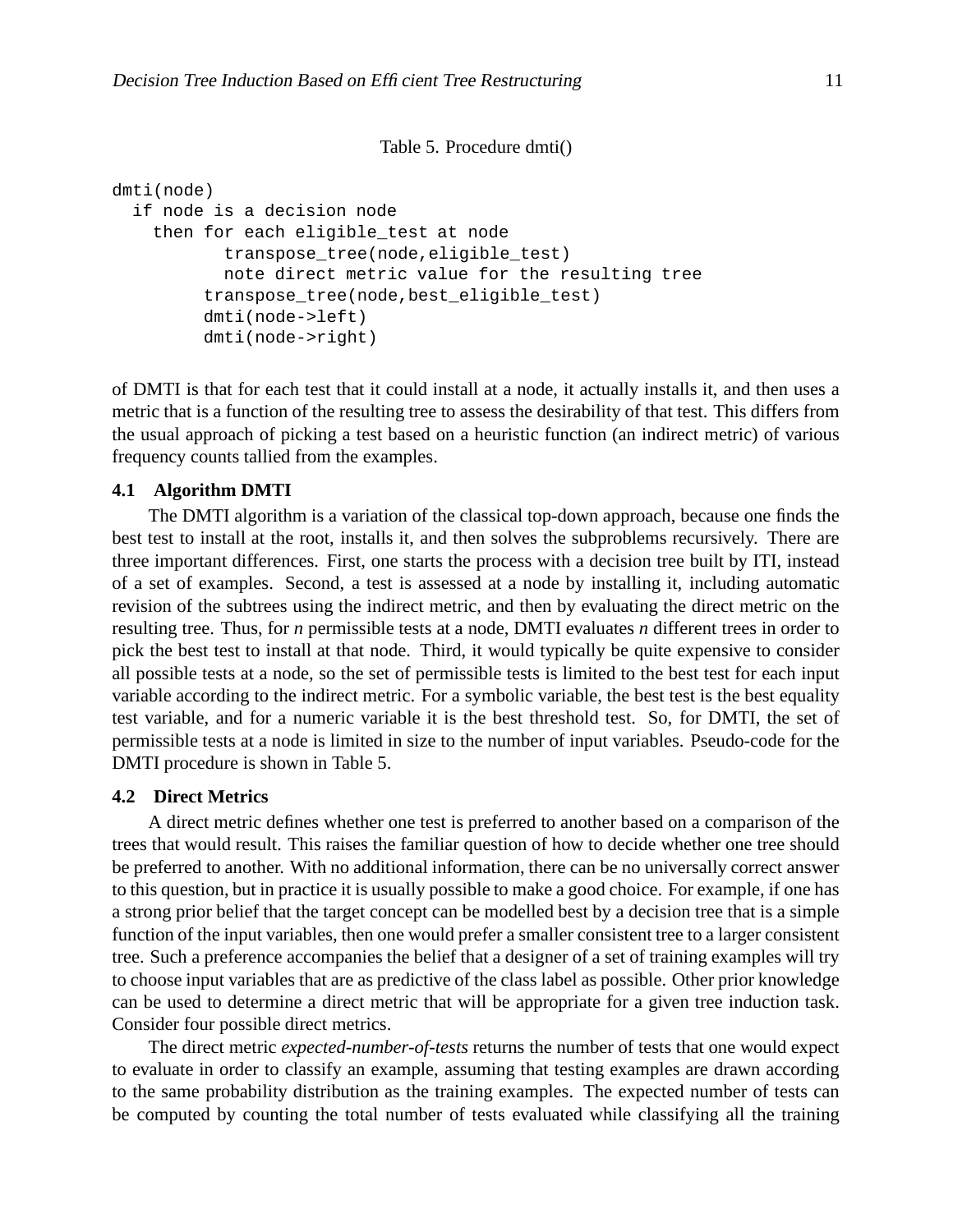Table 5. Procedure dmti()

```
dmti(node)
  if node is a decision node
    then for each eligible_test at node
           transpose_tree(node,eligible_test)
           note direct metric value for the resulting tree
         transpose_tree(node,best_eligible_test)
         dmti(node->left)
         dmti(node->right)
```

of DMTI is that for each test that it could install at a node, it actually installs it, and then uses a metric that is a function of the resulting tree to assess the desirability of that test. This differs from the usual approach of picking a test based on a heuristic function (an indirect metric) of various frequency counts tallied from the examples.

### 4.1 Algorithm DMTI

The DMTI algorithm is a variation of the classical top-down approach, because one finds the best test to install at the root, installs it, and then solves the subproblems recursively. There are three important differences. First, one starts the process with a decision tree built by ITI, instead of a set of examples. Second, a test is assessed at a node by installing it, including automatic revision of the subtrees using the indirect metric, and then by evaluating the direct metric on the resulting tree. Thus, for *n* permissible tests at a node, DMTI evaluates *n* different trees in order to pick the best test to install at that node. Third, it would typically be quite expensive to consider all possible tests at a node, so the set of permissible tests is limited to the best test for each input variable according to the indirect metric. For a symbolic variable, the best test is the best equality test variable, and for a numeric variable it is the best threshold test. So, for DMTI, the set of permissible tests at a node is limited in size to the number of input variables. Pseudo-code for the DMTI procedure is shown in Table 5.

### 4.2 Direct Metrics

A direct metric defines whether one test is preferred to another based on a comparison of the trees that would result. This raises the familiar question of how to decide whether one tree should be preferred to another. With no additional information, there can be no universally correct answer to this question, but in practice it is usually possible to make a good choice. For example, if one has a strong prior belief that the target concept can be modelled best by a decision tree that is a simple function of the input variables, then one would prefer a smaller consistent tree to a larger consistent tree. Such a preference accompanies the belief that a designer of a set of training examples will try to choose input variables that are as predictive of the class label as possible. Other prior knowledge can be used to determine a direct metric that will be appropriate for a given tree induction task. Consider four possible direct metrics.

The direct metric *expected-number-of-tests* returns the number of tests that one would expect to evaluate in order to classify an example, assuming that testing examples are drawn according to the same probability distribution as the training examples. The expected number of tests can be computed by counting the total number of tests evaluated while classifying all the training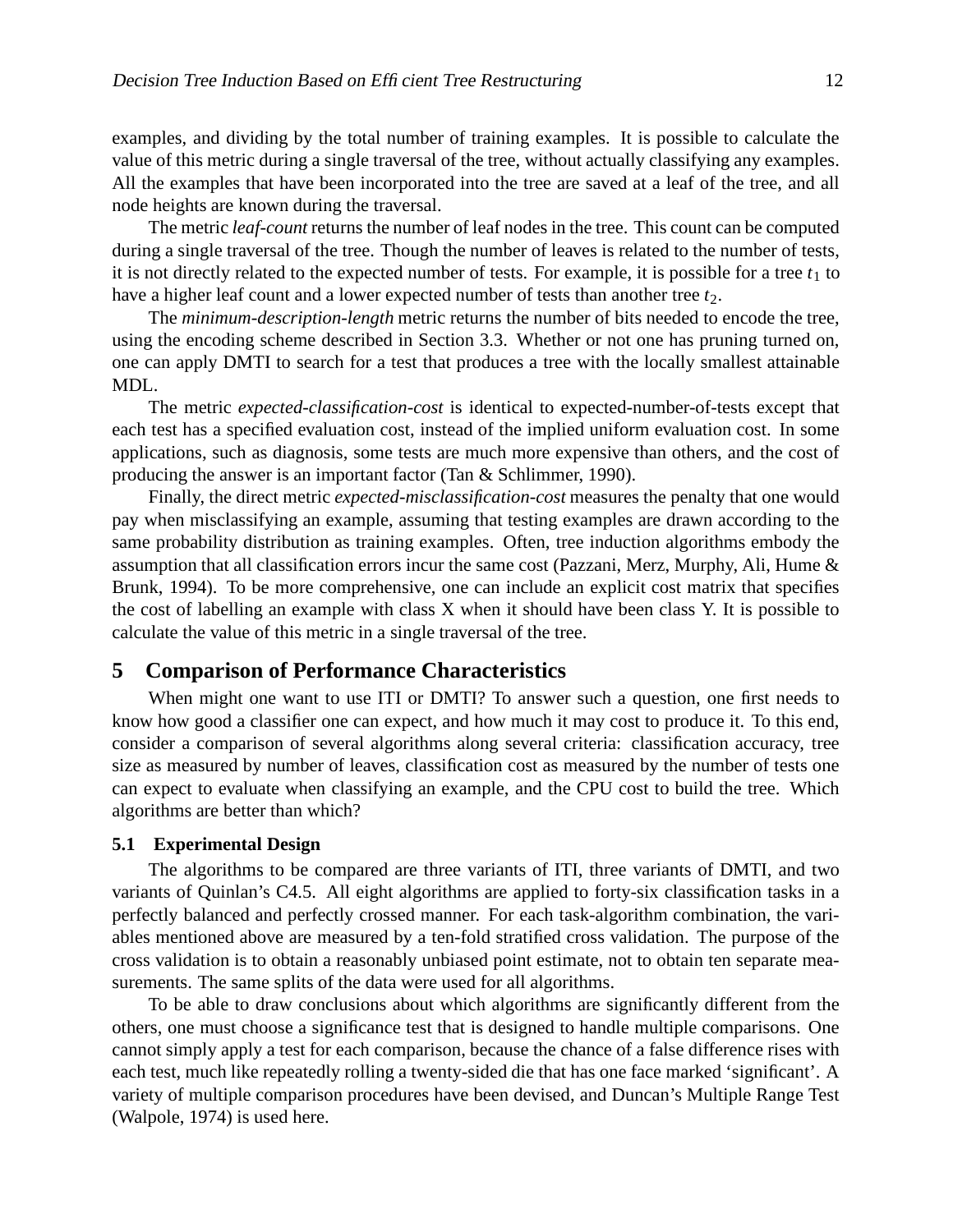examples, and dividing by the total number of training examples. It is possible to calculate the value of this metric during a single traversal of the tree, without actually classifying any examples. All the examples that have been incorporated into the tree are saved at a leaf of the tree, and all node heights are known during the traversal.

The metric *leaf-count* returns the number of leaf nodes in the tree. This count can be computed during a single traversal of the tree. Though the number of leaves is related to the number of tests, it is not directly related to the expected number of tests. For example, it is possible for a tree $t_1$ to have a higher leaf count and a lower expected number of tests than another tree $t_2$.

The *minimum-description-length* metric returns the number of bits needed to encode the tree, using the encoding scheme described in Section 3.3. Whether or not one has pruning turned on, one can apply DMTI to search for a test that produces a tree with the locally smallest attainable MDL.

The metric *expected-classification-cost* is identical to expected-number-of-tests except that each test has a specified evaluation cost, instead of the implied uniform evaluation cost. In some applications, such as diagnosis, some tests are much more expensive than others, and the cost of producing the answer is an important factor (Tan & Schlimmer, 1990).

Finally, the direct metric *expected-misclassification-cost* measures the penalty that one would pay when misclassifying an example, assuming that testing examples are drawn according to the same probability distribution as training examples. Often, tree induction algorithms embody the assumption that all classification errors incur the same cost (Pazzani, Merz, Murphy, Ali, Hume & Brunk, 1994). To be more comprehensive, one can include an explicit cost matrix that specifies the cost of labelling an example with class X when it should have been class Y. It is possible to calculate the value of this metric in a single traversal of the tree.

## 5 Comparison of Performance Characteristics

When might one want to use ITI or DMTI? To answer such a question, one first needs to know how good a classifier one can expect, and how much it may cost to produce it. To this end, consider a comparison of several algorithms along several criteria: classification accuracy, tree size as measured by number of leaves, classification cost as measured by the number of tests one can expect to evaluate when classifying an example, and the CPU cost to build the tree. Which algorithms are better than which?

### 5.1 Experimental Design

The algorithms to be compared are three variants of ITI, three variants of DMTI, and two variants of Quinlan's C4.5. All eight algorithms are applied to forty-six classification tasks in a perfectly balanced and perfectly crossed manner. For each task-algorithm combination, the variables mentioned above are measured by a ten-fold stratified cross validation. The purpose of the cross validation is to obtain a reasonably unbiased point estimate, not to obtain ten separate measurements. The same splits of the data were used for all algorithms.

To be able to draw conclusions about which algorithms are significantly different from the others, one must choose a significance test that is designed to handle multiple comparisons. One cannot simply apply a test for each comparison, because the chance of a false difference rises with each test, much like repeatedly rolling a twenty-sided die that has one face marked 'significant'. A variety of multiple comparison procedures have been devised, and Duncan's Multiple Range Test (Walpole, 1974) is used here.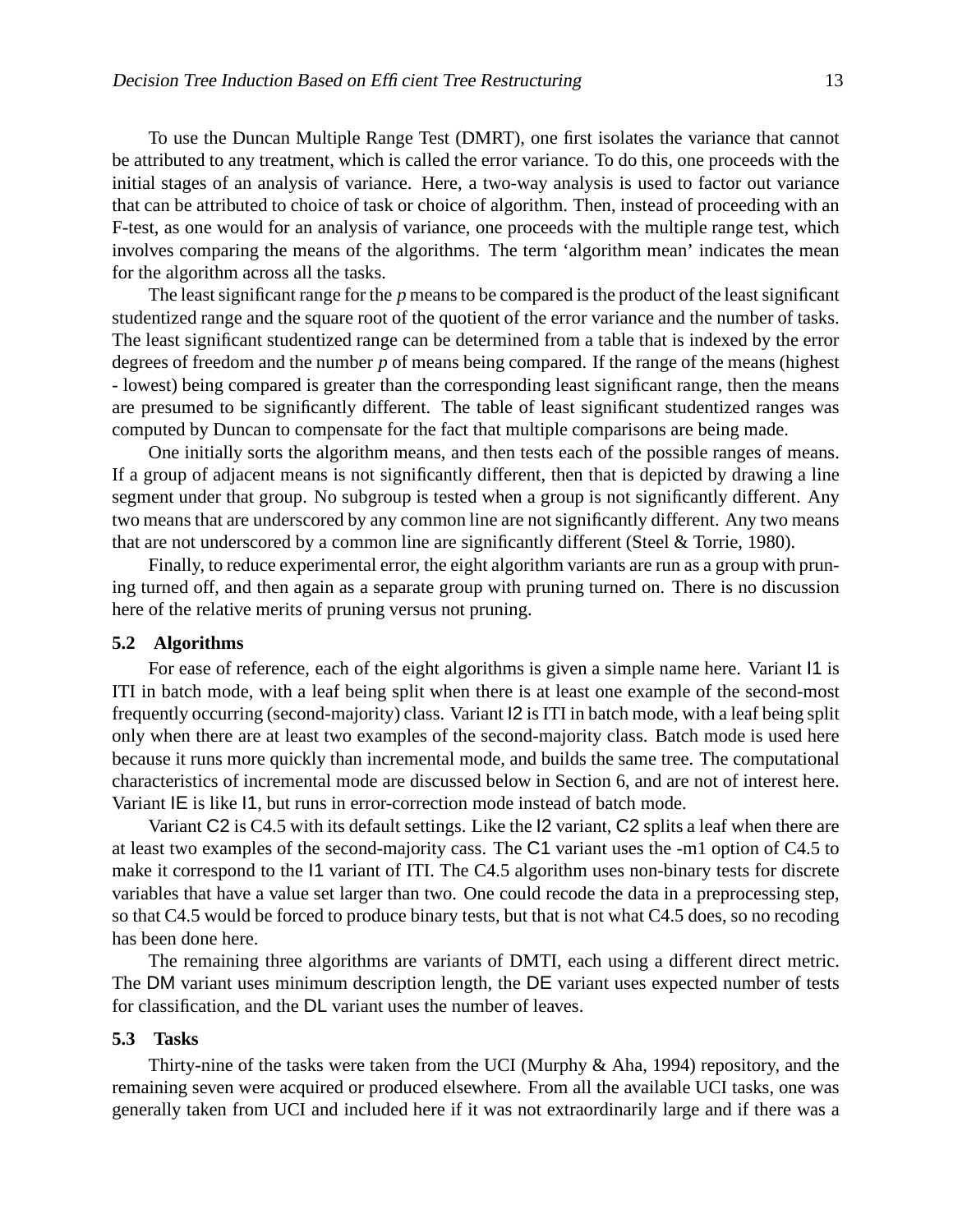To use the Duncan Multiple Range Test (DMRT), one first isolates the variance that cannot be attributed to any treatment, which is called the error variance. To do this, one proceeds with the initial stages of an analysis of variance. Here, a two-way analysis is used to factor out variance that can be attributed to choice of task or choice of algorithm. Then, instead of proceeding with an F-test, as one would for an analysis of variance, one proceeds with the multiple range test, which involves comparing the means of the algorithms. The term 'algorithm mean' indicates the mean for the algorithm across all the tasks.

The least significant range for the $p$ means to be compared is the product of the least significant studentized range and the square root of the quotient of the error variance and the number of tasks. The least significant studentized range can be determined from a table that is indexed by the error degrees of freedom and the number $p$ of means being compared. If the range of the means (highest - lowest) being compared is greater than the corresponding least significant range, then the means are presumed to be significantly different. The table of least significant studentized ranges was computed by Duncan to compensate for the fact that multiple comparisons are being made.

One initially sorts the algorithm means, and then tests each of the possible ranges of means. If a group of adjacent means is not significantly different, then that is depicted by drawing a line segment under that group. No subgroup is tested when a group is not significantly different. Any two means that are underscored by any common line are not significantly different. Any two means that are not underscored by a common line are significantly different (Steel & Torrie, 1980).

Finally, to reduce experimental error, the eight algorithm variants are run as a group with pruning turned off, and then again as a separate group with pruning turned on. There is no discussion here of the relative merits of pruning versus not pruning.

### 5.2 Algorithms

For ease of reference, each of the eight algorithms is given a simple name here. Variant I1 is ITI in batch mode, with a leaf being split when there is at least one example of the second-most frequently occurring (second-majority) class. Variant I2 is ITI in batch mode, with a leaf being split only when there are at least two examples of the second-majority class. Batch mode is used here because it runs more quickly than incremental mode, and builds the same tree. The computational characteristics of incremental mode are discussed below in Section 6, and are not of interest here. Variant IE is like I1, but runs in error-correction mode instead of batch mode.

Variant C2 is C4.5 with its default settings. Like the I2 variant, C2 splits a leaf when there are at least two examples of the second-majority cass. The C1 variant uses the -m1 option of C4.5 to make it correspond to the I1 variant of ITI. The C4.5 algorithm uses non-binary tests for discrete variables that have a value set larger than two. One could recode the data in a preprocessing step, so that C4.5 would be forced to produce binary tests, but that is not what C4.5 does, so no recoding has been done here.

The remaining three algorithms are variants of DMTI, each using a different direct metric. The DM variant uses minimum description length, the DE variant uses expected number of tests for classification, and the DL variant uses the number of leaves.

### 5.3 Tasks

Thirty-nine of the tasks were taken from the UCI (Murphy & Aha, 1994) repository, and the remaining seven were acquired or produced elsewhere. From all the available UCI tasks, one was generally taken from UCI and included here if it was not extraordinarily large and if there was a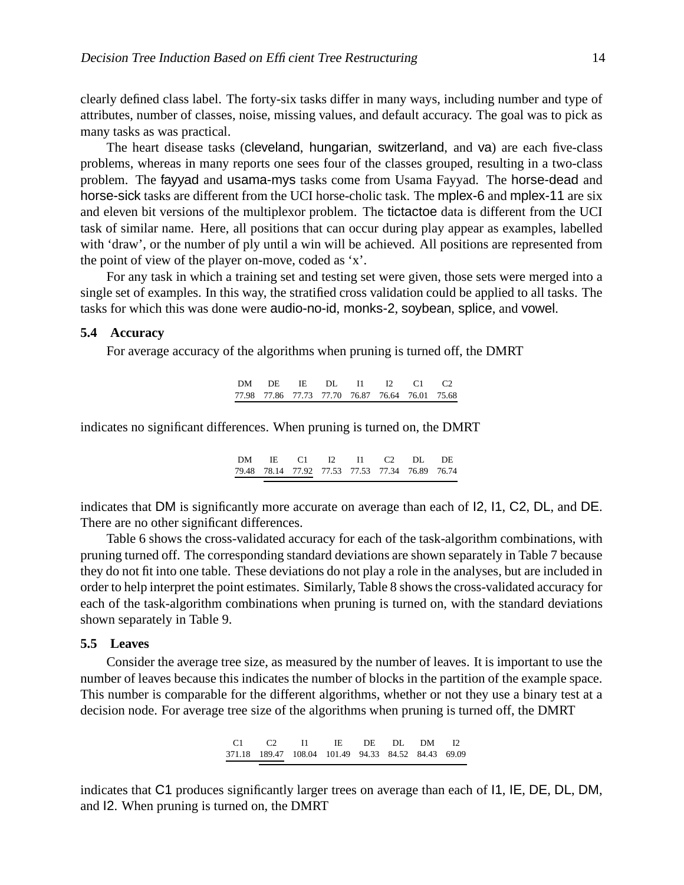clearly defined class label. The forty-six tasks differ in many ways, including number and type of attributes, number of classes, noise, missing values, and default accuracy. The goal was to pick as many tasks as was practical.

The heart disease tasks (cleveland, hungarian, switzerland, and va) are each five-class problems, whereas in many reports one sees four of the classes grouped, resulting in a two-class problem. The fayyad and usama-mys tasks come from Usama Fayyad. The horse-dead and horse-sick tasks are different from the UCI horse-cholic task. The mplex-6 and mplex-11 are six and eleven bit versions of the multiplexor problem. The tictactoe data is different from the UCI task of similar name. Here, all positions that can occur during play appear as examples, labelled with 'draw', or the number of ply until a win will be achieved. All positions are represented from the point of view of the player on-move, coded as 'x'.

For any task in which a training set and testing set were given, those sets were merged into a single set of examples. In this way, the stratified cross validation could be applied to all tasks. The tasks for which this was done were audio-no-id, monks-2, soybean, splice, and vowel.

### 5.4 Accuracy

For average accuracy of the algorithms when pruning is turned off, the DMRT

| DM | DE | IE | DL | I1 | I2 | C1 | C2 |
|---|---|---|---|---|---|---|---|
| 77.98 | 77.86 | 77.73 | 77.70 | 76.87 | 76.64 | 76.01 | 75.68 |

indicates no significant differences. When pruning is turned on, the DMRT

| DM | IE | C1 | I2 | I1 | C2 | DL | DE |
|---|---|---|---|---|---|---|---|
| 79.48 | 78.14 | 77.92 | 77.53 | 77.53 | 77.34 | 76.89 | 76.74 |

indicates that DM is significantly more accurate on average than each of I2, I1, C2, DL, and DE. There are no other significant differences.

Table 6 shows the cross-validated accuracy for each of the task-algorithm combinations, with pruning turned off. The corresponding standard deviations are shown separately in Table 7 because they do not fit into one table. These deviations do not play a role in the analyses, but are included in order to help interpret the point estimates. Similarly, Table 8 shows the cross-validated accuracy for each of the task-algorithm combinations when pruning is turned on, with the standard deviations shown separately in Table 9.

### 5.5 Leaves

Consider the average tree size, as measured by the number of leaves. It is important to use the number of leaves because this indicates the number of blocks in the partition of the example space. This number is comparable for the different algorithms, whether or not they use a binary test at a decision node. For average tree size of the algorithms when pruning is turned off, the DMRT

| C1 | C2 | I1 | IE | DE | DL | DM | I2 |
|---|---|---|---|---|---|---|---|
| 371.18 | 189.47 | 108.04 | 101.49 | 94.33 | 84.52 | 84.43 | 69.09 |

indicates that C1 produces significantly larger trees on average than each of I1, IE, DE, DL, DM, and I2. When pruning is turned on, the DMRT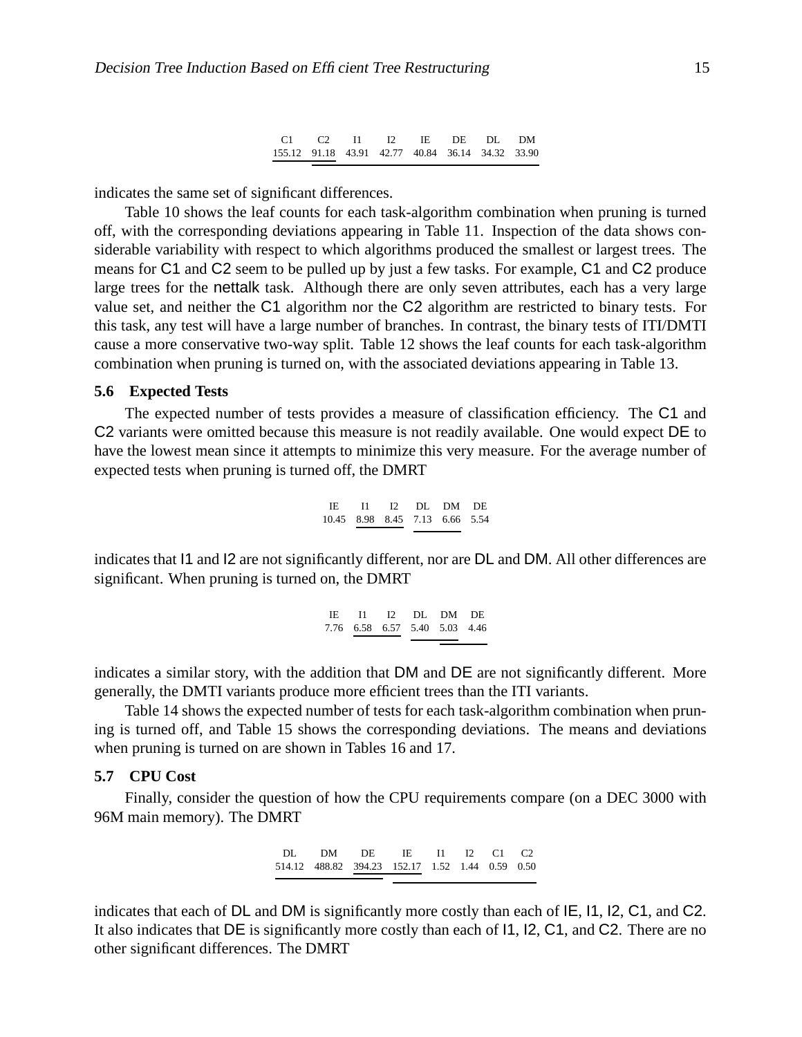| C1 | C2 | I1 | I2 | IE | DE | DL | DM |
|---|---|---|---|---|---|---|---|
| 155.12 | 91.18 | 43.91 | 42.77 | 40.84 | 36.14 | 34.32 | 33.90 |

indicates the same set of significant differences.

Table 10 shows the leaf counts for each task-algorithm combination when pruning is turned off, with the corresponding deviations appearing in Table 11. Inspection of the data shows considerable variability with respect to which algorithms produced the smallest or largest trees. The means for C1 and C2 seem to be pulled up by just a few tasks. For example, C1 and C2 produce large trees for the nettalk task. Although there are only seven attributes, each has a very large value set, and neither the C1 algorithm nor the C2 algorithm are restricted to binary tests. For this task, any test will have a large number of branches. In contrast, the binary tests of ITI/DMTI cause a more conservative two-way split. Table 12 shows the leaf counts for each task-algorithm combination when pruning is turned on, with the associated deviations appearing in Table 13.

### 5.6 Expected Tests

The expected number of tests provides a measure of classification efficiency. The C1 and C2 variants were omitted because this measure is not readily available. One would expect DE to have the lowest mean since it attempts to minimize this very measure. For the average number of expected tests when pruning is turned off, the DMRT

| IE | I1 | I2 | DL | DM | DE |
|---|---|---|---|---|---|
| 10.45 | 8.98 | 8.45 | 7.13 | 6.66 | 5.54 |

indicates that I1 and I2 are not significantly different, nor are DL and DM. All other differences are significant. When pruning is turned on, the DMRT

| IE | I1 | I2 | DL | DM | DE |
|---|---|---|---|---|---|
| 7.76 | 6.58 | 6.57 | 5.40 | 5.03 | 4.46 |

indicates a similar story, with the addition that DM and DE are not significantly different. More generally, the DMTI variants produce more efficient trees than the ITI variants.

Table 14 shows the expected number of tests for each task-algorithm combination when pruning is turned off, and Table 15 shows the corresponding deviations. The means and deviations when pruning is turned on are shown in Tables 16 and 17.

### 5.7 CPU Cost

Finally, consider the question of how the CPU requirements compare (on a DEC 3000 with 96M main memory). The DMRT

| DL | DM | DE | IE | I1 | I2 | C1 | C2 |
|---|---|---|---|---|---|---|---|
| 514.12 | 488.82 | 394.23 | 152.17 | 1.52 | 1.44 | 0.59 | 0.50 |

indicates that each of DL and DM is significantly more costly than each of IE, I1, I2, C1, and C2. It also indicates that DE is significantly more costly than each of I1, I2, C1, and C2. There are no other significant differences. The DMRT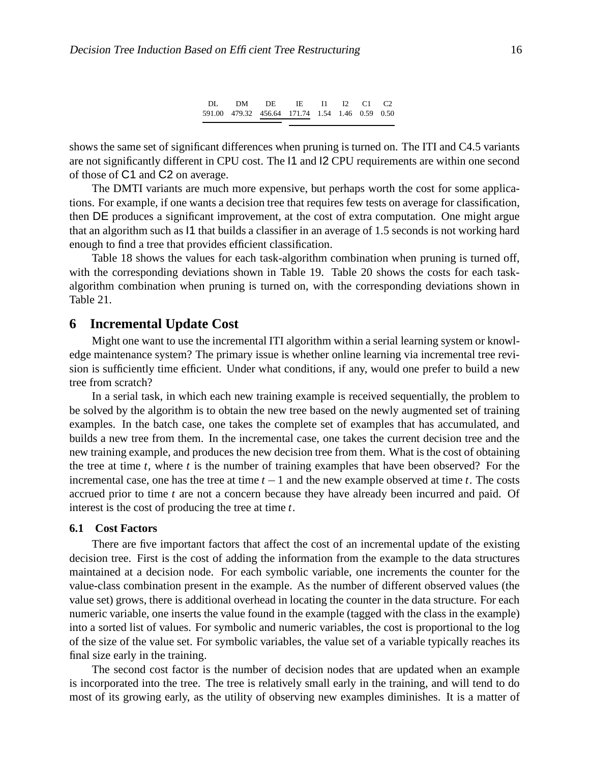| DL | DM | DE | IE | I1 | I2 | C1 | C2 |
|---|---|---|---|---|---|---|---|
| 591.00 | 479.32 | 456.64 | 171.74 | 1.54 | 1.46 | 0.59 | 0.50 |

shows the same set of significant differences when pruning is turned on. The ITI and C4.5 variants are not significantly different in CPU cost. The I1 and I2 CPU requirements are within one second of those of C1 and C2 on average.

The DMTI variants are much more expensive, but perhaps worth the cost for some applications. For example, if one wants a decision tree that requires few tests on average for classification, then DE produces a significant improvement, at the cost of extra computation. One might argue that an algorithm such as I1 that builds a classifier in an average of 1.5 seconds is not working hard enough to find a tree that provides efficient classification.

Table 18 shows the values for each task-algorithm combination when pruning is turned off, with the corresponding deviations shown in Table 19. Table 20 shows the costs for each task-algorithm combination when pruning is turned on, with the corresponding deviations shown in Table 21.

# 6 Incremental Update Cost

Might one want to use the incremental ITI algorithm within a serial learning system or knowledge maintenance system? The primary issue is whether online learning via incremental tree revision is sufficiently time efficient. Under what conditions, if any, would one prefer to build a new tree from scratch?

In a serial task, in which each new training example is received sequentially, the problem to be solved by the algorithm is to obtain the new tree based on the newly augmented set of training examples. In the batch case, one takes the complete set of examples that has accumulated, and builds a new tree from them. In the incremental case, one takes the current decision tree and the new training example, and produces the new decision tree from them. What is the cost of obtaining the tree at time $t$, where $t$ is the number of training examples that have been observed? For the incremental case, one has the tree at time $t-1$ and the new example observed at time $t$. The costs accrued prior to time $t$ are not a concern because they have already been incurred and paid. Of interest is the cost of producing the tree at time $t$.

## 6.1 Cost Factors

There are five important factors that affect the cost of an incremental update of the existing decision tree. First is the cost of adding the information from the example to the data structures maintained at a decision node. For each symbolic variable, one increments the counter for the value-class combination present in the example. As the number of different observed values (the value set) grows, there is additional overhead in locating the counter in the data structure. For each numeric variable, one inserts the value found in the example (tagged with the class in the example) into a sorted list of values. For symbolic and numeric variables, the cost is proportional to the log of the size of the value set. For symbolic variables, the value set of a variable typically reaches its final size early in the training.

The second cost factor is the number of decision nodes that are updated when an example is incorporated into the tree. The tree is relatively small early in the training, and will tend to do most of its growing early, as the utility of observing new examples diminishes. It is a matter of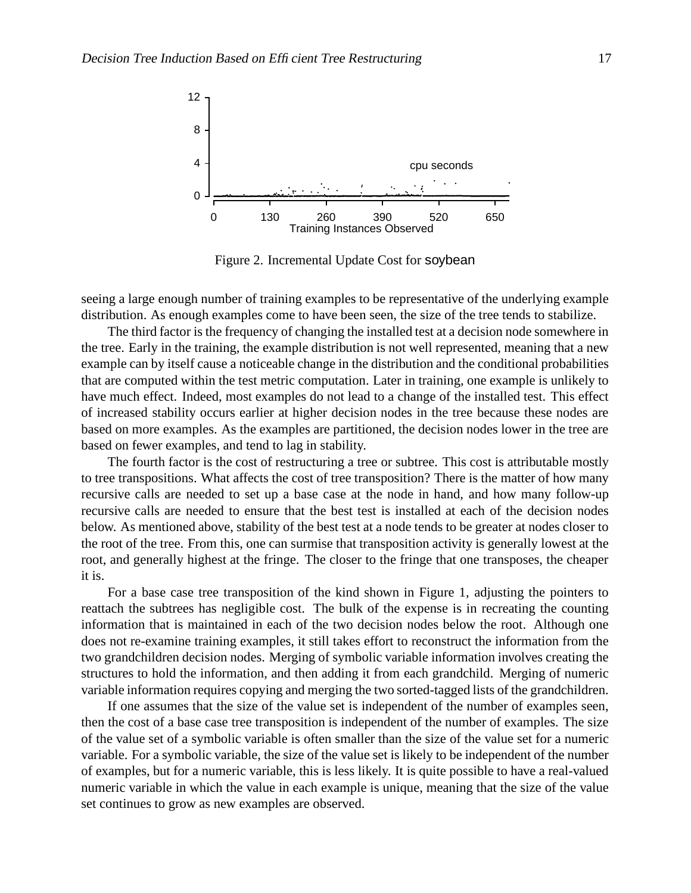Figure 2. Incremental Update Cost for soybean

seeing a large enough number of training examples to be representative of the underlying example distribution. As enough examples come to have been seen, the size of the tree tends to stabilize.

The third factor is the frequency of changing the installed test at a decision node somewhere in the tree. Early in the training, the example distribution is not well represented, meaning that a new example can by itself cause a noticeable change in the distribution and the conditional probabilities that are computed within the test metric computation. Later in training, one example is unlikely to have much effect. Indeed, most examples do not lead to a change of the installed test. This effect of increased stability occurs earlier at higher decision nodes in the tree because these nodes are based on more examples. As the examples are partitioned, the decision nodes lower in the tree are based on fewer examples, and tend to lag in stability.

The fourth factor is the cost of restructuring a tree or subtree. This cost is attributable mostly to tree transpositions. What affects the cost of tree transposition? There is the matter of how many recursive calls are needed to set up a base case at the node in hand, and how many follow-up recursive calls are needed to ensure that the best test is installed at each of the decision nodes below. As mentioned above, stability of the best test at a node tends to be greater at nodes closer to the root of the tree. From this, one can surmise that transposition activity is generally lowest at the root, and generally highest at the fringe. The closer to the fringe that one transposes, the cheaper it is.

For a base case tree transposition of the kind shown in Figure 1, adjusting the pointers to reattach the subtrees has negligible cost. The bulk of the expense is in recreating the counting information that is maintained in each of the two decision nodes below the root. Although one does not re-examine training examples, it still takes effort to reconstruct the information from the two grandchildren decision nodes. Merging of symbolic variable information involves creating the structures to hold the information, and then adding it from each grandchild. Merging of numeric variable information requires copying and merging the two sorted-tagged lists of the grandchildren.

If one assumes that the size of the value set is independent of the number of examples seen, then the cost of a base case tree transposition is independent of the number of examples. The size of the value set of a symbolic variable is often smaller than the size of the value set for a numeric variable. For a symbolic variable, the size of the value set is likely to be independent of the number of examples, but for a numeric variable, this is less likely. It is quite possible to have a real-valued numeric variable in which the value in each example is unique, meaning that the size of the value set continues to grow as new examples are observed.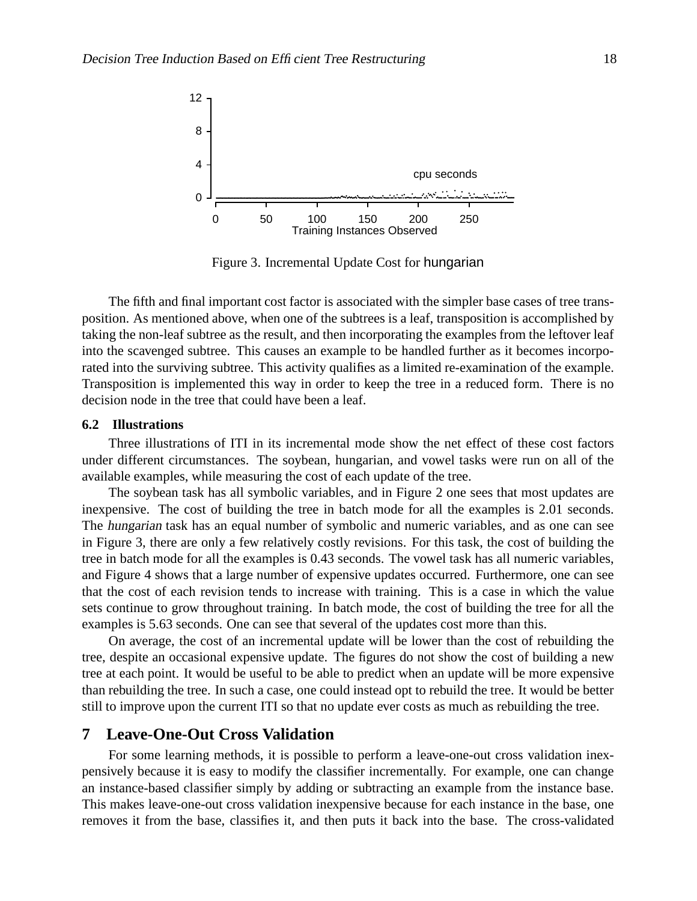Figure 3. Incremental Update Cost for hungarian

The fifth and final important cost factor is associated with the simpler base cases of tree transposition. As mentioned above, when one of the subtrees is a leaf, transposition is accomplished by taking the non-leaf subtree as the result, and then incorporating the examples from the leftover leaf into the scavenged subtree. This causes an example to be handled further as it becomes incorporated into the surviving subtree. This activity qualifies as a limited re-examination of the example. Transposition is implemented this way in order to keep the tree in a reduced form. There is no decision node in the tree that could have been a leaf.

### 6.2 Illustrations

Three illustrations of ITI in its incremental mode show the net effect of these cost factors under different circumstances. The soybean, hungarian, and vowel tasks were run on all of the available examples, while measuring the cost of each update of the tree.

The soybean task has all symbolic variables, and in Figure 2 one sees that most updates are inexpensive. The cost of building the tree in batch mode for all the examples is 2.01 seconds. The *hungarian* task has an equal number of symbolic and numeric variables, and as one can see in Figure 3, there are only a few relatively costly revisions. For this task, the cost of building the tree in batch mode for all the examples is 0.43 seconds. The vowel task has all numeric variables, and Figure 4 shows that a large number of expensive updates occurred. Furthermore, one can see that the cost of each revision tends to increase with training. This is a case in which the value sets continue to grow throughout training. In batch mode, the cost of building the tree for all the examples is 5.63 seconds. One can see that several of the updates cost more than this.

On average, the cost of an incremental update will be lower than the cost of rebuilding the tree, despite an occasional expensive update. The figures do not show the cost of building a new tree at each point. It would be useful to be able to predict when an update will be more expensive than rebuilding the tree. In such a case, one could instead opt to rebuild the tree. It would be better still to improve upon the current ITI so that no update ever costs as much as rebuilding the tree.

## 7 Leave-One-Out Cross Validation

For some learning methods, it is possible to perform a leave-one-out cross validation inexpensively because it is easy to modify the classifier incrementally. For example, one can change an instance-based classifier simply by adding or subtracting an example from the instance base. This makes leave-one-out cross validation inexpensive because for each instance in the base, one removes it from the base, classifies it, and then puts it back into the base. The cross-validated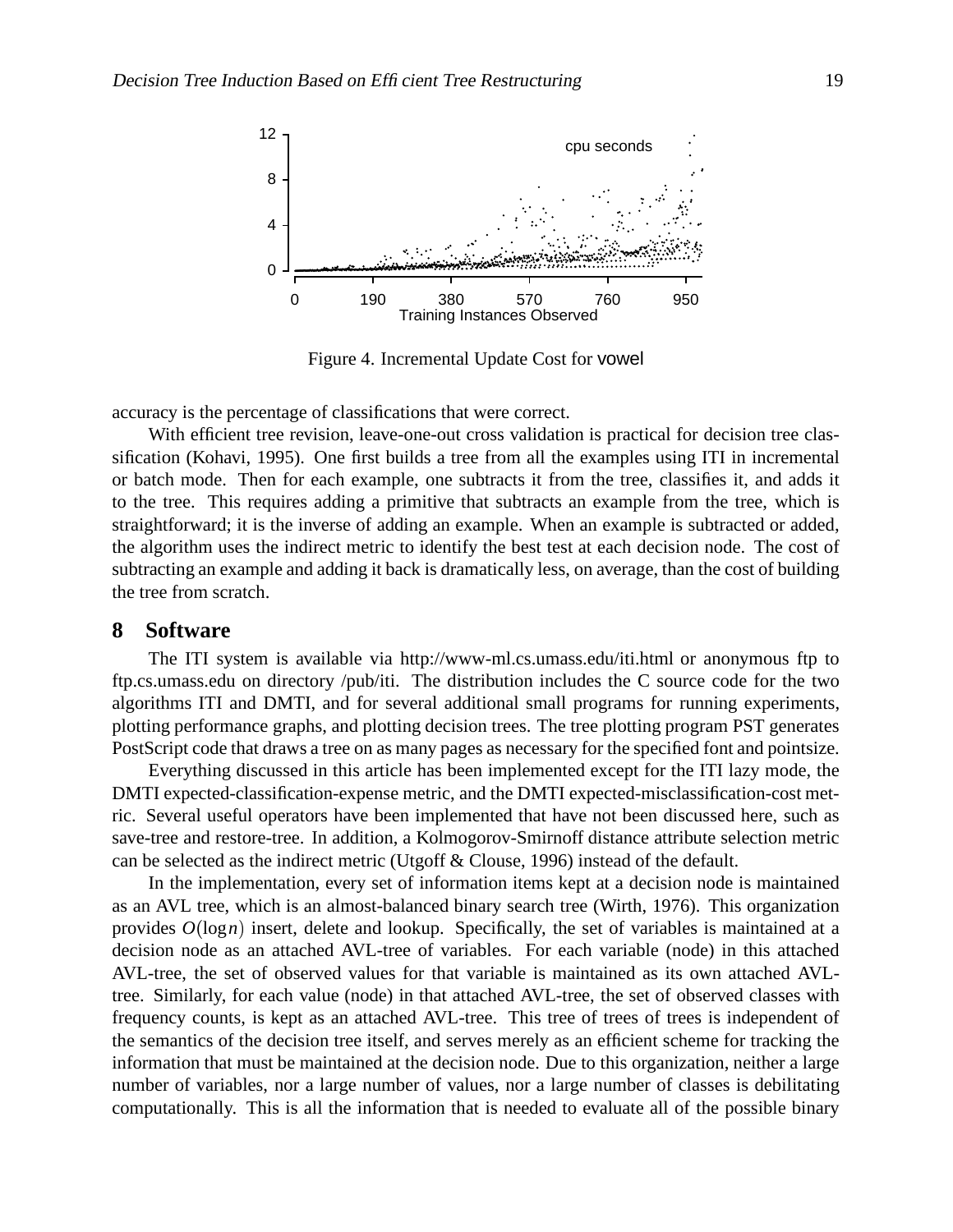Figure 4. Incremental Update Cost for vowel

accuracy is the percentage of classifications that were correct.

With efficient tree revision, leave-one-out cross validation is practical for decision tree classification (Kohavi, 1995). One first builds a tree from all the examples using ITI in incremental or batch mode. Then for each example, one subtracts it from the tree, classifies it, and adds it to the tree. This requires adding a primitive that subtracts an example from the tree, which is straightforward; it is the inverse of adding an example. When an example is subtracted or added, the algorithm uses the indirect metric to identify the best test at each decision node. The cost of subtracting an example and adding it back is dramatically less, on average, than the cost of building the tree from scratch.

## 8 Software

The ITI system is available via http://www-ml.cs.umass.edu/iti.html or anonymous ftp to ftp.cs.umass.edu on directory /pub/iti. The distribution includes the C source code for the two algorithms ITI and DMTI, and for several additional small programs for running experiments, plotting performance graphs, and plotting decision trees. The tree plotting program PST generates PostScript code that draws a tree on as many pages as necessary for the specified font and pointsize.

Everything discussed in this article has been implemented except for the ITI lazy mode, the DMTI expected-classification-expense metric, and the DMTI expected-misclassification-cost metric. Several useful operators have been implemented that have not been discussed here, such as save-tree and restore-tree. In addition, a Kolmogorov-Smirnoff distance attribute selection metric can be selected as the indirect metric (Utgoff & Clouse, 1996) instead of the default.

In the implementation, every set of information items kept at a decision node is maintained as an AVL tree, which is an almost-balanced binary search tree (Wirth, 1976). This organization provides $O(\log n)$ insert, delete and lookup. Specifically, the set of variables is maintained at a decision node as an attached AVL-tree of variables. For each variable (node) in this attached AVL-tree, the set of observed values for that variable is maintained as its own attached AVL-tree. Similarly, for each value (node) in that attached AVL-tree, the set of observed classes with frequency counts, is kept as an attached AVL-tree. This tree of trees is independent of the semantics of the decision tree itself, and serves merely as an efficient scheme for tracking the information that must be maintained at the decision node. Due to this organization, neither a large number of variables, nor a large number of values, nor a large number of classes is debilitating computationally. This is all the information that is needed to evaluate all of the possible binary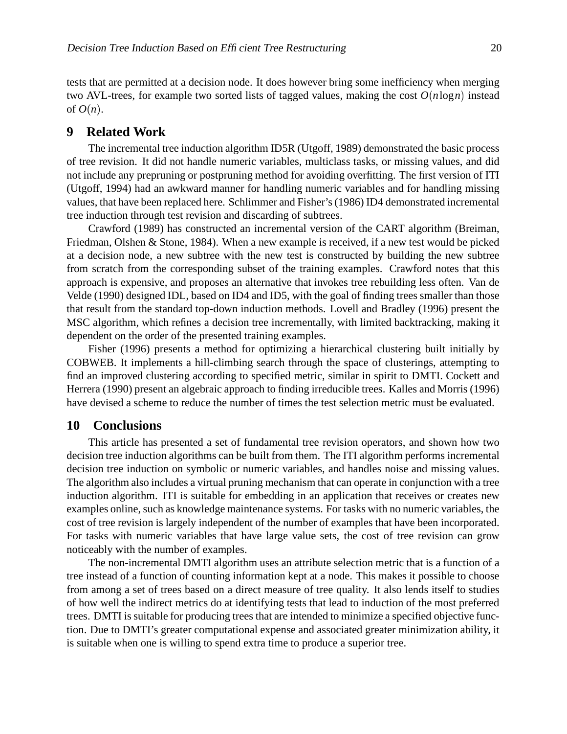tests that are permitted at a decision node. It does however bring some inefficiency when merging two AVL-trees, for example two sorted lists of tagged values, making the cost $O(n \log n)$ instead of $O(n)$.

## 9 Related Work

The incremental tree induction algorithm ID5R (Utgoff, 1989) demonstrated the basic process of tree revision. It did not handle numeric variables, multiclass tasks, or missing values, and did not include any prepruning or postpruning method for avoiding overfitting. The first version of ITI (Utgoff, 1994) had an awkward manner for handling numeric variables and for handling missing values, that have been replaced here. Schlimmer and Fisher's (1986) ID4 demonstrated incremental tree induction through test revision and discarding of subtrees.

Crawford (1989) has constructed an incremental version of the CART algorithm (Breiman, Friedman, Olshen & Stone, 1984). When a new example is received, if a new test would be picked at a decision node, a new subtree with the new test is constructed by building the new subtree from scratch from the corresponding subset of the training examples. Crawford notes that this approach is expensive, and proposes an alternative that invokes tree rebuilding less often. Van de Velde (1990) designed IDL, based on ID4 and ID5, with the goal of finding trees smaller than those that result from the standard top-down induction methods. Lovell and Bradley (1996) present the MSC algorithm, which refines a decision tree incrementally, with limited backtracking, making it dependent on the order of the presented training examples.

Fisher (1996) presents a method for optimizing a hierarchical clustering built initially by COBWEB. It implements a hill-climbing search through the space of clusterings, attempting to find an improved clustering according to specified metric, similar in spirit to DMTI. Cockett and Herrera (1990) present an algebraic approach to finding irreducible trees. Kalles and Morris (1996) have devised a scheme to reduce the number of times the test selection metric must be evaluated.

## 10 Conclusions

This article has presented a set of fundamental tree revision operators, and shown how two decision tree induction algorithms can be built from them. The ITI algorithm performs incremental decision tree induction on symbolic or numeric variables, and handles noise and missing values. The algorithm also includes a virtual pruning mechanism that can operate in conjunction with a tree induction algorithm. ITI is suitable for embedding in an application that receives or creates new examples online, such as knowledge maintenance systems. For tasks with no numeric variables, the cost of tree revision is largely independent of the number of examples that have been incorporated. For tasks with numeric variables that have large value sets, the cost of tree revision can grow noticeably with the number of examples.

The non-incremental DMTI algorithm uses an attribute selection metric that is a function of a tree instead of a function of counting information kept at a node. This makes it possible to choose from among a set of trees based on a direct measure of tree quality. It also lends itself to studies of how well the indirect metrics do at identifying tests that lead to induction of the most preferred trees. DMTI is suitable for producing trees that are intended to minimize a specified objective function. Due to DMTI's greater computational expense and associated greater minimization ability, it is suitable when one is willing to spend extra time to produce a superior tree.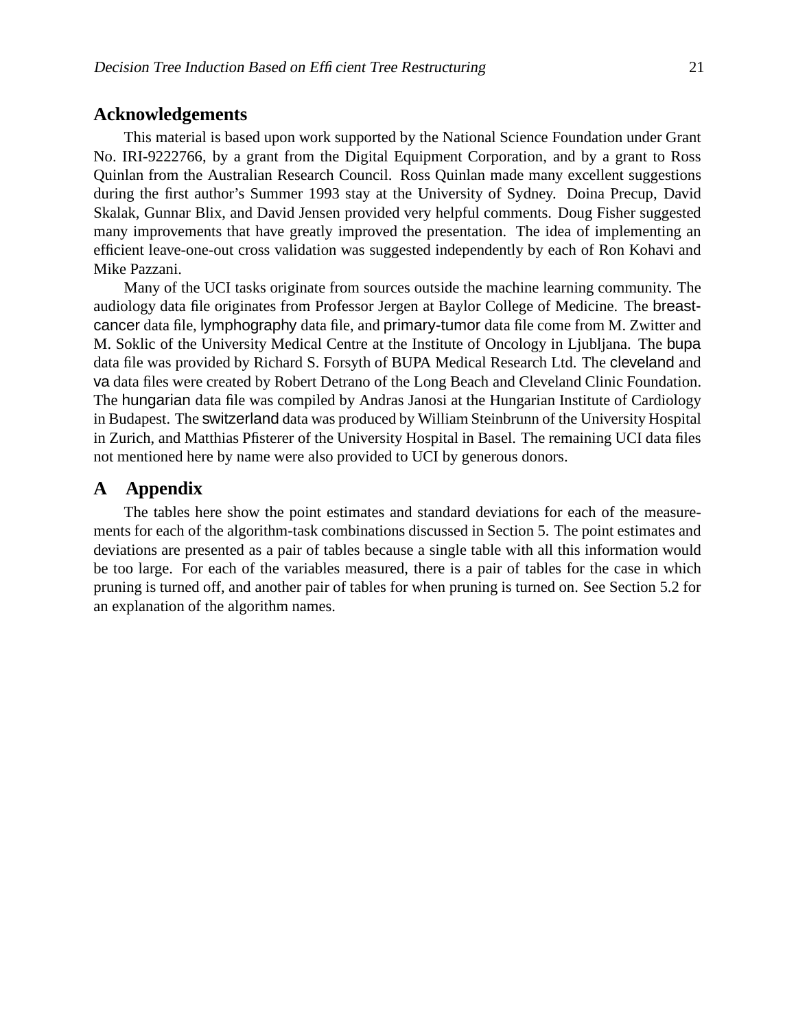## Acknowledgements

This material is based upon work supported by the National Science Foundation under Grant No. IRI-9222766, by a grant from the Digital Equipment Corporation, and by a grant to Ross Quinlan from the Australian Research Council. Ross Quinlan made many excellent suggestions during the first author's Summer 1993 stay at the University of Sydney. Doina Precup, David Skalak, Gunnar Blix, and David Jensen provided very helpful comments. Doug Fisher suggested many improvements that have greatly improved the presentation. The idea of implementing an efficient leave-one-out cross validation was suggested independently by each of Ron Kohavi and Mike Pazzani.

Many of the UCI tasks originate from sources outside the machine learning community. The audiology data file originates from Professor Jergen at Baylor College of Medicine. The breast-cancer data file, lymphography data file, and primary-tumor data file come from M. Zwitter and M. Soklic of the University Medical Centre at the Institute of Oncology in Ljubljana. The bupa data file was provided by Richard S. Forsyth of BUPA Medical Research Ltd. The cleveland and va data files were created by Robert Detrano of the Long Beach and Cleveland Clinic Foundation. The hungarian data file was compiled by Andras Janosi at the Hungarian Institute of Cardiology in Budapest. The switzerland data was produced by William Steinbrunn of the University Hospital in Zurich, and Matthias Pfisterer of the University Hospital in Basel. The remaining UCI data files not mentioned here by name were also provided to UCI by generous donors.

## A Appendix

The tables here show the point estimates and standard deviations for each of the measurements for each of the algorithm-task combinations discussed in Section 5. The point estimates and deviations are presented as a pair of tables because a single table with all this information would be too large. For each of the variables measured, there is a pair of tables for the case in which pruning is turned off, and another pair of tables for when pruning is turned on. See Section 5.2 for an explanation of the algorithm names.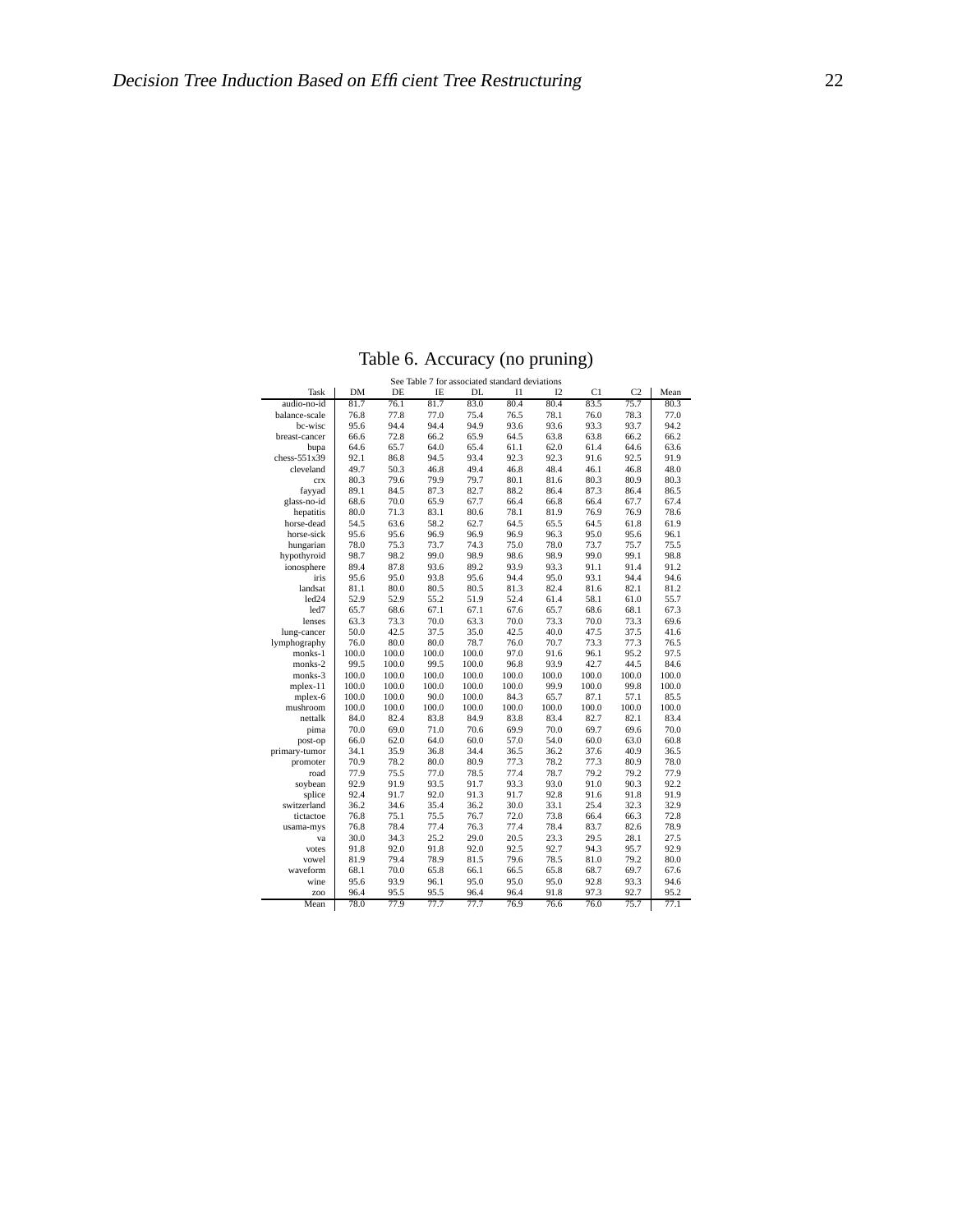Table 6. Accuracy (no pruning)

See Table 7 for associated standard deviations

| Task | DM | DE | IE | DL | I1 | I2 | C1 | C2 | Mean |
|---|---|---|---|---|---|---|---|---|---|
| audio-no-id | 81.7 | 76.1 | 81.7 | 83.0 | 80.4 | 80.4 | 83.5 | 75.7 | 80.3 |
| balance-scale | 76.8 | 77.8 | 77.0 | 75.4 | 76.5 | 78.1 | 76.0 | 78.3 | 77.0 |
| bc-wisc | 95.6 | 94.4 | 94.4 | 94.9 | 93.6 | 93.6 | 93.3 | 93.7 | 94.2 |
| breast-cancer | 66.6 | 72.8 | 66.2 | 65.9 | 64.5 | 63.8 | 63.8 | 66.2 | 66.2 |
| bupa | 64.6 | 65.7 | 64.0 | 65.4 | 61.1 | 62.0 | 61.4 | 64.6 | 63.6 |
| chess-551x39 | 92.1 | 86.8 | 94.5 | 93.4 | 92.3 | 92.3 | 91.6 | 92.5 | 91.9 |
| cleveland | 49.7 | 50.3 | 46.8 | 49.4 | 46.8 | 48.4 | 46.1 | 46.8 | 48.0 |
| crx | 80.3 | 79.6 | 79.9 | 79.7 | 80.1 | 81.6 | 80.3 | 80.9 | 80.3 |
| fayyad | 89.1 | 84.5 | 87.3 | 82.7 | 88.2 | 86.4 | 87.3 | 86.4 | 86.5 |
| glass-no-id | 68.6 | 70.0 | 65.9 | 67.7 | 66.4 | 66.8 | 66.4 | 67.7 | 67.4 |
| hepatitis | 80.0 | 71.3 | 83.1 | 80.6 | 78.1 | 81.9 | 76.9 | 76.9 | 78.6 |
| horse-dead | 54.5 | 63.6 | 58.2 | 62.7 | 64.5 | 65.5 | 64.5 | 61.8 | 61.9 |
| horse-sick | 95.6 | 95.6 | 96.9 | 96.9 | 96.9 | 96.3 | 95.0 | 95.6 | 96.1 |
| hungarian | 78.0 | 75.3 | 73.7 | 74.3 | 75.0 | 78.0 | 73.7 | 75.7 | 75.5 |
| hypothyroid | 98.7 | 98.2 | 99.0 | 98.9 | 98.6 | 98.9 | 99.0 | 99.1 | 98.8 |
| ionosphere | 89.4 | 87.8 | 93.6 | 89.2 | 93.9 | 93.3 | 91.1 | 91.4 | 91.2 |
| iris | 95.6 | 95.0 | 93.8 | 95.6 | 94.4 | 95.0 | 93.1 | 94.4 | 94.6 |
| landsat | 81.1 | 80.0 | 80.5 | 80.5 | 81.3 | 82.4 | 81.6 | 82.1 | 81.2 |
| led24 | 52.9 | 52.9 | 55.2 | 51.9 | 52.4 | 61.4 | 58.1 | 61.0 | 55.7 |
| led7 | 65.7 | 68.6 | 67.1 | 67.1 | 67.6 | 65.7 | 68.6 | 68.1 | 67.3 |
| lenses | 63.3 | 73.3 | 70.0 | 63.3 | 70.0 | 73.3 | 70.0 | 73.3 | 69.6 |
| lung-cancer | 50.0 | 42.5 | 37.5 | 35.0 | 42.5 | 40.0 | 47.5 | 37.5 | 41.6 |
| lymphography | 76.0 | 80.0 | 80.0 | 78.7 | 76.0 | 70.7 | 73.3 | 77.3 | 76.5 |
| monks-1 | 100.0 | 100.0 | 100.0 | 100.0 | 97.0 | 91.6 | 96.1 | 95.2 | 97.5 |
| monks-2 | 99.5 | 100.0 | 99.5 | 100.0 | 96.8 | 93.9 | 42.7 | 44.5 | 84.6 |
| monks-3 | 100.0 | 100.0 | 100.0 | 100.0 | 100.0 | 100.0 | 100.0 | 100.0 | 100.0 |
| mplex-11 | 100.0 | 100.0 | 100.0 | 100.0 | 100.0 | 99.9 | 100.0 | 99.8 | 100.0 |
| mplex-6 | 100.0 | 100.0 | 90.0 | 100.0 | 84.3 | 65.7 | 87.1 | 57.1 | 85.5 |
| mushroom | 100.0 | 100.0 | 100.0 | 100.0 | 100.0 | 100.0 | 100.0 | 100.0 | 100.0 |
| nettalk | 84.0 | 82.4 | 83.8 | 84.9 | 83.8 | 83.4 | 82.7 | 82.1 | 83.4 |
| pima | 70.0 | 69.0 | 71.0 | 70.6 | 69.9 | 70.0 | 69.7 | 69.6 | 70.0 |
| post-op | 66.0 | 62.0 | 64.0 | 60.0 | 57.0 | 54.0 | 60.0 | 63.0 | 60.8 |
| primary-tumor | 34.1 | 35.9 | 36.8 | 34.4 | 36.5 | 36.2 | 37.6 | 40.9 | 36.5 |
| promoter | 70.9 | 78.2 | 80.0 | 80.9 | 77.3 | 78.2 | 77.3 | 80.9 | 78.0 |
| road | 77.9 | 75.5 | 77.0 | 78.5 | 77.4 | 78.7 | 79.2 | 79.2 | 77.9 |
| soybean | 92.9 | 91.9 | 93.5 | 91.7 | 93.3 | 93.0 | 91.0 | 90.3 | 92.2 |
| splice | 92.4 | 91.7 | 92.0 | 91.3 | 91.7 | 92.8 | 91.6 | 91.8 | 91.9 |
| switzerland | 36.2 | 34.6 | 35.4 | 36.2 | 30.0 | 33.1 | 25.4 | 32.3 | 32.9 |
| tictactoe | 76.8 | 75.1 | 75.5 | 76.7 | 72.0 | 73.8 | 66.4 | 66.3 | 72.8 |
| usama-mys | 76.8 | 78.4 | 77.4 | 76.3 | 77.4 | 78.4 | 83.7 | 82.6 | 78.9 |
| va | 30.0 | 34.3 | 25.2 | 29.0 | 20.5 | 23.3 | 29.5 | 28.1 | 27.5 |
| votes | 91.8 | 92.0 | 91.8 | 92.0 | 92.5 | 92.7 | 94.3 | 95.7 | 92.9 |
| vowel | 81.9 | 79.4 | 78.9 | 81.5 | 79.6 | 78.5 | 81.0 | 79.2 | 80.0 |
| waveform | 68.1 | 70.0 | 65.8 | 66.1 | 66.5 | 65.8 | 68.7 | 69.7 | 67.6 |
| wine | 95.6 | 93.9 | 96.1 | 95.0 | 95.0 | 95.0 | 92.8 | 93.3 | 94.6 |
| zoo | 96.4 | 95.5 | 95.5 | 96.4 | 96.4 | 91.8 | 97.3 | 92.7 | 95.2 |
| Mean | 78.0 | 77.9 | 77.7 | 77.7 | 76.9 | 76.6 | 76.0 | 75.7 | 77.1 |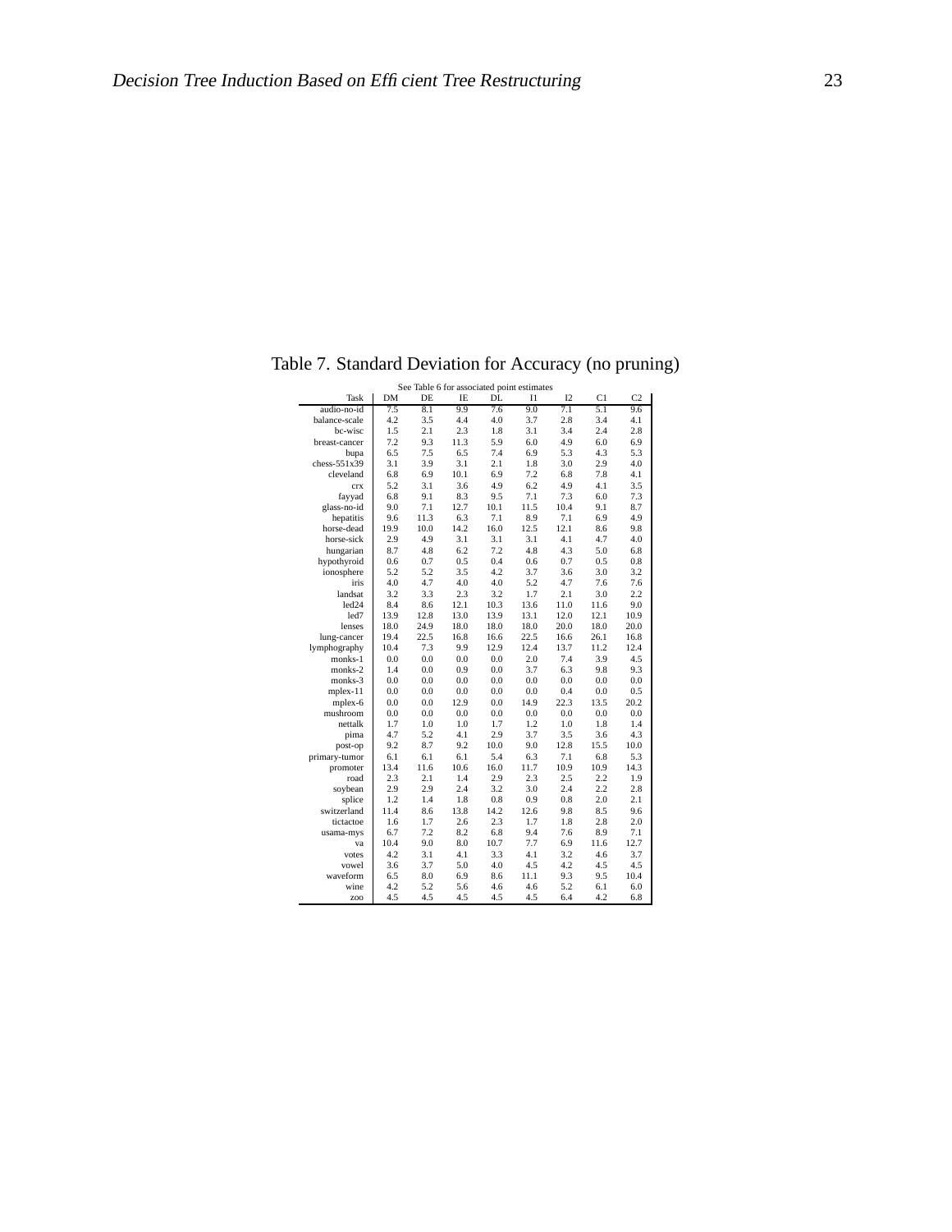Table 7. Standard Deviation for Accuracy (no pruning)

See Table 6 for associated point estimates

| Task | DM | DE | IE | DL | I1 | I2 | C1 | C2 |
|---|---|---|---|---|---|---|---|---|
| audio-no-id | 7.5 | 8.1 | 9.9 | 7.6 | 9.0 | 7.1 | 5.1 | 9.6 |
| balance-scale | 4.2 | 3.5 | 4.4 | 4.0 | 3.7 | 2.8 | 3.4 | 4.1 |
| bc-wisc | 1.5 | 2.1 | 2.3 | 1.8 | 3.1 | 3.4 | 2.4 | 2.8 |
| breast-cancer | 7.2 | 9.3 | 11.3 | 5.9 | 6.0 | 4.9 | 6.0 | 6.9 |
| bupa | 6.5 | 7.5 | 6.5 | 7.4 | 6.9 | 5.3 | 4.3 | 5.3 |
| chess-551x39 | 3.1 | 3.9 | 3.1 | 2.1 | 1.8 | 3.0 | 2.9 | 4.0 |
| cleveland | 6.8 | 6.9 | 10.1 | 6.9 | 7.2 | 6.8 | 7.8 | 4.1 |
| crx | 5.2 | 3.1 | 3.6 | 4.9 | 6.2 | 4.9 | 4.1 | 3.5 |
| fayyad | 6.8 | 9.1 | 8.3 | 9.5 | 7.1 | 7.3 | 6.0 | 7.3 |
| glass-no-id | 9.0 | 7.1 | 12.7 | 10.1 | 11.5 | 10.4 | 9.1 | 8.7 |
| hepatitis | 9.6 | 11.3 | 6.3 | 7.1 | 8.9 | 7.1 | 6.9 | 4.9 |
| horse-dead | 19.9 | 10.0 | 14.2 | 16.0 | 12.5 | 12.1 | 8.6 | 9.8 |
| horse-sick | 2.9 | 4.9 | 3.1 | 3.1 | 3.1 | 4.1 | 4.7 | 4.0 |
| hungarian | 8.7 | 4.8 | 6.2 | 7.2 | 4.8 | 4.3 | 5.0 | 6.8 |
| hypothyroid | 0.6 | 0.7 | 0.5 | 0.4 | 0.6 | 0.7 | 0.5 | 0.8 |
| ionosphere | 5.2 | 5.2 | 3.5 | 4.2 | 3.7 | 3.6 | 3.0 | 3.2 |
| iris | 4.0 | 4.7 | 4.0 | 4.0 | 5.2 | 4.7 | 7.6 | 7.6 |
| landsat | 3.2 | 3.3 | 2.3 | 3.2 | 1.7 | 2.1 | 3.0 | 2.2 |
| led24 | 8.4 | 8.6 | 12.1 | 10.3 | 13.6 | 11.0 | 11.6 | 9.0 |
| led7 | 13.9 | 12.8 | 13.0 | 13.9 | 13.1 | 12.0 | 12.1 | 10.9 |
| lenses | 18.0 | 24.9 | 18.0 | 18.0 | 18.0 | 20.0 | 18.0 | 20.0 |
| lung-cancer | 19.4 | 22.5 | 16.8 | 16.6 | 22.5 | 16.6 | 26.1 | 16.8 |
| lymphography | 10.4 | 7.3 | 9.9 | 12.9 | 12.4 | 13.7 | 11.2 | 12.4 |
| monks-1 | 0.0 | 0.0 | 0.0 | 0.0 | 2.0 | 7.4 | 3.9 | 4.5 |
| monks-2 | 1.4 | 0.0 | 0.9 | 0.0 | 3.7 | 6.3 | 9.8 | 9.3 |
| monks-3 | 0.0 | 0.0 | 0.0 | 0.0 | 0.0 | 0.0 | 0.0 | 0.0 |
| mplex-11 | 0.0 | 0.0 | 0.0 | 0.0 | 0.0 | 0.4 | 0.0 | 0.5 |
| mplex-6 | 0.0 | 0.0 | 12.9 | 0.0 | 14.9 | 22.3 | 13.5 | 20.2 |
| mushroom | 0.0 | 0.0 | 0.0 | 0.0 | 0.0 | 0.0 | 0.0 | 0.0 |
| nettalk | 1.7 | 1.0 | 1.0 | 1.7 | 1.2 | 1.0 | 1.8 | 1.4 |
| pima | 4.7 | 5.2 | 4.1 | 2.9 | 3.7 | 3.5 | 3.6 | 4.3 |
| post-op | 9.2 | 8.7 | 9.2 | 10.0 | 9.0 | 12.8 | 15.5 | 10.0 |
| primary-tumor | 6.1 | 6.1 | 6.1 | 5.4 | 6.3 | 7.1 | 6.8 | 5.3 |
| promoter | 13.4 | 11.6 | 10.6 | 16.0 | 11.7 | 10.9 | 10.9 | 14.3 |
| road | 2.3 | 2.1 | 1.4 | 2.9 | 2.3 | 2.5 | 2.2 | 1.9 |
| soybean | 2.9 | 2.9 | 2.4 | 3.2 | 3.0 | 2.4 | 2.2 | 2.8 |
| splice | 1.2 | 1.4 | 1.8 | 0.8 | 0.9 | 0.8 | 2.0 | 2.1 |
| switzerland | 11.4 | 8.6 | 13.8 | 14.2 | 12.6 | 9.8 | 8.5 | 9.6 |
| tictactoe | 1.6 | 1.7 | 2.6 | 2.3 | 1.7 | 1.8 | 2.8 | 2.0 |
| usama-mys | 6.7 | 7.2 | 8.2 | 6.8 | 9.4 | 7.6 | 8.9 | 7.1 |
| va | 10.4 | 9.0 | 8.0 | 10.7 | 7.7 | 6.9 | 11.6 | 12.7 |
| votes | 4.2 | 3.1 | 4.1 | 3.3 | 4.1 | 3.2 | 4.6 | 3.7 |
| vowel | 3.6 | 3.7 | 5.0 | 4.0 | 4.5 | 4.2 | 4.5 | 4.5 |
| waveform | 6.5 | 8.0 | 6.9 | 8.6 | 11.1 | 9.3 | 9.5 | 10.4 |
| wine | 4.2 | 5.2 | 5.6 | 4.6 | 4.6 | 5.2 | 6.1 | 6.0 |
| zoo | 4.5 | 4.5 | 4.5 | 4.5 | 4.5 | 6.4 | 4.2 | 6.8 |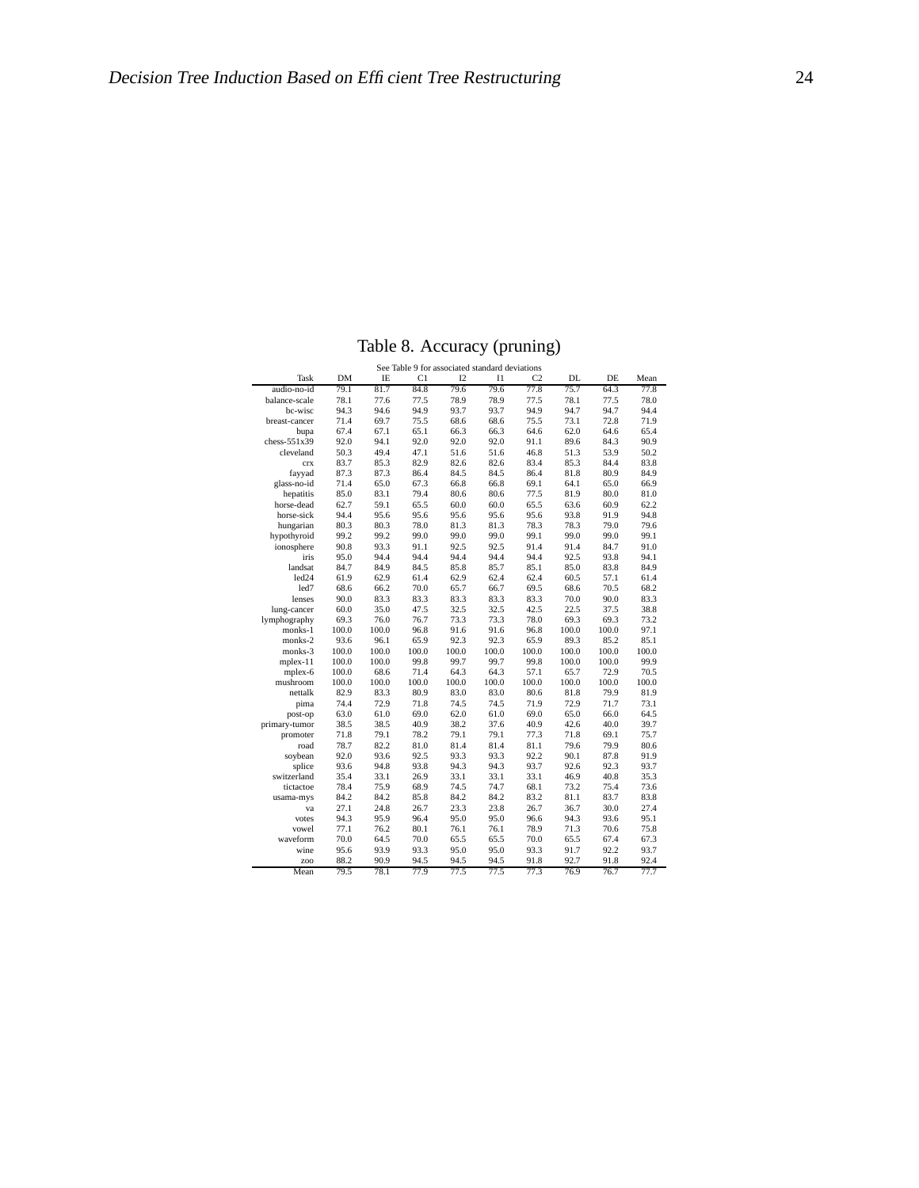Table 8. Accuracy (pruning)

See Table 9 for associated standard deviations

| Task | DM | IE | C1 | I2 | I1 | C2 | DL | DE | Mean |
|---|---|---|---|---|---|---|---|---|---|
| audio-no-id | 79.1 | 81.7 | 84.8 | 79.6 | 79.6 | 77.8 | 75.7 | 64.3 | 77.8 |
| balance-scale | 78.1 | 77.6 | 77.5 | 78.9 | 78.9 | 77.5 | 78.1 | 77.5 | 78.0 |
| bc-wisc | 94.3 | 94.6 | 94.9 | 93.7 | 93.7 | 94.9 | 94.7 | 94.7 | 94.4 |
| breast-cancer | 71.4 | 69.7 | 75.5 | 68.6 | 68.6 | 75.5 | 73.1 | 72.8 | 71.9 |
| bupa | 67.4 | 67.1 | 65.1 | 66.3 | 66.3 | 64.6 | 62.0 | 64.6 | 65.4 |
| chess-551x39 | 92.0 | 94.1 | 92.0 | 92.0 | 92.0 | 91.1 | 89.6 | 84.3 | 90.9 |
| cleveland | 50.3 | 49.4 | 47.1 | 51.6 | 51.6 | 46.8 | 51.3 | 53.9 | 50.2 |
| crx | 83.7 | 85.3 | 82.9 | 82.6 | 82.6 | 83.4 | 85.3 | 84.4 | 83.8 |
| fayyad | 87.3 | 87.3 | 86.4 | 84.5 | 84.5 | 86.4 | 81.8 | 80.9 | 84.9 |
| glass-no-id | 71.4 | 65.0 | 67.3 | 66.8 | 66.8 | 69.1 | 64.1 | 65.0 | 66.9 |
| hepatitis | 85.0 | 83.1 | 79.4 | 80.6 | 80.6 | 77.5 | 81.9 | 80.0 | 81.0 |
| horse-dead | 62.7 | 59.1 | 65.5 | 60.0 | 60.0 | 65.5 | 63.6 | 60.9 | 62.2 |
| horse-sick | 94.4 | 95.6 | 95.6 | 95.6 | 95.6 | 95.6 | 93.8 | 91.9 | 94.8 |
| hungarian | 80.3 | 80.3 | 78.0 | 81.3 | 81.3 | 78.3 | 78.3 | 79.0 | 79.6 |
| hypothyroid | 99.2 | 99.2 | 99.0 | 99.0 | 99.0 | 99.1 | 99.0 | 99.0 | 99.1 |
| ionosphere | 90.8 | 93.3 | 91.1 | 92.5 | 92.5 | 91.4 | 91.4 | 84.7 | 91.0 |
| iris | 95.0 | 94.4 | 94.4 | 94.4 | 94.4 | 94.4 | 92.5 | 93.8 | 94.1 |
| landsat | 84.7 | 84.9 | 84.5 | 85.8 | 85.7 | 85.1 | 85.0 | 83.8 | 84.9 |
| led24 | 61.9 | 62.9 | 61.4 | 62.9 | 62.4 | 62.4 | 60.5 | 57.1 | 61.4 |
| led7 | 68.6 | 66.2 | 70.0 | 65.7 | 66.7 | 69.5 | 68.6 | 70.5 | 68.2 |
| lenses | 90.0 | 83.3 | 83.3 | 83.3 | 83.3 | 83.3 | 70.0 | 90.0 | 83.3 |
| lung-cancer | 60.0 | 35.0 | 47.5 | 32.5 | 32.5 | 42.5 | 22.5 | 37.5 | 38.8 |
| lymphography | 69.3 | 76.0 | 76.7 | 73.3 | 73.3 | 78.0 | 69.3 | 69.3 | 73.2 |
| monks-1 | 100.0 | 100.0 | 96.8 | 91.6 | 91.6 | 96.8 | 100.0 | 100.0 | 97.1 |
| monks-2 | 93.6 | 96.1 | 65.9 | 92.3 | 92.3 | 65.9 | 89.3 | 85.2 | 85.1 |
| monks-3 | 100.0 | 100.0 | 100.0 | 100.0 | 100.0 | 100.0 | 100.0 | 100.0 | 100.0 |
| mplex-11 | 100.0 | 100.0 | 99.8 | 99.7 | 99.7 | 99.8 | 100.0 | 100.0 | 99.9 |
| mplex-6 | 100.0 | 68.6 | 71.4 | 64.3 | 64.3 | 57.1 | 65.7 | 72.9 | 70.5 |
| mushroom | 100.0 | 100.0 | 100.0 | 100.0 | 100.0 | 100.0 | 100.0 | 100.0 | 100.0 |
| nettalk | 82.9 | 83.3 | 80.9 | 83.0 | 83.0 | 80.6 | 81.8 | 79.9 | 81.9 |
| pima | 74.4 | 72.9 | 71.8 | 74.5 | 74.5 | 71.9 | 72.9 | 71.7 | 73.1 |
| post-op | 63.0 | 61.0 | 69.0 | 62.0 | 61.0 | 69.0 | 65.0 | 66.0 | 64.5 |
| primary-tumor | 38.5 | 38.5 | 40.9 | 38.2 | 37.6 | 40.9 | 42.6 | 40.0 | 39.7 |
| promoter | 71.8 | 79.1 | 78.2 | 79.1 | 79.1 | 77.3 | 71.8 | 69.1 | 75.7 |
| road | 78.7 | 82.2 | 81.0 | 81.4 | 81.4 | 81.1 | 79.6 | 79.9 | 80.6 |
| soybean | 92.0 | 93.6 | 92.5 | 93.3 | 93.3 | 92.2 | 90.1 | 87.8 | 91.9 |
| splice | 93.6 | 94.8 | 93.8 | 94.3 | 94.3 | 93.7 | 92.6 | 92.3 | 93.7 |
| switzerland | 35.4 | 33.1 | 26.9 | 33.1 | 33.1 | 33.1 | 46.9 | 40.8 | 35.3 |
| tictactoe | 78.4 | 75.9 | 68.9 | 74.5 | 74.7 | 68.1 | 73.2 | 75.4 | 73.6 |
| usama-mys | 84.2 | 84.2 | 85.8 | 84.2 | 84.2 | 83.2 | 81.1 | 83.7 | 83.8 |
| va | 27.1 | 24.8 | 26.7 | 23.3 | 23.8 | 26.7 | 36.7 | 30.0 | 27.4 |
| votes | 94.3 | 95.9 | 96.4 | 95.0 | 95.0 | 96.6 | 94.3 | 93.6 | 95.1 |
| vowel | 77.1 | 76.2 | 80.1 | 76.1 | 76.1 | 78.9 | 71.3 | 70.6 | 75.8 |
| waveform | 70.0 | 64.5 | 70.0 | 65.5 | 65.5 | 70.0 | 65.5 | 67.4 | 67.3 |
| wine | 95.6 | 93.9 | 93.3 | 95.0 | 95.0 | 93.3 | 91.7 | 92.2 | 93.7 |
| zoo | 88.2 | 90.9 | 94.5 | 94.5 | 94.5 | 91.8 | 92.7 | 91.8 | 92.4 |
| Mean | 79.5 | 78.1 | 77.9 | 77.5 | 77.5 | 77.3 | 76.9 | 76.7 | 77.7 |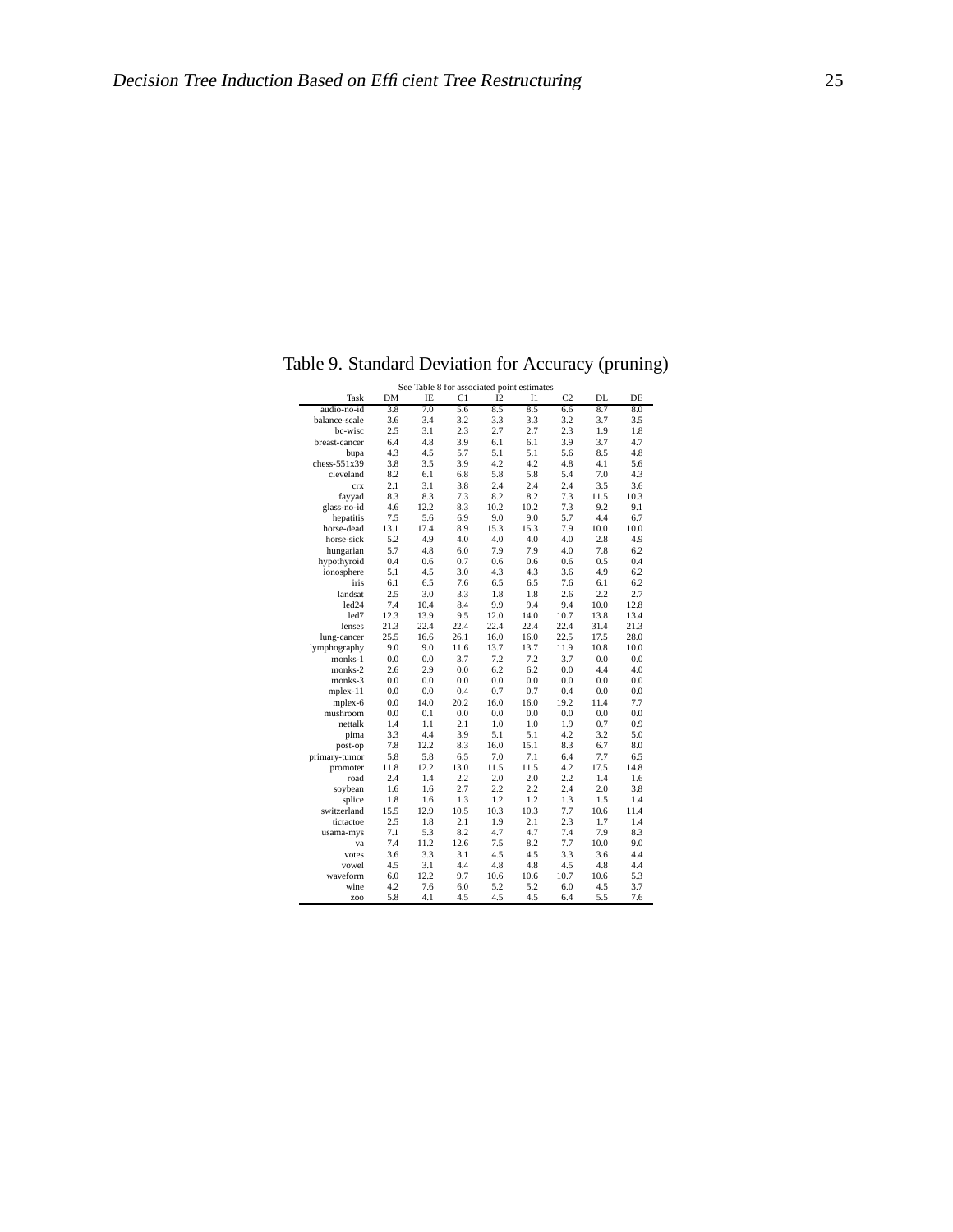Table 9. Standard Deviation for Accuracy (pruning)

See Table 8 for associated point estimates

| Task | DM | IE | C1 | I2 | I1 | C2 | DL | DE |
|---|---|---|---|---|---|---|---|---|
| audio-no-id | 3.8 | 7.0 | 5.6 | 8.5 | 8.5 | 6.6 | 8.7 | 8.0 |
| balance-scale | 3.6 | 3.4 | 3.2 | 3.3 | 3.3 | 3.2 | 3.7 | 3.5 |
| bc-wisc | 2.5 | 3.1 | 2.3 | 2.7 | 2.7 | 2.3 | 1.9 | 1.8 |
| breast-cancer | 6.4 | 4.8 | 3.9 | 6.1 | 6.1 | 3.9 | 3.7 | 4.7 |
| bupa | 4.3 | 4.5 | 5.7 | 5.1 | 5.1 | 5.6 | 8.5 | 4.8 |
| chess-551x39 | 3.8 | 3.5 | 3.9 | 4.2 | 4.2 | 4.8 | 4.1 | 5.6 |
| cleveland | 8.2 | 6.1 | 6.8 | 5.8 | 5.8 | 5.4 | 7.0 | 4.3 |
| crx | 2.1 | 3.1 | 3.8 | 2.4 | 2.4 | 2.4 | 3.5 | 3.6 |
| fayyad | 8.3 | 8.3 | 7.3 | 8.2 | 8.2 | 7.3 | 11.5 | 10.3 |
| glass-no-id | 4.6 | 12.2 | 8.3 | 10.2 | 10.2 | 7.3 | 9.2 | 9.1 |
| hepatitis | 7.5 | 5.6 | 6.9 | 9.0 | 9.0 | 5.7 | 4.4 | 6.7 |
| horse-dead | 13.1 | 17.4 | 8.9 | 15.3 | 15.3 | 7.9 | 10.0 | 10.0 |
| horse-sick | 5.2 | 4.9 | 4.0 | 4.0 | 4.0 | 4.0 | 2.8 | 4.9 |
| hungarian | 5.7 | 4.8 | 6.0 | 7.9 | 7.9 | 4.0 | 7.8 | 6.2 |
| hypothyroid | 0.4 | 0.6 | 0.7 | 0.6 | 0.6 | 0.6 | 0.5 | 0.4 |
| ionosphere | 5.1 | 4.5 | 3.0 | 4.3 | 4.3 | 3.6 | 4.9 | 6.2 |
| iris | 6.1 | 6.5 | 7.6 | 6.5 | 6.5 | 7.6 | 6.1 | 6.2 |
| landsat | 2.5 | 3.0 | 3.3 | 1.8 | 1.8 | 2.6 | 2.2 | 2.7 |
| led24 | 7.4 | 10.4 | 8.4 | 9.9 | 9.4 | 9.4 | 10.0 | 12.8 |
| led7 | 12.3 | 13.9 | 9.5 | 12.0 | 14.0 | 10.7 | 13.8 | 13.4 |
| lenses | 21.3 | 22.4 | 22.4 | 22.4 | 22.4 | 22.4 | 31.4 | 21.3 |
| lung-cancer | 25.5 | 16.6 | 26.1 | 16.0 | 16.0 | 22.5 | 17.5 | 28.0 |
| lymphography | 9.0 | 9.0 | 11.6 | 13.7 | 13.7 | 11.9 | 10.8 | 10.0 |
| monks-1 | 0.0 | 0.0 | 3.7 | 7.2 | 7.2 | 3.7 | 0.0 | 0.0 |
| monks-2 | 2.6 | 2.9 | 0.0 | 6.2 | 6.2 | 0.0 | 4.4 | 4.0 |
| monks-3 | 0.0 | 0.0 | 0.0 | 0.0 | 0.0 | 0.0 | 0.0 | 0.0 |
| mplex-11 | 0.0 | 0.0 | 0.4 | 0.7 | 0.7 | 0.4 | 0.0 | 0.0 |
| mplex-6 | 0.0 | 14.0 | 20.2 | 16.0 | 16.0 | 19.2 | 11.4 | 7.7 |
| mushroom | 0.0 | 0.1 | 0.0 | 0.0 | 0.0 | 0.0 | 0.0 | 0.0 |
| nettalk | 1.4 | 1.1 | 2.1 | 1.0 | 1.0 | 1.9 | 0.7 | 0.9 |
| pima | 3.3 | 4.4 | 3.9 | 5.1 | 5.1 | 4.2 | 3.2 | 5.0 |
| post-op | 7.8 | 12.2 | 8.3 | 16.0 | 15.1 | 8.3 | 6.7 | 8.0 |
| primary-tumor | 5.8 | 5.8 | 6.5 | 7.0 | 7.1 | 6.4 | 7.7 | 6.5 |
| promoter | 11.8 | 12.2 | 13.0 | 11.5 | 11.5 | 14.2 | 17.5 | 14.8 |
| road | 2.4 | 1.4 | 2.2 | 2.0 | 2.0 | 2.2 | 1.4 | 1.6 |
| soybean | 1.6 | 1.6 | 2.7 | 2.2 | 2.2 | 2.4 | 2.0 | 3.8 |
| splice | 1.8 | 1.6 | 1.3 | 1.2 | 1.2 | 1.3 | 1.5 | 1.4 |
| switzerland | 15.5 | 12.9 | 10.5 | 10.3 | 10.3 | 7.7 | 10.6 | 11.4 |
| tictactoe | 2.5 | 1.8 | 2.1 | 1.9 | 2.1 | 2.3 | 1.7 | 1.4 |
| usama-mys | 7.1 | 5.3 | 8.2 | 4.7 | 4.7 | 7.4 | 7.9 | 8.3 |
| va | 7.4 | 11.2 | 12.6 | 7.5 | 8.2 | 7.7 | 10.0 | 9.0 |
| votes | 3.6 | 3.3 | 3.1 | 4.5 | 4.5 | 3.3 | 3.6 | 4.4 |
| vowel | 4.5 | 3.1 | 4.4 | 4.8 | 4.8 | 4.5 | 4.8 | 4.4 |
| waveform | 6.0 | 12.2 | 9.7 | 10.6 | 10.6 | 10.7 | 10.6 | 5.3 |
| wine | 4.2 | 7.6 | 6.0 | 5.2 | 5.2 | 6.0 | 4.5 | 3.7 |
| zoo | 5.8 | 4.1 | 4.5 | 4.5 | 4.5 | 6.4 | 5.5 | 7.6 |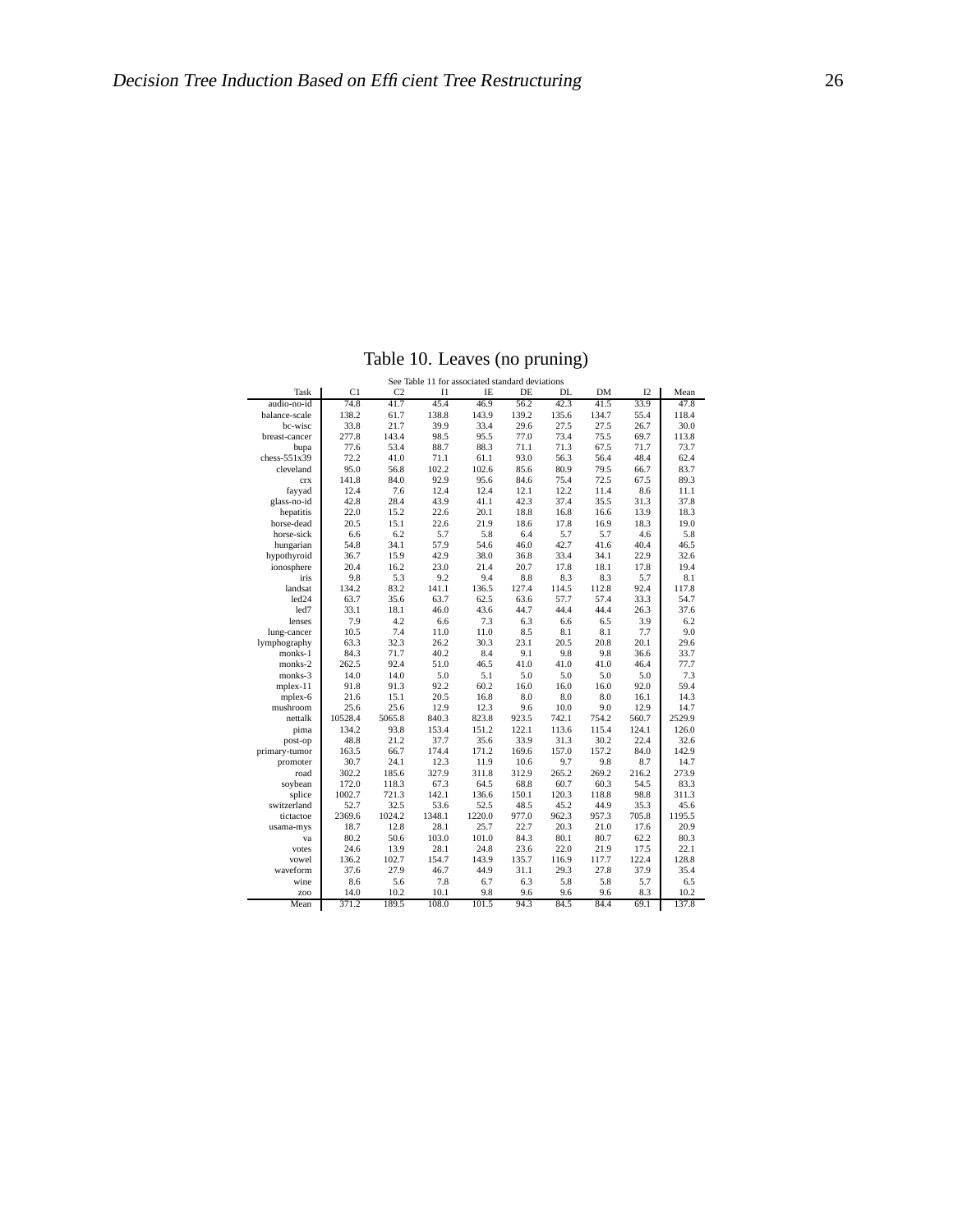Table 10. Leaves (no pruning)

See Table 11 for associated standard deviations

| Task | C1 | C2 | I1 | IE | DE | DL | DM | I2 | Mean |
|---|---|---|---|---|---|---|---|---|---|
| audio-no-id | 74.8 | 41.7 | 45.4 | 46.9 | 56.2 | 42.3 | 41.5 | 33.9 | 47.8 |
| balance-scale | 138.2 | 61.7 | 138.8 | 143.9 | 139.2 | 135.6 | 134.7 | 55.4 | 118.4 |
| bc-wisc | 33.8 | 21.7 | 39.9 | 33.4 | 29.6 | 27.5 | 27.5 | 26.7 | 30.0 |
| breast-cancer | 277.8 | 143.4 | 98.5 | 95.5 | 77.0 | 73.4 | 75.5 | 69.7 | 113.8 |
| bupa | 77.6 | 53.4 | 88.7 | 88.3 | 71.1 | 71.3 | 67.5 | 71.7 | 73.7 |
| chess-551x39 | 72.2 | 41.0 | 71.1 | 61.1 | 93.0 | 56.3 | 56.4 | 48.4 | 62.4 |
| cleveland | 95.0 | 56.8 | 102.2 | 102.6 | 85.6 | 80.9 | 79.5 | 66.7 | 83.7 |
| crx | 141.8 | 84.0 | 92.9 | 95.6 | 84.6 | 75.4 | 72.5 | 67.5 | 89.3 |
| fayyad | 12.4 | 7.6 | 12.4 | 12.4 | 12.1 | 12.2 | 11.4 | 8.6 | 11.1 |
| glass-no-id | 42.8 | 28.4 | 43.9 | 41.1 | 42.3 | 37.4 | 35.5 | 31.3 | 37.8 |
| hepatitis | 22.0 | 15.2 | 22.6 | 20.1 | 18.8 | 16.8 | 16.6 | 13.9 | 18.3 |
| horse-dead | 20.5 | 15.1 | 22.6 | 21.9 | 18.6 | 17.8 | 16.9 | 18.3 | 19.0 |
| horse-sick | 6.6 | 6.2 | 5.7 | 5.8 | 6.4 | 5.7 | 5.7 | 4.6 | 5.8 |
| hungarian | 54.8 | 34.1 | 57.9 | 54.6 | 46.0 | 42.7 | 41.6 | 40.4 | 46.5 |
| hypothyroid | 36.7 | 15.9 | 42.9 | 38.0 | 36.8 | 33.4 | 34.1 | 22.9 | 32.6 |
| ionosphere | 20.4 | 16.2 | 23.0 | 21.4 | 20.7 | 17.8 | 18.1 | 17.8 | 19.4 |
| iris | 9.8 | 5.3 | 9.2 | 9.4 | 8.8 | 8.3 | 8.3 | 5.7 | 8.1 |
| landsat | 134.2 | 83.2 | 141.1 | 136.5 | 127.4 | 114.5 | 112.8 | 92.4 | 117.8 |
| led24 | 63.7 | 35.6 | 63.7 | 62.5 | 63.6 | 57.7 | 57.4 | 33.3 | 54.7 |
| led7 | 33.1 | 18.1 | 46.0 | 43.6 | 44.7 | 44.4 | 44.4 | 26.3 | 37.6 |
| lenses | 7.9 | 4.2 | 6.6 | 7.3 | 6.3 | 6.6 | 6.5 | 3.9 | 6.2 |
| lung-cancer | 10.5 | 7.4 | 11.0 | 11.0 | 8.5 | 8.1 | 8.1 | 7.7 | 9.0 |
| lymphography | 63.3 | 32.3 | 26.2 | 30.3 | 23.1 | 20.5 | 20.8 | 20.1 | 29.6 |
| monks-1 | 84.3 | 71.7 | 40.2 | 8.4 | 9.1 | 9.8 | 9.8 | 36.6 | 33.7 |
| monks-2 | 262.5 | 92.4 | 51.0 | 46.5 | 41.0 | 41.0 | 41.0 | 46.4 | 77.7 |
| monks-3 | 14.0 | 14.0 | 5.0 | 5.1 | 5.0 | 5.0 | 5.0 | 5.0 | 7.3 |
| mplex-11 | 91.8 | 91.3 | 92.2 | 60.2 | 16.0 | 16.0 | 16.0 | 92.0 | 59.4 |
| mplex-6 | 21.6 | 15.1 | 20.5 | 16.8 | 8.0 | 8.0 | 8.0 | 16.1 | 14.3 |
| mushroom | 25.6 | 25.6 | 12.9 | 12.3 | 9.6 | 10.0 | 9.0 | 12.9 | 14.7 |
| nettalk | 10528.4 | 5065.8 | 840.3 | 823.8 | 923.5 | 742.1 | 754.2 | 560.7 | 2529.9 |
| pima | 134.2 | 93.8 | 153.4 | 151.2 | 122.1 | 113.6 | 115.4 | 124.1 | 126.0 |
| post-op | 48.8 | 21.2 | 37.7 | 35.6 | 33.9 | 31.3 | 30.2 | 22.4 | 32.6 |
| primary-tumor | 163.5 | 66.7 | 174.4 | 171.2 | 169.6 | 157.0 | 157.2 | 84.0 | 142.9 |
| promoter | 30.7 | 24.1 | 12.3 | 11.9 | 10.6 | 9.7 | 9.8 | 8.7 | 14.7 |
| road | 302.2 | 185.6 | 327.9 | 311.8 | 312.9 | 265.2 | 269.2 | 216.2 | 273.9 |
| soybean | 172.0 | 118.3 | 67.3 | 64.5 | 68.8 | 60.7 | 60.3 | 54.5 | 83.3 |
| splice | 1002.7 | 721.3 | 142.1 | 136.6 | 150.1 | 120.3 | 118.8 | 98.8 | 311.3 |
| switzerland | 52.7 | 32.5 | 53.6 | 52.5 | 48.5 | 45.2 | 44.9 | 35.3 | 45.6 |
| tictactoe | 2369.6 | 1024.2 | 1348.1 | 1220.0 | 977.0 | 962.3 | 957.3 | 705.8 | 1195.5 |
| usama-mys | 18.7 | 12.8 | 28.1 | 25.7 | 22.7 | 20.3 | 21.0 | 17.6 | 20.9 |
| va | 80.2 | 50.6 | 103.0 | 101.0 | 84.3 | 80.1 | 80.7 | 62.2 | 80.3 |
| votes | 24.6 | 13.9 | 28.1 | 24.8 | 23.6 | 22.0 | 21.9 | 17.5 | 22.1 |
| vowel | 136.2 | 102.7 | 154.7 | 143.9 | 135.7 | 116.9 | 117.7 | 122.4 | 128.8 |
| waveform | 37.6 | 27.9 | 46.7 | 44.9 | 31.1 | 29.3 | 27.8 | 37.9 | 35.4 |
| wine | 8.6 | 5.6 | 7.8 | 6.7 | 6.3 | 5.8 | 5.8 | 5.7 | 6.5 |
| zoo | 14.0 | 10.2 | 10.1 | 9.8 | 9.6 | 9.6 | 9.6 | 8.3 | 10.2 |
| Mean | 371.2 | 189.5 | 108.0 | 101.5 | 94.3 | 84.5 | 84.4 | 69.1 | 137.8 |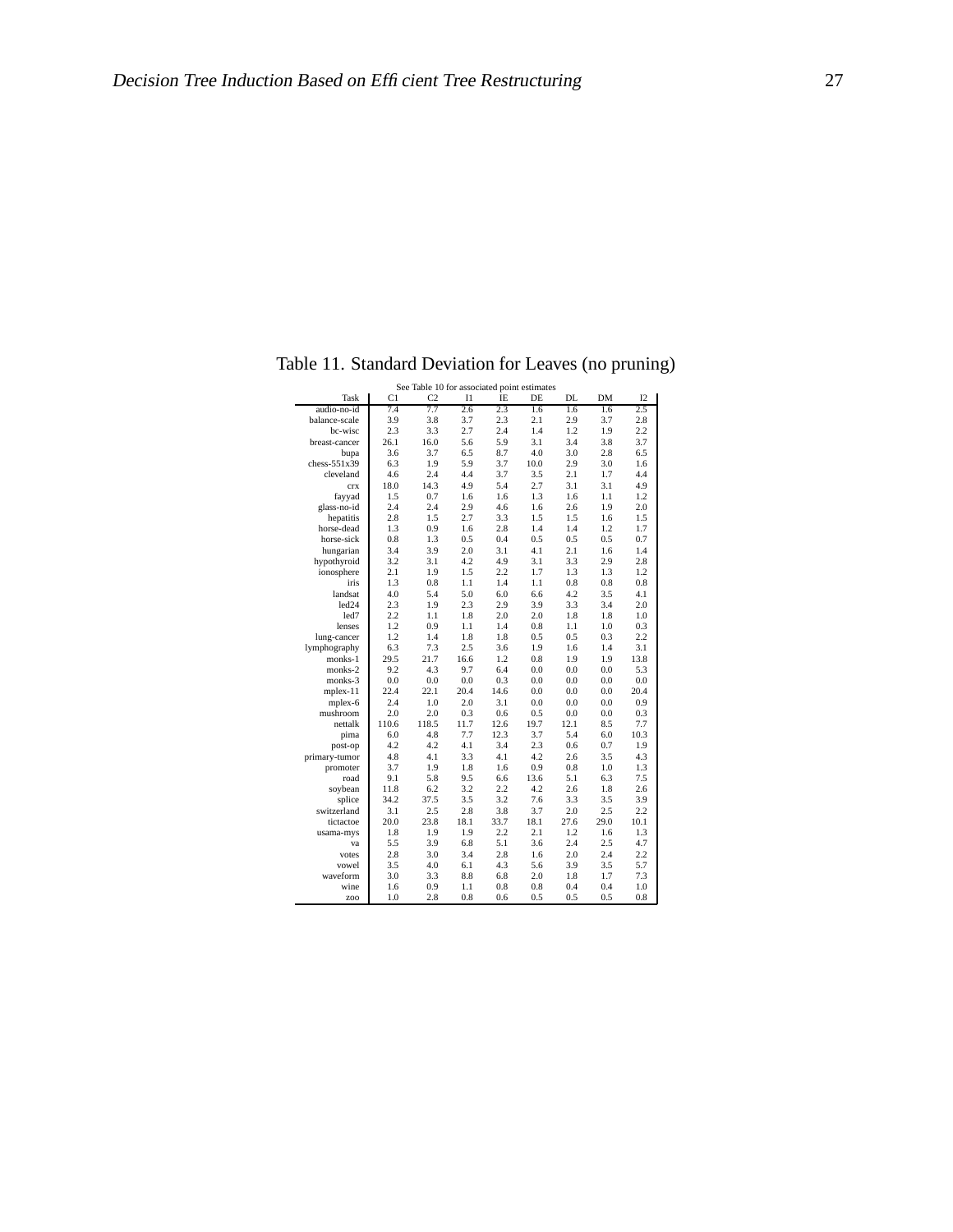Table 11. Standard Deviation for Leaves (no pruning)

See Table 10 for associated point estimates

| Task | C1 | C2 | I1 | IE | DE | DL | DM | I2 |
|---|---|---|---|---|---|---|---|---|
| audio-no-id | 7.4 | 7.7 | 2.6 | 2.3 | 1.6 | 1.6 | 1.6 | 2.5 |
| balance-scale | 3.9 | 3.8 | 3.7 | 2.3 | 2.1 | 2.9 | 3.7 | 2.8 |
| bc-wisc | 2.3 | 3.3 | 2.7 | 2.4 | 1.4 | 1.2 | 1.9 | 2.2 |
| breast-cancer | 26.1 | 16.0 | 5.6 | 5.9 | 3.1 | 3.4 | 3.8 | 3.7 |
| bupa | 3.6 | 3.7 | 6.5 | 8.7 | 4.0 | 3.0 | 2.8 | 6.5 |
| chess-551x39 | 6.3 | 1.9 | 5.9 | 3.7 | 10.0 | 2.9 | 3.0 | 1.6 |
| cleveland | 4.6 | 2.4 | 4.4 | 3.7 | 3.5 | 2.1 | 1.7 | 4.4 |
| crx | 18.0 | 14.3 | 4.9 | 5.4 | 2.7 | 3.1 | 3.1 | 4.9 |
| fayyad | 1.5 | 0.7 | 1.6 | 1.6 | 1.3 | 1.6 | 1.1 | 1.2 |
| glass-no-id | 2.4 | 2.4 | 2.9 | 4.6 | 1.6 | 2.6 | 1.9 | 2.0 |
| hepatitis | 2.8 | 1.5 | 2.7 | 3.3 | 1.5 | 1.5 | 1.6 | 1.5 |
| horse-dead | 1.3 | 0.9 | 1.6 | 2.8 | 1.4 | 1.4 | 1.2 | 1.7 |
| horse-sick | 0.8 | 1.3 | 0.5 | 0.4 | 0.5 | 0.5 | 0.5 | 0.7 |
| hungarian | 3.4 | 3.9 | 2.0 | 3.1 | 4.1 | 2.1 | 1.6 | 1.4 |
| hypothyroid | 3.2 | 3.1 | 4.2 | 4.9 | 3.1 | 3.3 | 2.9 | 2.8 |
| ionosphere | 2.1 | 1.9 | 1.5 | 2.2 | 1.7 | 1.3 | 1.3 | 1.2 |
| iris | 1.3 | 0.8 | 1.1 | 1.4 | 1.1 | 0.8 | 0.8 | 0.8 |
| landsat | 4.0 | 5.4 | 5.0 | 6.0 | 6.6 | 4.2 | 3.5 | 4.1 |
| led24 | 2.3 | 1.9 | 2.3 | 2.9 | 3.9 | 3.3 | 3.4 | 2.0 |
| led7 | 2.2 | 1.1 | 1.8 | 2.0 | 2.0 | 1.8 | 1.8 | 1.0 |
| lenses | 1.2 | 0.9 | 1.1 | 1.4 | 0.8 | 1.1 | 1.0 | 0.3 |
| lung-cancer | 1.2 | 1.4 | 1.8 | 1.8 | 0.5 | 0.5 | 0.3 | 2.2 |
| lymphography | 6.3 | 7.3 | 2.5 | 3.6 | 1.9 | 1.6 | 1.4 | 3.1 |
| monks-1 | 29.5 | 21.7 | 16.6 | 1.2 | 0.8 | 1.9 | 1.9 | 13.8 |
| monks-2 | 9.2 | 4.3 | 9.7 | 6.4 | 0.0 | 0.0 | 0.0 | 5.3 |
| monks-3 | 0.0 | 0.0 | 0.0 | 0.3 | 0.0 | 0.0 | 0.0 | 0.0 |
| mplex-11 | 22.4 | 22.1 | 20.4 | 14.6 | 0.0 | 0.0 | 0.0 | 20.4 |
| mplex-6 | 2.4 | 1.0 | 2.0 | 3.1 | 0.0 | 0.0 | 0.0 | 0.9 |
| mushroom | 2.0 | 2.0 | 0.3 | 0.6 | 0.5 | 0.0 | 0.0 | 0.3 |
| nettalk | 110.6 | 118.5 | 11.7 | 12.6 | 19.7 | 12.1 | 8.5 | 7.7 |
| pima | 6.0 | 4.8 | 7.7 | 12.3 | 3.7 | 5.4 | 6.0 | 10.3 |
| post-op | 4.2 | 4.2 | 4.1 | 3.4 | 2.3 | 0.6 | 0.7 | 1.9 |
| primary-tumor | 4.8 | 4.1 | 3.3 | 4.1 | 4.2 | 2.6 | 3.5 | 4.3 |
| promoter | 3.7 | 1.9 | 1.8 | 1.6 | 0.9 | 0.8 | 1.0 | 1.3 |
| road | 9.1 | 5.8 | 9.5 | 6.6 | 13.6 | 5.1 | 6.3 | 7.5 |
| soybean | 11.8 | 6.2 | 3.2 | 2.2 | 4.2 | 2.6 | 1.8 | 2.6 |
| splice | 34.2 | 37.5 | 3.5 | 3.2 | 7.6 | 3.3 | 3.5 | 3.9 |
| switzerland | 3.1 | 2.5 | 2.8 | 3.8 | 3.7 | 2.0 | 2.5 | 2.2 |
| tictactoe | 20.0 | 23.8 | 18.1 | 33.7 | 18.1 | 27.6 | 29.0 | 10.1 |
| usama-mys | 1.8 | 1.9 | 1.9 | 2.2 | 2.1 | 1.2 | 1.6 | 1.3 |
| va | 5.5 | 3.9 | 6.8 | 5.1 | 3.6 | 2.4 | 2.5 | 4.7 |
| votes | 2.8 | 3.0 | 3.4 | 2.8 | 1.6 | 2.0 | 2.4 | 2.2 |
| vowel | 3.5 | 4.0 | 6.1 | 4.3 | 5.6 | 3.9 | 3.5 | 5.7 |
| waveform | 3.0 | 3.3 | 8.8 | 6.8 | 2.0 | 1.8 | 1.7 | 7.3 |
| wine | 1.6 | 0.9 | 1.1 | 0.8 | 0.8 | 0.4 | 0.4 | 1.0 |
| zoo | 1.0 | 2.8 | 0.8 | 0.6 | 0.5 | 0.5 | 0.5 | 0.8 |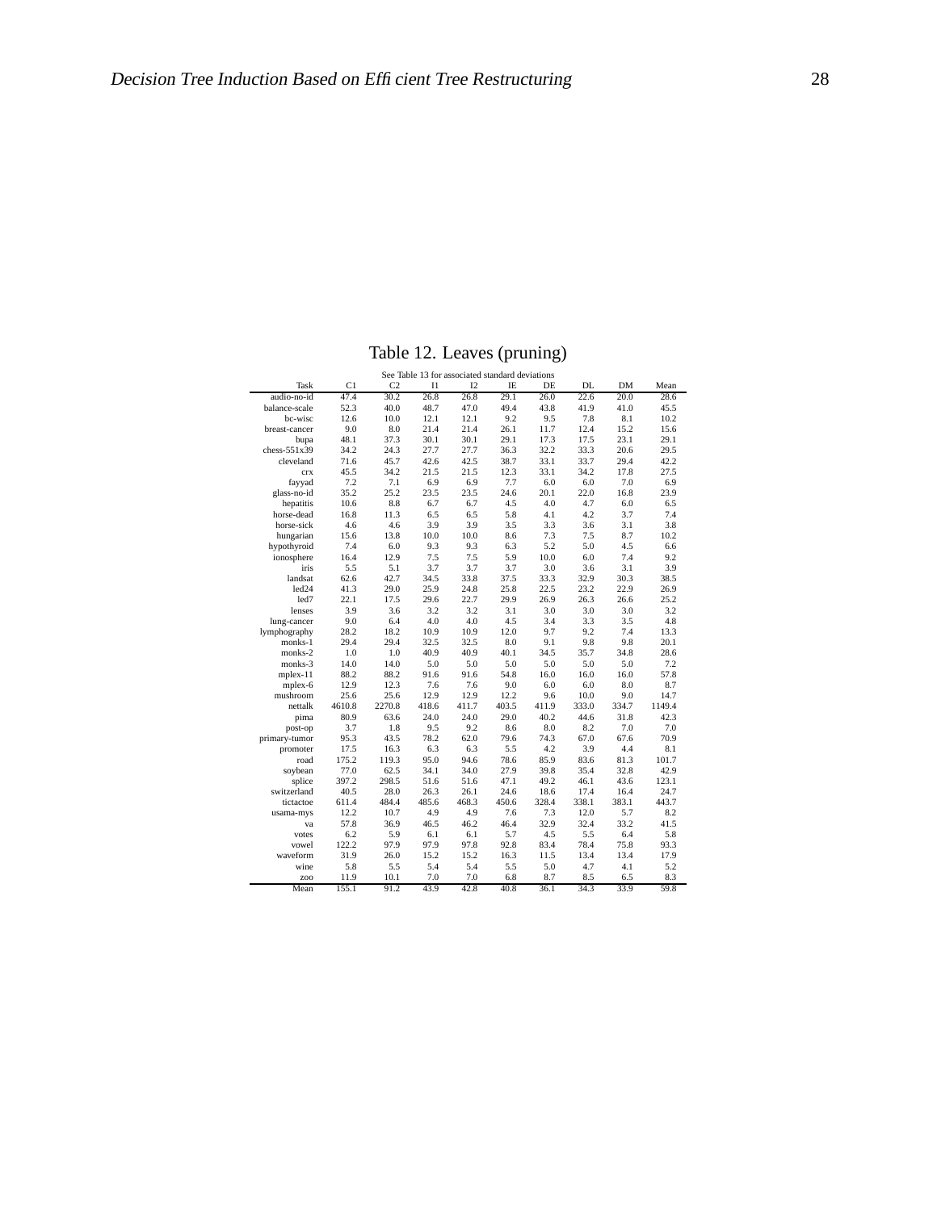Table 12. Leaves (pruning)

See Table 13 for associated standard deviations

| Task | C1 | C2 | I1 | I2 | IE | DE | DL | DM | Mean |
|---|---|---|---|---|---|---|---|---|---|
| audio-no-id | 47.4 | 30.2 | 26.8 | 26.8 | 29.1 | 26.0 | 22.6 | 20.0 | 28.6 |
| balance-scale | 52.3 | 40.0 | 48.7 | 47.0 | 49.4 | 43.8 | 41.9 | 41.0 | 45.5 |
| bc-wisc | 12.6 | 10.0 | 12.1 | 12.1 | 9.2 | 9.5 | 7.8 | 8.1 | 10.2 |
| breast-cancer | 9.0 | 8.0 | 21.4 | 21.4 | 26.1 | 11.7 | 12.4 | 15.2 | 15.6 |
| bupa | 48.1 | 37.3 | 30.1 | 30.1 | 29.1 | 17.3 | 17.5 | 23.1 | 29.1 |
| chess-551x39 | 34.2 | 24.3 | 27.7 | 27.7 | 36.3 | 32.2 | 33.3 | 20.6 | 29.5 |
| cleveland | 71.6 | 45.7 | 42.6 | 42.5 | 38.7 | 33.1 | 33.7 | 29.4 | 42.2 |
| crx | 45.5 | 34.2 | 21.5 | 21.5 | 12.3 | 33.1 | 34.2 | 17.8 | 27.5 |
| fayyad | 7.2 | 7.1 | 6.9 | 6.9 | 7.7 | 6.0 | 6.0 | 7.0 | 6.9 |
| glass-no-id | 35.2 | 25.2 | 23.5 | 23.5 | 24.6 | 20.1 | 22.0 | 16.8 | 23.9 |
| hepatitis | 10.6 | 8.8 | 6.7 | 6.7 | 4.5 | 4.0 | 4.7 | 6.0 | 6.5 |
| horse-dead | 16.8 | 11.3 | 6.5 | 6.5 | 5.8 | 4.1 | 4.2 | 3.7 | 7.4 |
| horse-sick | 4.6 | 4.6 | 3.9 | 3.9 | 3.5 | 3.3 | 3.6 | 3.1 | 3.8 |
| hungarian | 15.6 | 13.8 | 10.0 | 10.0 | 8.6 | 7.3 | 7.5 | 8.7 | 10.2 |
| hypothyroid | 7.4 | 6.0 | 9.3 | 9.3 | 6.3 | 5.2 | 5.0 | 4.5 | 6.6 |
| ionosphere | 16.4 | 12.9 | 7.5 | 7.5 | 5.9 | 10.0 | 6.0 | 7.4 | 9.2 |
| iris | 5.5 | 5.1 | 3.7 | 3.7 | 3.7 | 3.0 | 3.6 | 3.1 | 3.9 |
| landsat | 62.6 | 42.7 | 34.5 | 33.8 | 37.5 | 33.3 | 32.9 | 30.3 | 38.5 |
| led24 | 41.3 | 29.0 | 25.9 | 24.8 | 25.8 | 22.5 | 23.2 | 22.9 | 26.9 |
| led7 | 22.1 | 17.5 | 29.6 | 22.7 | 29.9 | 26.9 | 26.3 | 26.6 | 25.2 |
| lenses | 3.9 | 3.6 | 3.2 | 3.2 | 3.1 | 3.0 | 3.0 | 3.0 | 3.2 |
| lung-cancer | 9.0 | 6.4 | 4.0 | 4.0 | 4.5 | 3.4 | 3.3 | 3.5 | 4.8 |
| lymphography | 28.2 | 18.2 | 10.9 | 10.9 | 12.0 | 9.7 | 9.2 | 7.4 | 13.3 |
| monks-1 | 29.4 | 29.4 | 32.5 | 32.5 | 8.0 | 9.1 | 9.8 | 9.8 | 20.1 |
| monks-2 | 1.0 | 1.0 | 40.9 | 40.9 | 40.1 | 34.5 | 35.7 | 34.8 | 28.6 |
| monks-3 | 14.0 | 14.0 | 5.0 | 5.0 | 5.0 | 5.0 | 5.0 | 5.0 | 7.2 |
| mplex-11 | 88.2 | 88.2 | 91.6 | 91.6 | 54.8 | 16.0 | 16.0 | 16.0 | 57.8 |
| mplex-6 | 12.9 | 12.3 | 7.6 | 7.6 | 9.0 | 6.0 | 6.0 | 8.0 | 8.7 |
| mushroom | 25.6 | 25.6 | 12.9 | 12.9 | 12.2 | 9.6 | 10.0 | 9.0 | 14.7 |
| nettalk | 4610.8 | 2270.8 | 418.6 | 411.7 | 403.5 | 411.9 | 333.0 | 334.7 | 1149.4 |
| pima | 80.9 | 63.6 | 24.0 | 24.0 | 29.0 | 40.2 | 44.6 | 31.8 | 42.3 |
| post-op | 3.7 | 1.8 | 9.5 | 9.2 | 8.6 | 8.0 | 8.2 | 7.0 | 7.0 |
| primary-tumor | 95.3 | 43.5 | 78.2 | 62.0 | 79.6 | 74.3 | 67.0 | 67.6 | 70.9 |
| promoter | 17.5 | 16.3 | 6.3 | 6.3 | 5.5 | 4.2 | 3.9 | 4.4 | 8.1 |
| road | 175.2 | 119.3 | 95.0 | 94.6 | 78.6 | 85.9 | 83.6 | 81.3 | 101.7 |
| soybean | 77.0 | 62.5 | 34.1 | 34.0 | 27.9 | 39.8 | 35.4 | 32.8 | 42.9 |
| splice | 397.2 | 298.5 | 51.6 | 51.6 | 47.1 | 49.2 | 46.1 | 43.6 | 123.1 |
| switzerland | 40.5 | 28.0 | 26.3 | 26.1 | 24.6 | 18.6 | 17.4 | 16.4 | 24.7 |
| tictactoe | 611.4 | 484.4 | 485.6 | 468.3 | 450.6 | 328.4 | 338.1 | 383.1 | 443.7 |
| usama-mys | 12.2 | 10.7 | 4.9 | 4.9 | 7.6 | 7.3 | 12.0 | 5.7 | 8.2 |
| va | 57.8 | 36.9 | 46.5 | 46.2 | 46.4 | 32.9 | 32.4 | 33.2 | 41.5 |
| votes | 6.2 | 5.9 | 6.1 | 6.1 | 5.7 | 4.5 | 5.5 | 6.4 | 5.8 |
| vowel | 122.2 | 97.9 | 97.9 | 97.8 | 92.8 | 83.4 | 78.4 | 75.8 | 93.3 |
| waveform | 31.9 | 26.0 | 15.2 | 15.2 | 16.3 | 11.5 | 13.4 | 13.4 | 17.9 |
| wine | 5.8 | 5.5 | 5.4 | 5.4 | 5.5 | 5.0 | 4.7 | 4.1 | 5.2 |
| zoo | 11.9 | 10.1 | 7.0 | 7.0 | 6.8 | 8.7 | 8.5 | 6.5 | 8.3 |
| Mean | 155.1 | 91.2 | 43.9 | 42.8 | 40.8 | 36.1 | 34.3 | 33.9 | 59.8 |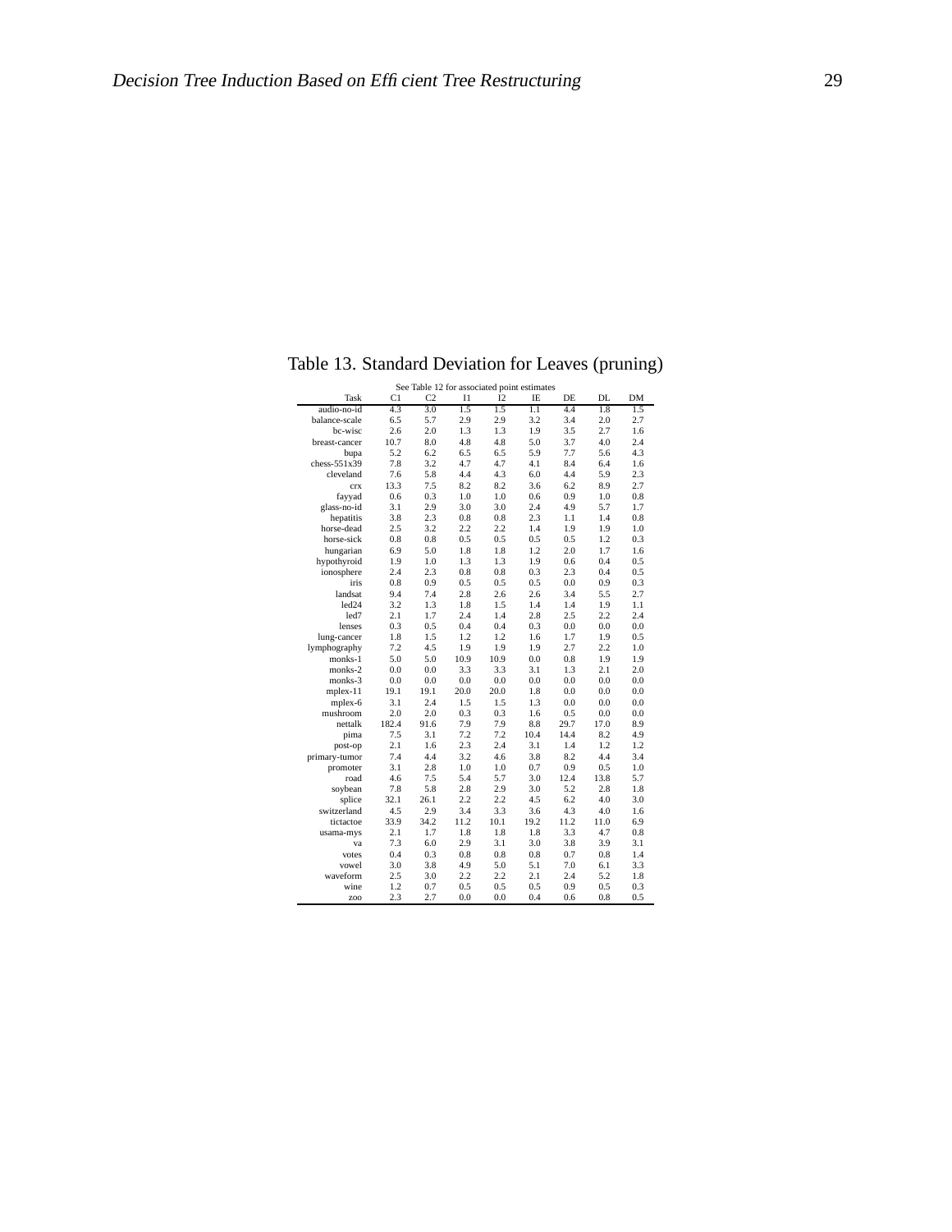Table 13. Standard Deviation for Leaves (pruning)

See Table 12 for associated point estimates

| Task | C1 | C2 | I1 | I2 | IE | DE | DL | DM |
|---|---|---|---|---|---|---|---|---|
| audio-no-id | 4.3 | 3.0 | 1.5 | 1.5 | 1.1 | 4.4 | 1.8 | 1.5 |
| balance-scale | 6.5 | 5.7 | 2.9 | 2.9 | 3.2 | 3.4 | 2.0 | 2.7 |
| bc-wisc | 2.6 | 2.0 | 1.3 | 1.3 | 1.9 | 3.5 | 2.7 | 1.6 |
| breast-cancer | 10.7 | 8.0 | 4.8 | 4.8 | 5.0 | 3.7 | 4.0 | 2.4 |
| bupa | 5.2 | 6.2 | 6.5 | 6.5 | 5.9 | 7.7 | 5.6 | 4.3 |
| chess-551x39 | 7.8 | 3.2 | 4.7 | 4.7 | 4.1 | 8.4 | 6.4 | 1.6 |
| cleveland | 7.6 | 5.8 | 4.4 | 4.3 | 6.0 | 4.4 | 5.9 | 2.3 |
| crx | 13.3 | 7.5 | 8.2 | 8.2 | 3.6 | 6.2 | 8.9 | 2.7 |
| fayyad | 0.6 | 0.3 | 1.0 | 1.0 | 0.6 | 0.9 | 1.0 | 0.8 |
| glass-no-id | 3.1 | 2.9 | 3.0 | 3.0 | 2.4 | 4.9 | 5.7 | 1.7 |
| hepatitis | 3.8 | 2.3 | 0.8 | 0.8 | 2.3 | 1.1 | 1.4 | 0.8 |
| horse-dead | 2.5 | 3.2 | 2.2 | 2.2 | 1.4 | 1.9 | 1.9 | 1.0 |
| horse-sick | 0.8 | 0.8 | 0.5 | 0.5 | 0.5 | 0.5 | 1.2 | 0.3 |
| hungarian | 6.9 | 5.0 | 1.8 | 1.8 | 1.2 | 2.0 | 1.7 | 1.6 |
| hypothyroid | 1.9 | 1.0 | 1.3 | 1.3 | 1.9 | 0.6 | 0.4 | 0.5 |
| ionosphere | 2.4 | 2.3 | 0.8 | 0.8 | 0.3 | 2.3 | 0.4 | 0.5 |
| iris | 0.8 | 0.9 | 0.5 | 0.5 | 0.5 | 0.0 | 0.9 | 0.3 |
| landsat | 9.4 | 7.4 | 2.8 | 2.6 | 2.6 | 3.4 | 5.5 | 2.7 |
| led24 | 3.2 | 1.3 | 1.8 | 1.5 | 1.4 | 1.4 | 1.9 | 1.1 |
| led7 | 2.1 | 1.7 | 2.4 | 1.4 | 2.8 | 2.5 | 2.2 | 2.4 |
| lenses | 0.3 | 0.5 | 0.4 | 0.4 | 0.3 | 0.0 | 0.0 | 0.0 |
| lung-cancer | 1.8 | 1.5 | 1.2 | 1.2 | 1.6 | 1.7 | 1.9 | 0.5 |
| lymphography | 7.2 | 4.5 | 1.9 | 1.9 | 1.9 | 2.7 | 2.2 | 1.0 |
| monks-1 | 5.0 | 5.0 | 10.9 | 10.9 | 0.0 | 0.8 | 1.9 | 1.9 |
| monks-2 | 0.0 | 0.0 | 3.3 | 3.3 | 3.1 | 1.3 | 2.1 | 2.0 |
| monks-3 | 0.0 | 0.0 | 0.0 | 0.0 | 0.0 | 0.0 | 0.0 | 0.0 |
| mplex-11 | 19.1 | 19.1 | 20.0 | 20.0 | 1.8 | 0.0 | 0.0 | 0.0 |
| mplex-6 | 3.1 | 2.4 | 1.5 | 1.5 | 1.3 | 0.0 | 0.0 | 0.0 |
| mushroom | 2.0 | 2.0 | 0.3 | 0.3 | 1.6 | 0.5 | 0.0 | 0.0 |
| nettalk | 182.4 | 91.6 | 7.9 | 7.9 | 8.8 | 29.7 | 17.0 | 8.9 |
| pima | 7.5 | 3.1 | 7.2 | 7.2 | 10.4 | 14.4 | 8.2 | 4.9 |
| post-op | 2.1 | 1.6 | 2.3 | 2.4 | 3.1 | 1.4 | 1.2 | 1.2 |
| primary-tumor | 7.4 | 4.4 | 3.2 | 4.6 | 3.8 | 8.2 | 4.4 | 3.4 |
| promoter | 3.1 | 2.8 | 1.0 | 1.0 | 0.7 | 0.9 | 0.5 | 1.0 |
| road | 4.6 | 7.5 | 5.4 | 5.7 | 3.0 | 12.4 | 13.8 | 5.7 |
| soybean | 7.8 | 5.8 | 2.8 | 2.9 | 3.0 | 5.2 | 2.8 | 1.8 |
| splice | 32.1 | 26.1 | 2.2 | 2.2 | 4.5 | 6.2 | 4.0 | 3.0 |
| switzerland | 4.5 | 2.9 | 3.4 | 3.3 | 3.6 | 4.3 | 4.0 | 1.6 |
| tictactoe | 33.9 | 34.2 | 11.2 | 10.1 | 19.2 | 11.2 | 11.0 | 6.9 |
| usama-mys | 2.1 | 1.7 | 1.8 | 1.8 | 1.8 | 3.3 | 4.7 | 0.8 |
| va | 7.3 | 6.0 | 2.9 | 3.1 | 3.0 | 3.8 | 3.9 | 3.1 |
| votes | 0.4 | 0.3 | 0.8 | 0.8 | 0.8 | 0.7 | 0.8 | 1.4 |
| vowel | 3.0 | 3.8 | 4.9 | 5.0 | 5.1 | 7.0 | 6.1 | 3.3 |
| waveform | 2.5 | 3.0 | 2.2 | 2.2 | 2.1 | 2.4 | 5.2 | 1.8 |
| wine | 1.2 | 0.7 | 0.5 | 0.5 | 0.5 | 0.9 | 0.5 | 0.3 |
| zoo | 2.3 | 2.7 | 0.0 | 0.0 | 0.4 | 0.6 | 0.8 | 0.5 |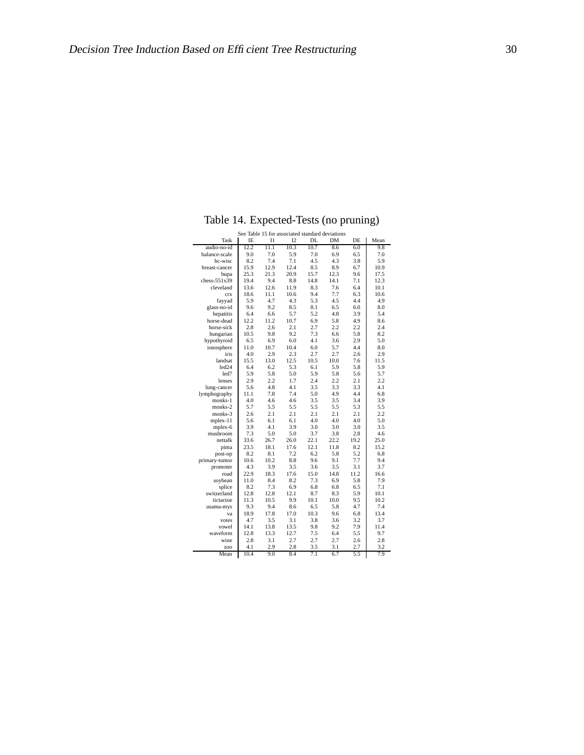Table 14. Expected-Tests (no pruning)

See Table 15 for associated standard deviations

| Task | IE | I1 | I2 | DL | DM | DE | Mean |
|---|---|---|---|---|---|---|---|
| audio-no-id | 12.2 | 11.1 | 10.3 | 10.7 | 8.6 | 6.0 | 9.8 |
| balance-scale | 9.0 | 7.0 | 5.9 | 7.0 | 6.9 | 6.5 | 7.0 |
| bc-wisc | 8.2 | 7.4 | 7.1 | 4.5 | 4.3 | 3.8 | 5.9 |
| breast-cancer | 15.9 | 12.9 | 12.4 | 8.5 | 8.9 | 6.7 | 10.9 |
| bupa | 25.3 | 21.3 | 20.9 | 15.7 | 12.3 | 9.6 | 17.5 |
| chess-551x39 | 19.4 | 9.4 | 8.8 | 14.8 | 14.1 | 7.1 | 12.3 |
| cleveland | 13.6 | 12.6 | 11.9 | 8.3 | 7.6 | 6.4 | 10.1 |
| crx | 18.6 | 11.1 | 10.6 | 9.4 | 7.7 | 6.3 | 10.6 |
| fayyad | 5.9 | 4.7 | 4.3 | 5.3 | 4.5 | 4.4 | 4.9 |
| glass-no-id | 9.6 | 9.2 | 8.5 | 8.1 | 6.5 | 6.0 | 8.0 |
| hepatitis | 6.4 | 6.6 | 5.7 | 5.2 | 4.8 | 3.9 | 5.4 |
| horse-dead | 12.2 | 11.2 | 10.7 | 6.9 | 5.8 | 4.9 | 8.6 |
| horse-sick | 2.8 | 2.6 | 2.1 | 2.7 | 2.2 | 2.2 | 2.4 |
| hungarian | 10.5 | 9.8 | 9.2 | 7.3 | 6.6 | 5.8 | 8.2 |
| hypothyroid | 6.5 | 6.9 | 6.0 | 4.1 | 3.6 | 2.9 | 5.0 |
| ionosphere | 11.0 | 10.7 | 10.4 | 6.0 | 5.7 | 4.4 | 8.0 |
| iris | 4.0 | 2.9 | 2.3 | 2.7 | 2.7 | 2.6 | 2.9 |
| landsat | 15.5 | 13.0 | 12.5 | 10.5 | 10.0 | 7.6 | 11.5 |
| led24 | 6.4 | 6.2 | 5.3 | 6.1 | 5.9 | 5.8 | 5.9 |
| led7 | 5.9 | 5.8 | 5.0 | 5.9 | 5.8 | 5.6 | 5.7 |
| lenses | 2.9 | 2.2 | 1.7 | 2.4 | 2.2 | 2.1 | 2.2 |
| lung-cancer | 5.6 | 4.8 | 4.1 | 3.5 | 3.3 | 3.3 | 4.1 |
| lymphography | 11.1 | 7.8 | 7.4 | 5.0 | 4.9 | 4.4 | 6.8 |
| monks-1 | 4.0 | 4.6 | 4.6 | 3.5 | 3.5 | 3.4 | 3.9 |
| monks-2 | 5.7 | 5.5 | 5.5 | 5.5 | 5.5 | 5.3 | 5.5 |
| monks-3 | 2.6 | 2.1 | 2.1 | 2.1 | 2.1 | 2.1 | 2.2 |
| mplex-11 | 5.6 | 6.1 | 6.1 | 4.0 | 4.0 | 4.0 | 5.0 |
| mplex-6 | 3.9 | 4.1 | 3.9 | 3.0 | 3.0 | 3.0 | 3.5 |
| mushroom | 7.3 | 5.0 | 5.0 | 3.7 | 3.8 | 2.8 | 4.6 |
| nettalk | 33.6 | 26.7 | 26.0 | 22.1 | 22.2 | 19.2 | 25.0 |
| pima | 23.5 | 18.1 | 17.6 | 12.1 | 11.8 | 8.2 | 15.2 |
| post-op | 8.2 | 8.1 | 7.2 | 6.2 | 5.8 | 5.2 | 6.8 |
| primary-tumor | 10.6 | 10.2 | 8.8 | 9.6 | 9.1 | 7.7 | 9.4 |
| promoter | 4.3 | 3.9 | 3.5 | 3.6 | 3.5 | 3.1 | 3.7 |
| road | 22.9 | 18.3 | 17.6 | 15.0 | 14.8 | 11.2 | 16.6 |
| soybean | 11.0 | 8.4 | 8.2 | 7.3 | 6.9 | 5.8 | 7.9 |
| splice | 8.2 | 7.3 | 6.9 | 6.8 | 6.8 | 6.5 | 7.1 |
| switzerland | 12.8 | 12.8 | 12.1 | 8.7 | 8.3 | 5.9 | 10.1 |
| tictactoe | 11.3 | 10.5 | 9.9 | 10.1 | 10.0 | 9.5 | 10.2 |
| usama-mys | 9.3 | 9.4 | 8.6 | 6.5 | 5.8 | 4.7 | 7.4 |
| va | 18.9 | 17.8 | 17.0 | 10.3 | 9.6 | 6.8 | 13.4 |
| votes | 4.7 | 3.5 | 3.1 | 3.8 | 3.6 | 3.2 | 3.7 |
| vowel | 14.1 | 13.8 | 13.5 | 9.8 | 9.2 | 7.9 | 11.4 |
| waveform | 12.8 | 13.3 | 12.7 | 7.5 | 6.4 | 5.5 | 9.7 |
| wine | 2.8 | 3.1 | 2.7 | 2.7 | 2.7 | 2.6 | 2.8 |
| zoo | 4.1 | 2.9 | 2.8 | 3.5 | 3.1 | 2.7 | 3.2 |
| Mean | 10.4 | 9.0 | 8.4 | 7.1 | 6.7 | 5.5 | 7.9 |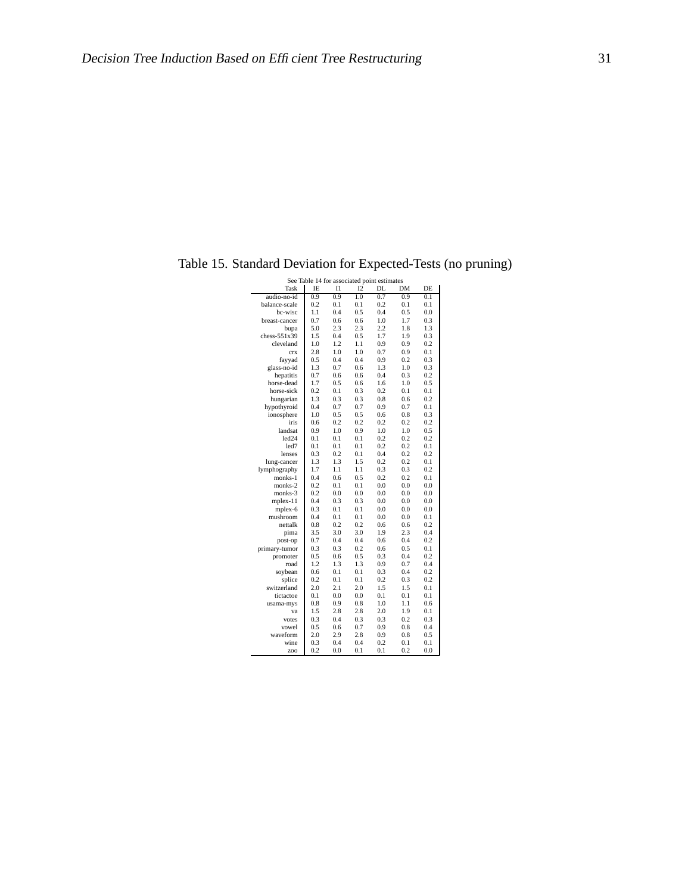Table 15. Standard Deviation for Expected-Tests (no pruning)

See Table 14 for associated point estimates

| Task | IE | I1 | I2 | DL | DM | DE |
|---|---|---|---|---|---|---|
| audio-no-id | 0.9 | 0.9 | 1.0 | 0.7 | 0.9 | 0.1 |
| balance-scale | 0.2 | 0.1 | 0.1 | 0.2 | 0.1 | 0.1 |
| bc-wisc | 1.1 | 0.4 | 0.5 | 0.4 | 0.5 | 0.0 |
| breast-cancer | 0.7 | 0.6 | 0.6 | 1.0 | 1.7 | 0.3 |
| bupa | 5.0 | 2.3 | 2.3 | 2.2 | 1.8 | 1.3 |
| chess-551x39 | 1.5 | 0.4 | 0.5 | 1.7 | 1.9 | 0.3 |
| cleveland | 1.0 | 1.2 | 1.1 | 0.9 | 0.9 | 0.2 |
| crx | 2.8 | 1.0 | 1.0 | 0.7 | 0.9 | 0.1 |
| fayyad | 0.5 | 0.4 | 0.4 | 0.9 | 0.2 | 0.3 |
| glass-no-id | 1.3 | 0.7 | 0.6 | 1.3 | 1.0 | 0.3 |
| hepatitis | 0.7 | 0.6 | 0.6 | 0.4 | 0.3 | 0.2 |
| horse-dead | 1.7 | 0.5 | 0.6 | 1.6 | 1.0 | 0.5 |
| horse-sick | 0.2 | 0.1 | 0.3 | 0.2 | 0.1 | 0.1 |
| hungarian | 1.3 | 0.3 | 0.3 | 0.8 | 0.6 | 0.2 |
| hypothyroid | 0.4 | 0.7 | 0.7 | 0.9 | 0.7 | 0.1 |
| ionosphere | 1.0 | 0.5 | 0.5 | 0.6 | 0.8 | 0.3 |
| iris | 0.6 | 0.2 | 0.2 | 0.2 | 0.2 | 0.2 |
| landsat | 0.9 | 1.0 | 0.9 | 1.0 | 1.0 | 0.5 |
| led24 | 0.1 | 0.1 | 0.1 | 0.2 | 0.2 | 0.2 |
| led7 | 0.1 | 0.1 | 0.1 | 0.2 | 0.2 | 0.1 |
| lenses | 0.3 | 0.2 | 0.1 | 0.4 | 0.2 | 0.2 |
| lung-cancer | 1.3 | 1.3 | 1.5 | 0.2 | 0.2 | 0.1 |
| lymphography | 1.7 | 1.1 | 1.1 | 0.3 | 0.3 | 0.2 |
| monks-1 | 0.4 | 0.6 | 0.5 | 0.2 | 0.2 | 0.1 |
| monks-2 | 0.2 | 0.1 | 0.1 | 0.0 | 0.0 | 0.0 |
| monks-3 | 0.2 | 0.0 | 0.0 | 0.0 | 0.0 | 0.0 |
| mplex-11 | 0.4 | 0.3 | 0.3 | 0.0 | 0.0 | 0.0 |
| mplex-6 | 0.3 | 0.1 | 0.1 | 0.0 | 0.0 | 0.0 |
| mushroom | 0.4 | 0.1 | 0.1 | 0.0 | 0.0 | 0.1 |
| nettalk | 0.8 | 0.2 | 0.2 | 0.6 | 0.6 | 0.2 |
| pima | 3.5 | 3.0 | 3.0 | 1.9 | 2.3 | 0.4 |
| post-op | 0.7 | 0.4 | 0.4 | 0.6 | 0.4 | 0.2 |
| primary-tumor | 0.3 | 0.3 | 0.2 | 0.6 | 0.5 | 0.1 |
| promoter | 0.5 | 0.6 | 0.5 | 0.3 | 0.4 | 0.2 |
| road | 1.2 | 1.3 | 1.3 | 0.9 | 0.7 | 0.4 |
| soybean | 0.6 | 0.1 | 0.1 | 0.3 | 0.4 | 0.2 |
| splice | 0.2 | 0.1 | 0.1 | 0.2 | 0.3 | 0.2 |
| switzerland | 2.0 | 2.1 | 2.0 | 1.5 | 1.5 | 0.1 |
| tictactoe | 0.1 | 0.0 | 0.0 | 0.1 | 0.1 | 0.1 |
| usama-mys | 0.8 | 0.9 | 0.8 | 1.0 | 1.1 | 0.6 |
| va | 1.5 | 2.8 | 2.8 | 2.0 | 1.9 | 0.1 |
| votes | 0.3 | 0.4 | 0.3 | 0.3 | 0.2 | 0.3 |
| vowel | 0.5 | 0.6 | 0.7 | 0.9 | 0.8 | 0.4 |
| waveform | 2.0 | 2.9 | 2.8 | 0.9 | 0.8 | 0.5 |
| wine | 0.3 | 0.4 | 0.4 | 0.2 | 0.1 | 0.1 |
| zoo | 0.2 | 0.0 | 0.1 | 0.1 | 0.2 | 0.0 |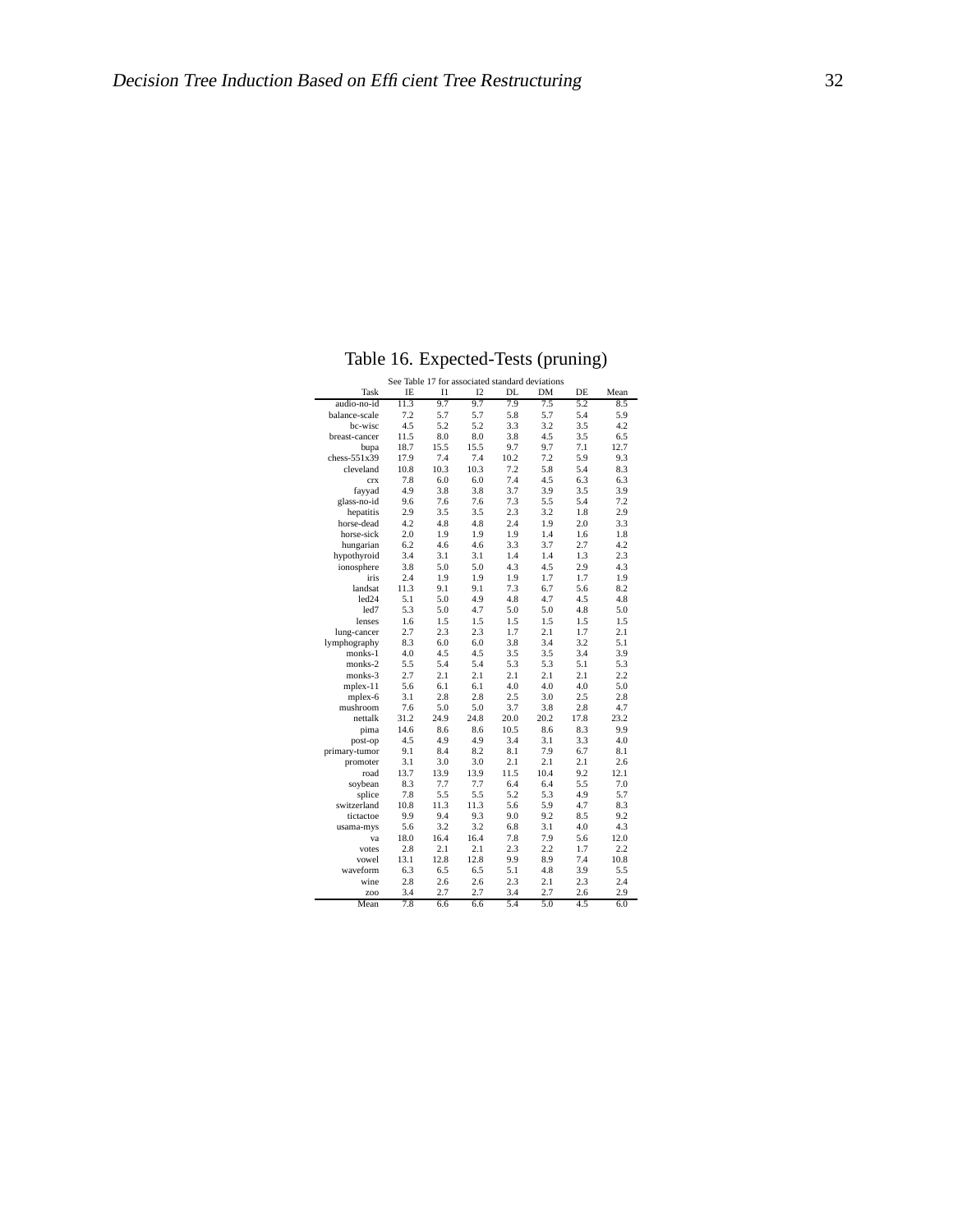Table 16. Expected-Tests (pruning)

See Table 17 for associated standard deviations

| Task | IE | I1 | I2 | DL | DM | DE | Mean |
|---|---|---|---|---|---|---|---|
| audio-no-id | 11.3 | 9.7 | 9.7 | 7.9 | 7.5 | 5.2 | 8.5 |
| balance-scale | 7.2 | 5.7 | 5.7 | 5.8 | 5.7 | 5.4 | 5.9 |
| bc-wisc | 4.5 | 5.2 | 5.2 | 3.3 | 3.2 | 3.5 | 4.2 |
| breast-cancer | 11.5 | 8.0 | 8.0 | 3.8 | 4.5 | 3.5 | 6.5 |
| bupa | 18.7 | 15.5 | 15.5 | 9.7 | 9.7 | 7.1 | 12.7 |
| chess-551x39 | 17.9 | 7.4 | 7.4 | 10.2 | 7.2 | 5.9 | 9.3 |
| cleveland | 10.8 | 10.3 | 10.3 | 7.2 | 5.8 | 5.4 | 8.3 |
| crx | 7.8 | 6.0 | 6.0 | 7.4 | 4.5 | 6.3 | 6.3 |
| fayyad | 4.9 | 3.8 | 3.8 | 3.7 | 3.9 | 3.5 | 3.9 |
| glass-no-id | 9.6 | 7.6 | 7.6 | 7.3 | 5.5 | 5.4 | 7.2 |
| hepatitis | 2.9 | 3.5 | 3.5 | 2.3 | 3.2 | 1.8 | 2.9 |
| horse-dead | 4.2 | 4.8 | 4.8 | 2.4 | 1.9 | 2.0 | 3.3 |
| horse-sick | 2.0 | 1.9 | 1.9 | 1.9 | 1.4 | 1.6 | 1.8 |
| hungarian | 6.2 | 4.6 | 4.6 | 3.3 | 3.7 | 2.7 | 4.2 |
| hypothyroid | 3.4 | 3.1 | 3.1 | 1.4 | 1.4 | 1.3 | 2.3 |
| ionosphere | 3.8 | 5.0 | 5.0 | 4.3 | 4.5 | 2.9 | 4.3 |
| iris | 2.4 | 1.9 | 1.9 | 1.9 | 1.7 | 1.7 | 1.9 |
| landsat | 11.3 | 9.1 | 9.1 | 7.3 | 6.7 | 5.6 | 8.2 |
| led24 | 5.1 | 5.0 | 4.9 | 4.8 | 4.7 | 4.5 | 4.8 |
| led7 | 5.3 | 5.0 | 4.7 | 5.0 | 5.0 | 4.8 | 5.0 |
| lenses | 1.6 | 1.5 | 1.5 | 1.5 | 1.5 | 1.5 | 1.5 |
| lung-cancer | 2.7 | 2.3 | 2.3 | 1.7 | 2.1 | 1.7 | 2.1 |
| lymphography | 8.3 | 6.0 | 6.0 | 3.8 | 3.4 | 3.2 | 5.1 |
| monks-1 | 4.0 | 4.5 | 4.5 | 3.5 | 3.5 | 3.4 | 3.9 |
| monks-2 | 5.5 | 5.4 | 5.4 | 5.3 | 5.3 | 5.1 | 5.3 |
| monks-3 | 2.7 | 2.1 | 2.1 | 2.1 | 2.1 | 2.1 | 2.2 |
| mplex-11 | 5.6 | 6.1 | 6.1 | 4.0 | 4.0 | 4.0 | 5.0 |
| mplex-6 | 3.1 | 2.8 | 2.8 | 2.5 | 3.0 | 2.5 | 2.8 |
| mushroom | 7.6 | 5.0 | 5.0 | 3.7 | 3.8 | 2.8 | 4.7 |
| nettalk | 31.2 | 24.9 | 24.8 | 20.0 | 20.2 | 17.8 | 23.2 |
| pima | 14.6 | 8.6 | 8.6 | 10.5 | 8.6 | 8.3 | 9.9 |
| post-op | 4.5 | 4.9 | 4.9 | 3.4 | 3.1 | 3.3 | 4.0 |
| primary-tumor | 9.1 | 8.4 | 8.2 | 8.1 | 7.9 | 6.7 | 8.1 |
| promoter | 3.1 | 3.0 | 3.0 | 2.1 | 2.1 | 2.1 | 2.6 |
| road | 13.7 | 13.9 | 13.9 | 11.5 | 10.4 | 9.2 | 12.1 |
| soybean | 8.3 | 7.7 | 7.7 | 6.4 | 6.4 | 5.5 | 7.0 |
| splice | 7.8 | 5.5 | 5.5 | 5.2 | 5.3 | 4.9 | 5.7 |
| switzerland | 10.8 | 11.3 | 11.3 | 5.6 | 5.9 | 4.7 | 8.3 |
| tictactoe | 9.9 | 9.4 | 9.3 | 9.0 | 9.2 | 8.5 | 9.2 |
| usama-mys | 5.6 | 3.2 | 3.2 | 6.8 | 3.1 | 4.0 | 4.3 |
| va | 18.0 | 16.4 | 16.4 | 7.8 | 7.9 | 5.6 | 12.0 |
| votes | 2.8 | 2.1 | 2.1 | 2.3 | 2.2 | 1.7 | 2.2 |
| vowel | 13.1 | 12.8 | 12.8 | 9.9 | 8.9 | 7.4 | 10.8 |
| waveform | 6.3 | 6.5 | 6.5 | 5.1 | 4.8 | 3.9 | 5.5 |
| wine | 2.8 | 2.6 | 2.6 | 2.3 | 2.1 | 2.3 | 2.4 |
| zoo | 3.4 | 2.7 | 2.7 | 3.4 | 2.7 | 2.6 | 2.9 |
| Mean | 7.8 | 6.6 | 6.6 | 5.4 | 5.0 | 4.5 | 6.0 |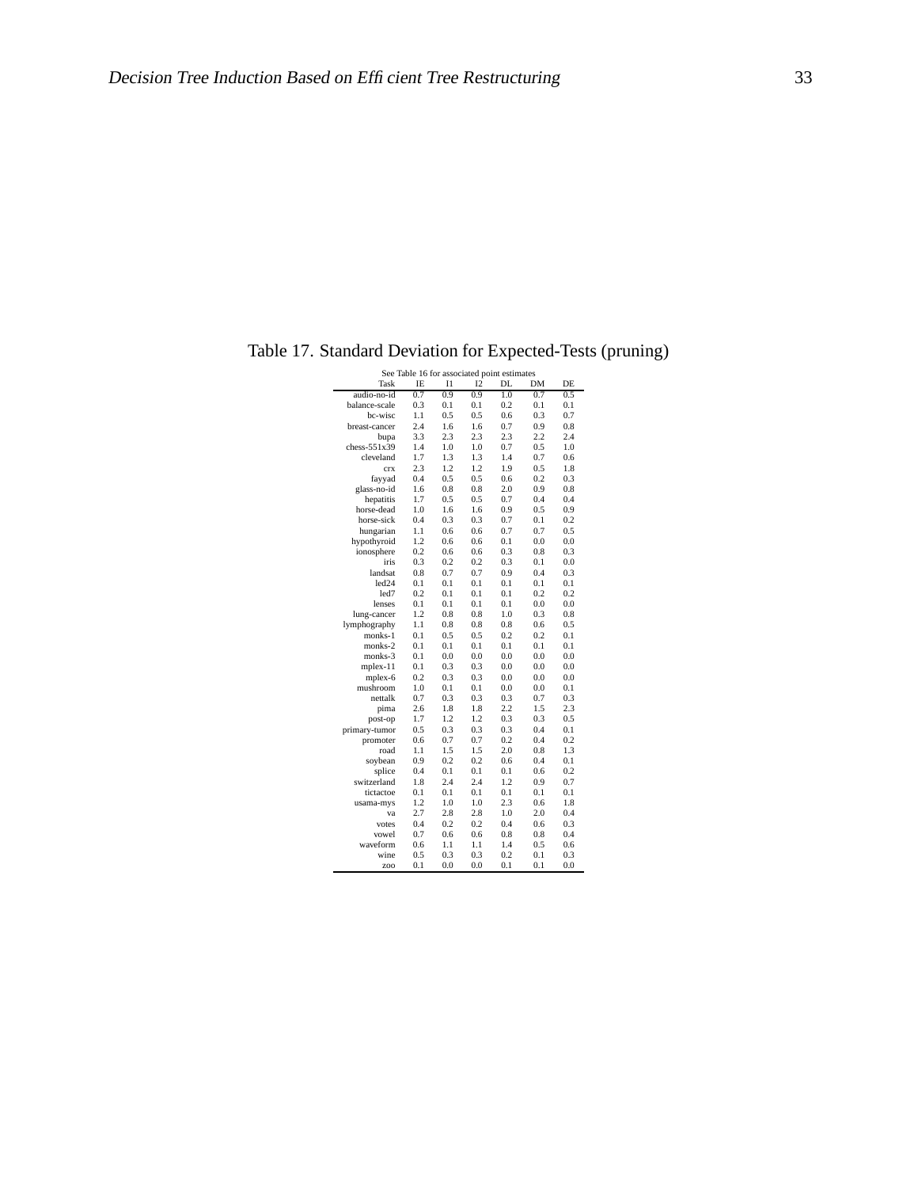Table 17. Standard Deviation for Expected-Tests (pruning)

See Table 16 for associated point estimates

| Task | IE | I1 | I2 | DL | DM | DE |
|---|---|---|---|---|---|---|
| audio-no-id | 0.7 | 0.9 | 0.9 | 1.0 | 0.7 | 0.5 |
| balance-scale | 0.3 | 0.1 | 0.1 | 0.2 | 0.1 | 0.1 |
| bc-wisc | 1.1 | 0.5 | 0.5 | 0.6 | 0.3 | 0.7 |
| breast-cancer | 2.4 | 1.6 | 1.6 | 0.7 | 0.9 | 0.8 |
| bupa | 3.3 | 2.3 | 2.3 | 2.3 | 2.2 | 2.4 |
| chess-551x39 | 1.4 | 1.0 | 1.0 | 0.7 | 0.5 | 1.0 |
| cleveland | 1.7 | 1.3 | 1.3 | 1.4 | 0.7 | 0.6 |
| crx | 2.3 | 1.2 | 1.2 | 1.9 | 0.5 | 1.8 |
| fayyad | 0.4 | 0.5 | 0.5 | 0.6 | 0.2 | 0.3 |
| glass-no-id | 1.6 | 0.8 | 0.8 | 2.0 | 0.9 | 0.8 |
| hepatitis | 1.7 | 0.5 | 0.5 | 0.7 | 0.4 | 0.4 |
| horse-dead | 1.0 | 1.6 | 1.6 | 0.9 | 0.5 | 0.9 |
| horse-sick | 0.4 | 0.3 | 0.3 | 0.7 | 0.1 | 0.2 |
| hungarian | 1.1 | 0.6 | 0.6 | 0.7 | 0.7 | 0.5 |
| hypothyroid | 1.2 | 0.6 | 0.6 | 0.1 | 0.0 | 0.0 |
| ionosphere | 0.2 | 0.6 | 0.6 | 0.3 | 0.8 | 0.3 |
| iris | 0.3 | 0.2 | 0.2 | 0.3 | 0.1 | 0.0 |
| landsat | 0.8 | 0.7 | 0.7 | 0.9 | 0.4 | 0.3 |
| led24 | 0.1 | 0.1 | 0.1 | 0.1 | 0.1 | 0.1 |
| led7 | 0.2 | 0.1 | 0.1 | 0.1 | 0.2 | 0.2 |
| lenses | 0.1 | 0.1 | 0.1 | 0.1 | 0.0 | 0.0 |
| lung-cancer | 1.2 | 0.8 | 0.8 | 1.0 | 0.3 | 0.8 |
| lymphography | 1.1 | 0.8 | 0.8 | 0.8 | 0.6 | 0.5 |
| monks-1 | 0.1 | 0.5 | 0.5 | 0.2 | 0.2 | 0.1 |
| monks-2 | 0.1 | 0.1 | 0.1 | 0.1 | 0.1 | 0.1 |
| monks-3 | 0.1 | 0.0 | 0.0 | 0.0 | 0.0 | 0.0 |
| mplex-11 | 0.1 | 0.3 | 0.3 | 0.0 | 0.0 | 0.0 |
| mplex-6 | 0.2 | 0.3 | 0.3 | 0.0 | 0.0 | 0.0 |
| mushroom | 1.0 | 0.1 | 0.1 | 0.0 | 0.0 | 0.1 |
| nettalk | 0.7 | 0.3 | 0.3 | 0.3 | 0.7 | 0.3 |
| pima | 2.6 | 1.8 | 1.8 | 2.2 | 1.5 | 2.3 |
| post-op | 1.7 | 1.2 | 1.2 | 0.3 | 0.3 | 0.5 |
| primary-tumor | 0.5 | 0.3 | 0.3 | 0.3 | 0.4 | 0.1 |
| promoter | 0.6 | 0.7 | 0.7 | 0.2 | 0.4 | 0.2 |
| road | 1.1 | 1.5 | 1.5 | 2.0 | 0.8 | 1.3 |
| soybean | 0.9 | 0.2 | 0.2 | 0.6 | 0.4 | 0.1 |
| splice | 0.4 | 0.1 | 0.1 | 0.1 | 0.6 | 0.2 |
| switzerland | 1.8 | 2.4 | 2.4 | 1.2 | 0.9 | 0.7 |
| tictactoe | 0.1 | 0.1 | 0.1 | 0.1 | 0.1 | 0.1 |
| usama-mys | 1.2 | 1.0 | 1.0 | 2.3 | 0.6 | 1.8 |
| va | 2.7 | 2.8 | 2.8 | 1.0 | 2.0 | 0.4 |
| votes | 0.4 | 0.2 | 0.2 | 0.4 | 0.6 | 0.3 |
| vowel | 0.7 | 0.6 | 0.6 | 0.8 | 0.8 | 0.4 |
| waveform | 0.6 | 1.1 | 1.1 | 1.4 | 0.5 | 0.6 |
| wine | 0.5 | 0.3 | 0.3 | 0.2 | 0.1 | 0.3 |
| zoo | 0.1 | 0.0 | 0.0 | 0.1 | 0.1 | 0.0 |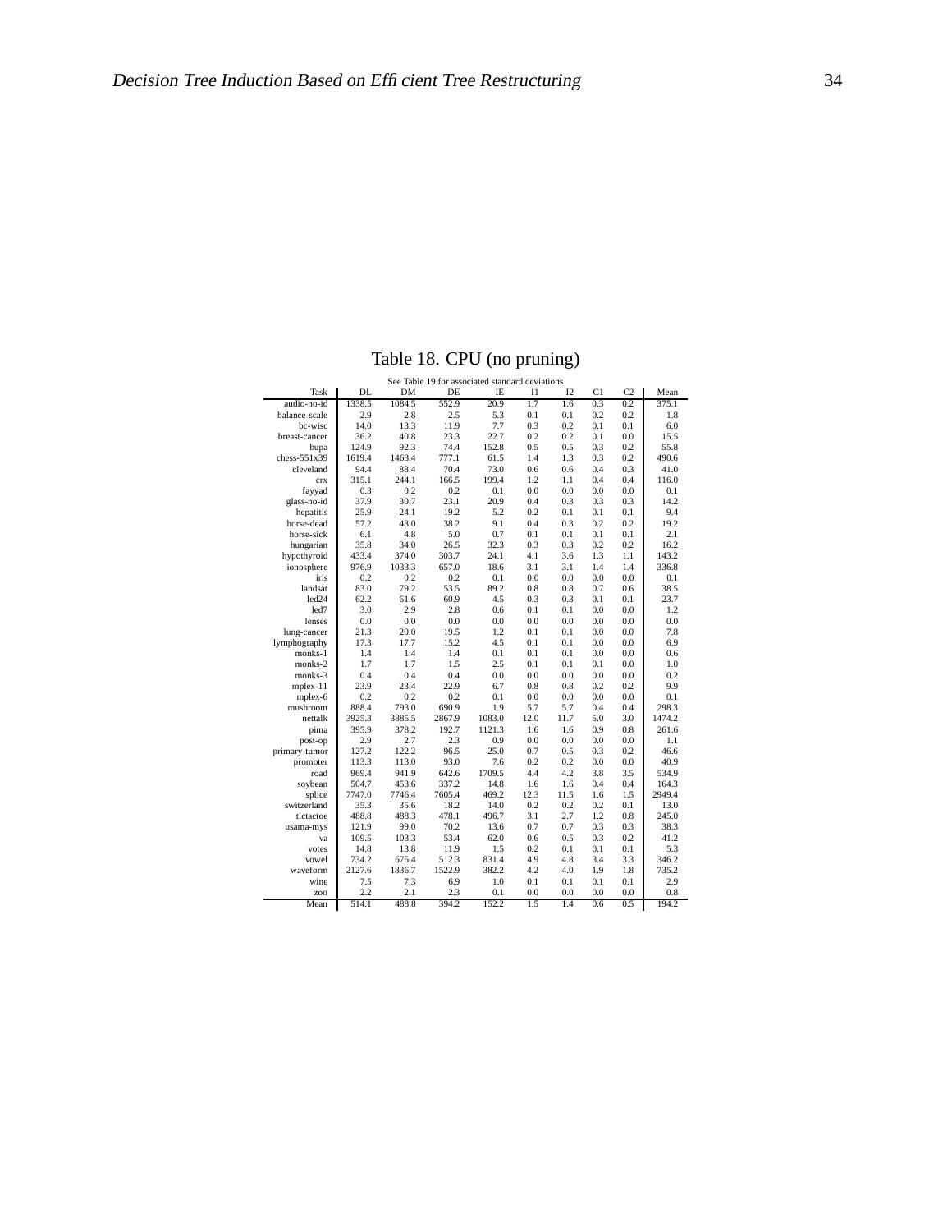Table 18. CPU (no pruning)

See Table 19 for associated standard deviations

| Task | DL | DM | DE | IE | I1 | I2 | C1 | C2 | Mean |
|---|---|---|---|---|---|---|---|---|---|
| audio-no-id | 1338.5 | 1084.5 | 552.9 | 20.9 | 1.7 | 1.6 | 0.3 | 0.2 | 375.1 |
| balance-scale | 2.9 | 2.8 | 2.5 | 5.3 | 0.1 | 0.1 | 0.2 | 0.2 | 1.8 |
| bc-wisc | 14.0 | 13.3 | 11.9 | 7.7 | 0.3 | 0.2 | 0.1 | 0.1 | 6.0 |
| breast-cancer | 36.2 | 40.8 | 23.3 | 22.7 | 0.2 | 0.2 | 0.1 | 0.0 | 15.5 |
| bupa | 124.9 | 92.3 | 74.4 | 152.8 | 0.5 | 0.5 | 0.3 | 0.2 | 55.8 |
| chess-551x39 | 1619.4 | 1463.4 | 777.1 | 61.5 | 1.4 | 1.3 | 0.3 | 0.2 | 490.6 |
| cleveland | 94.4 | 88.4 | 70.4 | 73.0 | 0.6 | 0.6 | 0.4 | 0.3 | 41.0 |
| crx | 315.1 | 244.1 | 166.5 | 199.4 | 1.2 | 1.1 | 0.4 | 0.4 | 116.0 |
| fayyad | 0.3 | 0.2 | 0.2 | 0.1 | 0.0 | 0.0 | 0.0 | 0.0 | 0.1 |
| glass-no-id | 37.9 | 30.7 | 23.1 | 20.9 | 0.4 | 0.3 | 0.3 | 0.3 | 14.2 |
| hepatitis | 25.9 | 24.1 | 19.2 | 5.2 | 0.2 | 0.1 | 0.1 | 0.1 | 9.4 |
| horse-dead | 57.2 | 48.0 | 38.2 | 9.1 | 0.4 | 0.3 | 0.2 | 0.2 | 19.2 |
| horse-sick | 6.1 | 4.8 | 5.0 | 0.7 | 0.1 | 0.1 | 0.1 | 0.1 | 2.1 |
| hungarian | 35.8 | 34.0 | 26.5 | 32.3 | 0.3 | 0.3 | 0.2 | 0.2 | 16.2 |
| hypothyroid | 433.4 | 374.0 | 303.7 | 24.1 | 4.1 | 3.6 | 1.3 | 1.1 | 143.2 |
| ionosphere | 976.9 | 1033.3 | 657.0 | 18.6 | 3.1 | 3.1 | 1.4 | 1.4 | 336.8 |
| iris | 0.2 | 0.2 | 0.2 | 0.1 | 0.0 | 0.0 | 0.0 | 0.0 | 0.1 |
| landsat | 83.0 | 79.2 | 53.5 | 89.2 | 0.8 | 0.8 | 0.7 | 0.6 | 38.5 |
| led24 | 62.2 | 61.6 | 60.9 | 4.5 | 0.3 | 0.3 | 0.1 | 0.1 | 23.7 |
| led7 | 3.0 | 2.9 | 2.8 | 0.6 | 0.1 | 0.1 | 0.0 | 0.0 | 1.2 |
| lenses | 0.0 | 0.0 | 0.0 | 0.0 | 0.0 | 0.0 | 0.0 | 0.0 | 0.0 |
| lung-cancer | 21.3 | 20.0 | 19.5 | 1.2 | 0.1 | 0.1 | 0.0 | 0.0 | 7.8 |
| lymphography | 17.3 | 17.7 | 15.2 | 4.5 | 0.1 | 0.1 | 0.0 | 0.0 | 6.9 |
| monks-1 | 1.4 | 1.4 | 1.4 | 0.1 | 0.1 | 0.1 | 0.0 | 0.0 | 0.6 |
| monks-2 | 1.7 | 1.7 | 1.5 | 2.5 | 0.1 | 0.1 | 0.1 | 0.0 | 1.0 |
| monks-3 | 0.4 | 0.4 | 0.4 | 0.0 | 0.0 | 0.0 | 0.0 | 0.0 | 0.2 |
| mplex-11 | 23.9 | 23.4 | 22.9 | 6.7 | 0.8 | 0.8 | 0.2 | 0.2 | 9.9 |
| mplex-6 | 0.2 | 0.2 | 0.2 | 0.1 | 0.0 | 0.0 | 0.0 | 0.0 | 0.1 |
| mushroom | 888.4 | 793.0 | 690.9 | 1.9 | 5.7 | 5.7 | 0.4 | 0.4 | 298.3 |
| nettalk | 3925.3 | 3885.5 | 2867.9 | 1083.0 | 12.0 | 11.7 | 5.0 | 3.0 | 1474.2 |
| pima | 395.9 | 378.2 | 192.7 | 1121.3 | 1.6 | 1.6 | 0.9 | 0.8 | 261.6 |
| post-op | 2.9 | 2.7 | 2.3 | 0.9 | 0.0 | 0.0 | 0.0 | 0.0 | 1.1 |
| primary-tumor | 127.2 | 122.2 | 96.5 | 25.0 | 0.7 | 0.5 | 0.3 | 0.2 | 46.6 |
| promoter | 113.3 | 113.0 | 93.0 | 7.6 | 0.2 | 0.2 | 0.0 | 0.0 | 40.9 |
| road | 969.4 | 941.9 | 642.6 | 1709.5 | 4.4 | 4.2 | 3.8 | 3.5 | 534.9 |
| soybean | 504.7 | 453.6 | 337.2 | 14.8 | 1.6 | 1.6 | 0.4 | 0.4 | 164.3 |
| splice | 7747.0 | 7746.4 | 7605.4 | 469.2 | 12.3 | 11.5 | 1.6 | 1.5 | 2949.4 |
| switzerland | 35.3 | 35.6 | 18.2 | 14.0 | 0.2 | 0.2 | 0.2 | 0.1 | 13.0 |
| tictactoe | 488.8 | 488.3 | 478.1 | 496.7 | 3.1 | 2.7 | 1.2 | 0.8 | 245.0 |
| usama-mys | 121.9 | 99.0 | 70.2 | 13.6 | 0.7 | 0.7 | 0.3 | 0.3 | 38.3 |
| va | 109.5 | 103.3 | 53.4 | 62.0 | 0.6 | 0.5 | 0.3 | 0.2 | 41.2 |
| votes | 14.8 | 13.8 | 11.9 | 1.5 | 0.2 | 0.1 | 0.1 | 0.1 | 5.3 |
| vowel | 734.2 | 675.4 | 512.3 | 831.4 | 4.9 | 4.8 | 3.4 | 3.3 | 346.2 |
| waveform | 2127.6 | 1836.7 | 1522.9 | 382.2 | 4.2 | 4.0 | 1.9 | 1.8 | 735.2 |
| wine | 7.5 | 7.3 | 6.9 | 1.0 | 0.1 | 0.1 | 0.1 | 0.1 | 2.9 |
| zoo | 2.2 | 2.1 | 2.3 | 0.1 | 0.0 | 0.0 | 0.0 | 0.0 | 0.8 |
| Mean | 514.1 | 488.8 | 394.2 | 152.2 | 1.5 | 1.4 | 0.6 | 0.5 | 194.2 |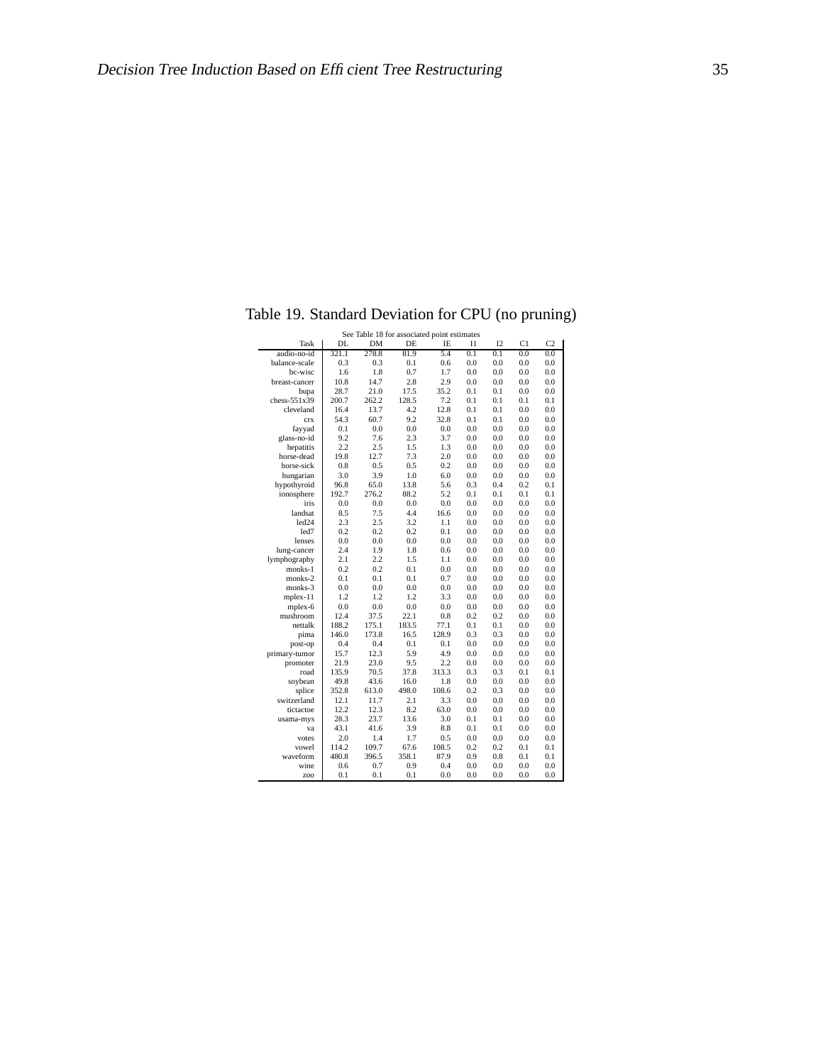Table 19. Standard Deviation for CPU (no pruning)

See Table 18 for associated point estimates

| Task | DL | DM | DE | IE | I1 | I2 | C1 | C2 |
|---|---|---|---|---|---|---|---|---|
| audio-no-id | 321.1 | 278.8 | 81.9 | 5.4 | 0.1 | 0.1 | 0.0 | 0.0 |
| balance-scale | 0.3 | 0.3 | 0.1 | 0.6 | 0.0 | 0.0 | 0.0 | 0.0 |
| bc-wisc | 1.6 | 1.8 | 0.7 | 1.7 | 0.0 | 0.0 | 0.0 | 0.0 |
| breast-cancer | 10.8 | 14.7 | 2.8 | 2.9 | 0.0 | 0.0 | 0.0 | 0.0 |
| bupa | 28.7 | 21.0 | 17.5 | 35.2 | 0.1 | 0.1 | 0.0 | 0.0 |
| chess-551x39 | 200.7 | 262.2 | 128.5 | 7.2 | 0.1 | 0.1 | 0.1 | 0.1 |
| cleveland | 16.4 | 13.7 | 4.2 | 12.8 | 0.1 | 0.1 | 0.0 | 0.0 |
| crx | 54.3 | 60.7 | 9.2 | 32.8 | 0.1 | 0.1 | 0.0 | 0.0 |
| fayyad | 0.1 | 0.0 | 0.0 | 0.0 | 0.0 | 0.0 | 0.0 | 0.0 |
| glass-no-id | 9.2 | 7.6 | 2.3 | 3.7 | 0.0 | 0.0 | 0.0 | 0.0 |
| hepatitis | 2.2 | 2.5 | 1.5 | 1.3 | 0.0 | 0.0 | 0.0 | 0.0 |
| horse-dead | 19.8 | 12.7 | 7.3 | 2.0 | 0.0 | 0.0 | 0.0 | 0.0 |
| horse-sick | 0.8 | 0.5 | 0.5 | 0.2 | 0.0 | 0.0 | 0.0 | 0.0 |
| hungarian | 3.0 | 3.9 | 1.0 | 6.0 | 0.0 | 0.0 | 0.0 | 0.0 |
| hypothyroid | 96.8 | 65.0 | 13.8 | 5.6 | 0.3 | 0.4 | 0.2 | 0.1 |
| ionosphere | 192.7 | 276.2 | 88.2 | 5.2 | 0.1 | 0.1 | 0.1 | 0.1 |
| iris | 0.0 | 0.0 | 0.0 | 0.0 | 0.0 | 0.0 | 0.0 | 0.0 |
| landsat | 8.5 | 7.5 | 4.4 | 16.6 | 0.0 | 0.0 | 0.0 | 0.0 |
| led24 | 2.3 | 2.5 | 3.2 | 1.1 | 0.0 | 0.0 | 0.0 | 0.0 |
| led7 | 0.2 | 0.2 | 0.2 | 0.1 | 0.0 | 0.0 | 0.0 | 0.0 |
| lenses | 0.0 | 0.0 | 0.0 | 0.0 | 0.0 | 0.0 | 0.0 | 0.0 |
| lung-cancer | 2.4 | 1.9 | 1.8 | 0.6 | 0.0 | 0.0 | 0.0 | 0.0 |
| lymphography | 2.1 | 2.2 | 1.5 | 1.1 | 0.0 | 0.0 | 0.0 | 0.0 |
| monks-1 | 0.2 | 0.2 | 0.1 | 0.0 | 0.0 | 0.0 | 0.0 | 0.0 |
| monks-2 | 0.1 | 0.1 | 0.1 | 0.7 | 0.0 | 0.0 | 0.0 | 0.0 |
| monks-3 | 0.0 | 0.0 | 0.0 | 0.0 | 0.0 | 0.0 | 0.0 | 0.0 |
| mplex-11 | 1.2 | 1.2 | 1.2 | 3.3 | 0.0 | 0.0 | 0.0 | 0.0 |
| mplex-6 | 0.0 | 0.0 | 0.0 | 0.0 | 0.0 | 0.0 | 0.0 | 0.0 |
| mushroom | 12.4 | 37.5 | 22.1 | 0.8 | 0.2 | 0.2 | 0.0 | 0.0 |
| nettalk | 188.2 | 175.1 | 183.5 | 77.1 | 0.1 | 0.1 | 0.0 | 0.0 |
| pima | 146.0 | 173.8 | 16.5 | 128.9 | 0.3 | 0.3 | 0.0 | 0.0 |
| post-op | 0.4 | 0.4 | 0.1 | 0.1 | 0.0 | 0.0 | 0.0 | 0.0 |
| primary-tumor | 15.7 | 12.3 | 5.9 | 4.9 | 0.0 | 0.0 | 0.0 | 0.0 |
| promoter | 21.9 | 23.0 | 9.5 | 2.2 | 0.0 | 0.0 | 0.0 | 0.0 |
| road | 135.9 | 70.5 | 37.8 | 313.3 | 0.3 | 0.3 | 0.1 | 0.1 |
| soybean | 49.8 | 43.6 | 16.0 | 1.8 | 0.0 | 0.0 | 0.0 | 0.0 |
| splice | 352.8 | 613.0 | 498.0 | 108.6 | 0.2 | 0.3 | 0.0 | 0.0 |
| switzerland | 12.1 | 11.7 | 2.1 | 3.3 | 0.0 | 0.0 | 0.0 | 0.0 |
| tictactoe | 12.2 | 12.3 | 8.2 | 63.0 | 0.0 | 0.0 | 0.0 | 0.0 |
| usama-mys | 28.3 | 23.7 | 13.6 | 3.0 | 0.1 | 0.1 | 0.0 | 0.0 |
| va | 43.1 | 41.6 | 3.9 | 8.8 | 0.1 | 0.1 | 0.0 | 0.0 |
| votes | 2.0 | 1.4 | 1.7 | 0.5 | 0.0 | 0.0 | 0.0 | 0.0 |
| vowel | 114.2 | 109.7 | 67.6 | 108.5 | 0.2 | 0.2 | 0.1 | 0.1 |
| waveform | 480.8 | 396.5 | 358.1 | 87.9 | 0.9 | 0.8 | 0.1 | 0.1 |
| wine | 0.6 | 0.7 | 0.9 | 0.4 | 0.0 | 0.0 | 0.0 | 0.0 |
| zoo | 0.1 | 0.1 | 0.1 | 0.0 | 0.0 | 0.0 | 0.0 | 0.0 |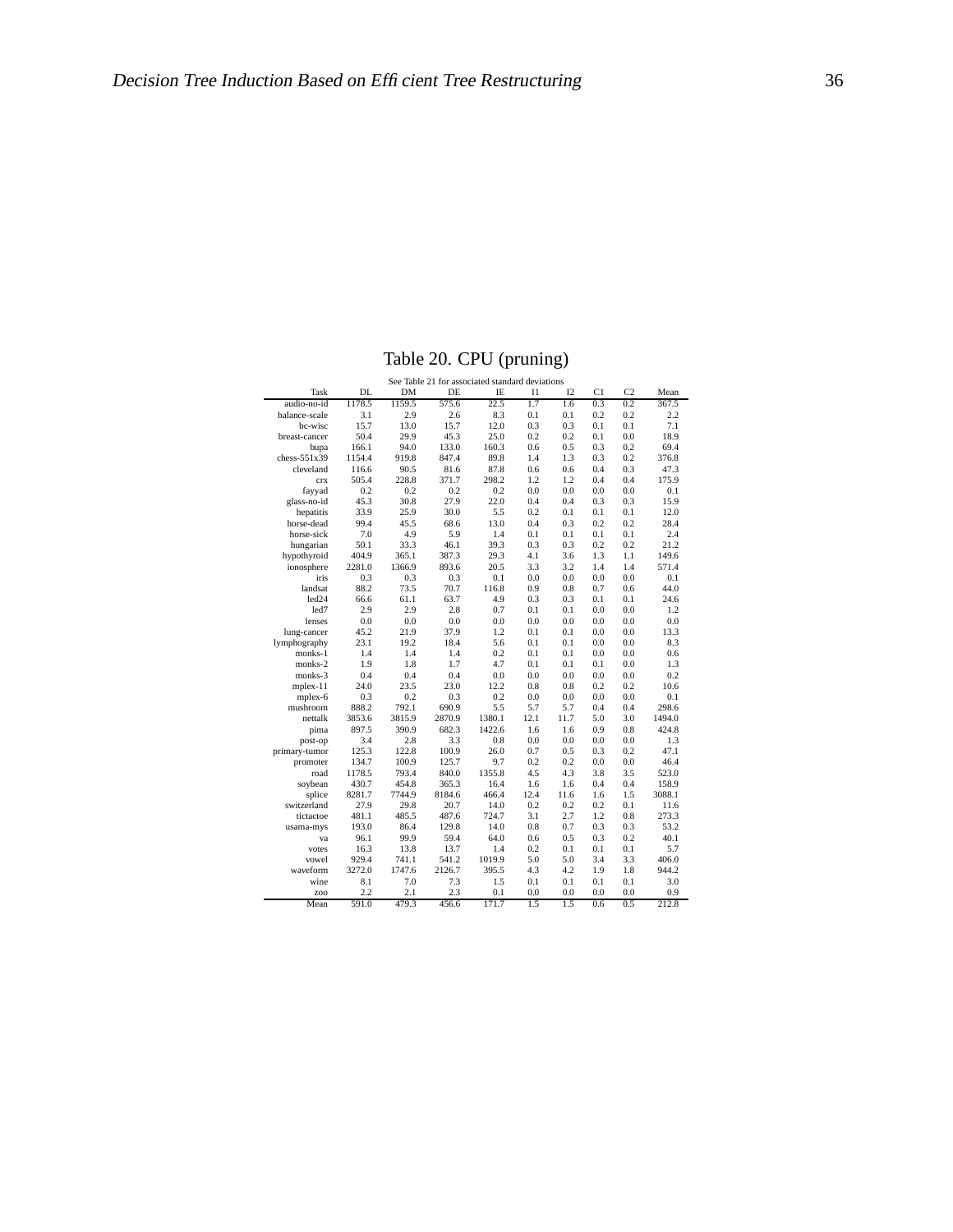Table 20. CPU (pruning)

See Table 21 for associated standard deviations

| Task | DL | DM | DE | IE | I1 | I2 | C1 | C2 | Mean |
|---|---|---|---|---|---|---|---|---|---|
| audio-no-id | 1178.5 | 1159.5 | 575.6 | 22.5 | 1.7 | 1.6 | 0.3 | 0.2 | 367.5 |
| balance-scale | 3.1 | 2.9 | 2.6 | 8.3 | 0.1 | 0.1 | 0.2 | 0.2 | 2.2 |
| bc-wisc | 15.7 | 13.0 | 15.7 | 12.0 | 0.3 | 0.3 | 0.1 | 0.1 | 7.1 |
| breast-cancer | 50.4 | 29.9 | 45.3 | 25.0 | 0.2 | 0.2 | 0.1 | 0.0 | 18.9 |
| bupa | 166.1 | 94.0 | 133.0 | 160.3 | 0.6 | 0.5 | 0.3 | 0.2 | 69.4 |
| chess-551x39 | 1154.4 | 919.8 | 847.4 | 89.8 | 1.4 | 1.3 | 0.3 | 0.2 | 376.8 |
| cleveland | 116.6 | 90.5 | 81.6 | 87.8 | 0.6 | 0.6 | 0.4 | 0.3 | 47.3 |
| crx | 505.4 | 228.8 | 371.7 | 298.2 | 1.2 | 1.2 | 0.4 | 0.4 | 175.9 |
| fayyad | 0.2 | 0.2 | 0.2 | 0.2 | 0.0 | 0.0 | 0.0 | 0.0 | 0.1 |
| glass-no-id | 45.3 | 30.8 | 27.9 | 22.0 | 0.4 | 0.4 | 0.3 | 0.3 | 15.9 |
| hepatitis | 33.9 | 25.9 | 30.0 | 5.5 | 0.2 | 0.1 | 0.1 | 0.1 | 12.0 |
| horse-dead | 99.4 | 45.5 | 68.6 | 13.0 | 0.4 | 0.3 | 0.2 | 0.2 | 28.4 |
| horse-sick | 7.0 | 4.9 | 5.9 | 1.4 | 0.1 | 0.1 | 0.1 | 0.1 | 2.4 |
| hungarian | 50.1 | 33.3 | 46.1 | 39.3 | 0.3 | 0.3 | 0.2 | 0.2 | 21.2 |
| hypothyroid | 404.9 | 365.1 | 387.3 | 29.3 | 4.1 | 3.6 | 1.3 | 1.1 | 149.6 |
| ionosphere | 2281.0 | 1366.9 | 893.6 | 20.5 | 3.3 | 3.2 | 1.4 | 1.4 | 571.4 |
| iris | 0.3 | 0.3 | 0.3 | 0.1 | 0.0 | 0.0 | 0.0 | 0.0 | 0.1 |
| landsat | 88.2 | 73.5 | 70.7 | 116.8 | 0.9 | 0.8 | 0.7 | 0.6 | 44.0 |
| led24 | 66.6 | 61.1 | 63.7 | 4.9 | 0.3 | 0.3 | 0.1 | 0.1 | 24.6 |
| led7 | 2.9 | 2.9 | 2.8 | 0.7 | 0.1 | 0.1 | 0.0 | 0.0 | 1.2 |
| lenses | 0.0 | 0.0 | 0.0 | 0.0 | 0.0 | 0.0 | 0.0 | 0.0 | 0.0 |
| lung-cancer | 45.2 | 21.9 | 37.9 | 1.2 | 0.1 | 0.1 | 0.0 | 0.0 | 13.3 |
| lymphography | 23.1 | 19.2 | 18.4 | 5.6 | 0.1 | 0.1 | 0.0 | 0.0 | 8.3 |
| monks-1 | 1.4 | 1.4 | 1.4 | 0.2 | 0.1 | 0.1 | 0.0 | 0.0 | 0.6 |
| monks-2 | 1.9 | 1.8 | 1.7 | 4.7 | 0.1 | 0.1 | 0.1 | 0.0 | 1.3 |
| monks-3 | 0.4 | 0.4 | 0.4 | 0.0 | 0.0 | 0.0 | 0.0 | 0.0 | 0.2 |
| mplex-11 | 24.0 | 23.5 | 23.0 | 12.2 | 0.8 | 0.8 | 0.2 | 0.2 | 10.6 |
| mplex-6 | 0.3 | 0.2 | 0.3 | 0.2 | 0.0 | 0.0 | 0.0 | 0.0 | 0.1 |
| mushroom | 888.2 | 792.1 | 690.9 | 5.5 | 5.7 | 5.7 | 0.4 | 0.4 | 298.6 |
| nettalk | 3853.6 | 3815.9 | 2870.9 | 1380.1 | 12.1 | 11.7 | 5.0 | 3.0 | 1494.0 |
| pima | 897.5 | 390.9 | 682.3 | 1422.6 | 1.6 | 1.6 | 0.9 | 0.8 | 424.8 |
| post-op | 3.4 | 2.8 | 3.3 | 0.8 | 0.0 | 0.0 | 0.0 | 0.0 | 1.3 |
| primary-tumor | 125.3 | 122.8 | 100.9 | 26.0 | 0.7 | 0.5 | 0.3 | 0.2 | 47.1 |
| promoter | 134.7 | 100.9 | 125.7 | 9.7 | 0.2 | 0.2 | 0.0 | 0.0 | 46.4 |
| road | 1178.5 | 793.4 | 840.0 | 1355.8 | 4.5 | 4.3 | 3.8 | 3.5 | 523.0 |
| soybean | 430.7 | 454.8 | 365.3 | 16.4 | 1.6 | 1.6 | 0.4 | 0.4 | 158.9 |
| splice | 8281.7 | 7744.9 | 8184.6 | 466.4 | 12.4 | 11.6 | 1.6 | 1.5 | 3088.1 |
| switzerland | 27.9 | 29.8 | 20.7 | 14.0 | 0.2 | 0.2 | 0.2 | 0.1 | 11.6 |
| tictactoe | 481.1 | 485.5 | 487.6 | 724.7 | 3.1 | 2.7 | 1.2 | 0.8 | 273.3 |
| usama-mys | 193.0 | 86.4 | 129.8 | 14.0 | 0.8 | 0.7 | 0.3 | 0.3 | 53.2 |
| va | 96.1 | 99.9 | 59.4 | 64.0 | 0.6 | 0.5 | 0.3 | 0.2 | 40.1 |
| votes | 16.3 | 13.8 | 13.7 | 1.4 | 0.2 | 0.1 | 0.1 | 0.1 | 5.7 |
| vowel | 929.4 | 741.1 | 541.2 | 1019.9 | 5.0 | 5.0 | 3.4 | 3.3 | 406.0 |
| waveform | 3272.0 | 1747.6 | 2126.7 | 395.5 | 4.3 | 4.2 | 1.9 | 1.8 | 944.2 |
| wine | 8.1 | 7.0 | 7.3 | 1.5 | 0.1 | 0.1 | 0.1 | 0.1 | 3.0 |
| zoo | 2.2 | 2.1 | 2.3 | 0.1 | 0.0 | 0.0 | 0.0 | 0.0 | 0.9 |
| Mean | 591.0 | 479.3 | 456.6 | 171.7 | 1.5 | 1.5 | 0.6 | 0.5 | 212.8 |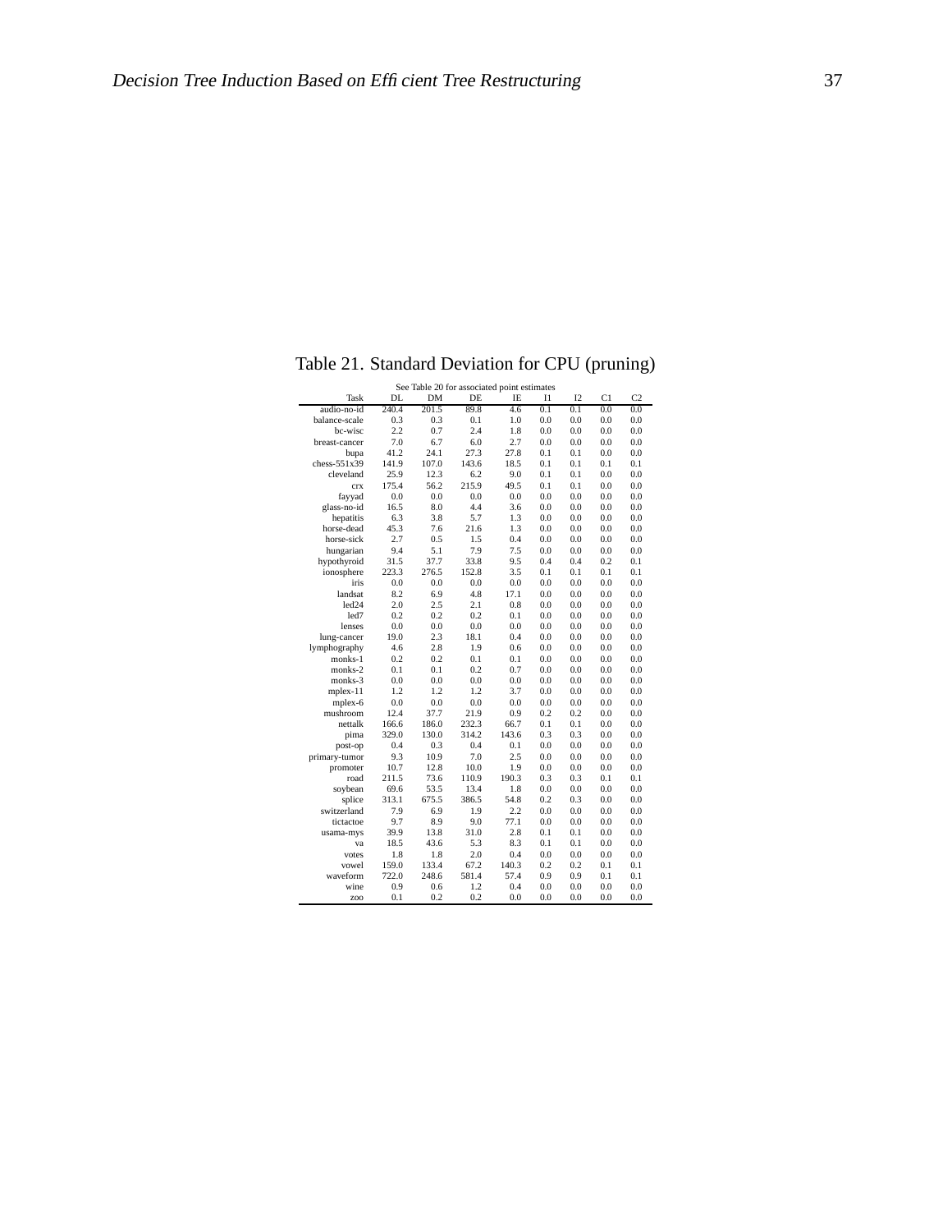Table 21. Standard Deviation for CPU (pruning)

See Table 20 for associated point estimates

| Task | DL | DM | DE | IE | I1 | I2 | C1 | C2 |
|---|---|---|---|---|---|---|---|---|
| audio-no-id | 240.4 | 201.5 | 89.8 | 4.6 | 0.1 | 0.1 | 0.0 | 0.0 |
| balance-scale | 0.3 | 0.3 | 0.1 | 1.0 | 0.0 | 0.0 | 0.0 | 0.0 |
| bc-wisc | 2.2 | 0.7 | 2.4 | 1.8 | 0.0 | 0.0 | 0.0 | 0.0 |
| breast-cancer | 7.0 | 6.7 | 6.0 | 2.7 | 0.0 | 0.0 | 0.0 | 0.0 |
| bupa | 41.2 | 24.1 | 27.3 | 27.8 | 0.1 | 0.1 | 0.0 | 0.0 |
| chess-551x39 | 141.9 | 107.0 | 143.6 | 18.5 | 0.1 | 0.1 | 0.1 | 0.1 |
| cleveland | 25.9 | 12.3 | 6.2 | 9.0 | 0.1 | 0.1 | 0.0 | 0.0 |
| crx | 175.4 | 56.2 | 215.9 | 49.5 | 0.1 | 0.1 | 0.0 | 0.0 |
| fayyad | 0.0 | 0.0 | 0.0 | 0.0 | 0.0 | 0.0 | 0.0 | 0.0 |
| glass-no-id | 16.5 | 8.0 | 4.4 | 3.6 | 0.0 | 0.0 | 0.0 | 0.0 |
| hepatitis | 6.3 | 3.8 | 5.7 | 1.3 | 0.0 | 0.0 | 0.0 | 0.0 |
| horse-dead | 45.3 | 7.6 | 21.6 | 1.3 | 0.0 | 0.0 | 0.0 | 0.0 |
| horse-sick | 2.7 | 0.5 | 1.5 | 0.4 | 0.0 | 0.0 | 0.0 | 0.0 |
| hungarian | 9.4 | 5.1 | 7.9 | 7.5 | 0.0 | 0.0 | 0.0 | 0.0 |
| hypothyroid | 31.5 | 37.7 | 33.8 | 9.5 | 0.4 | 0.4 | 0.2 | 0.1 |
| ionosphere | 223.3 | 276.5 | 152.8 | 3.5 | 0.1 | 0.1 | 0.1 | 0.1 |
| iris | 0.0 | 0.0 | 0.0 | 0.0 | 0.0 | 0.0 | 0.0 | 0.0 |
| landsat | 8.2 | 6.9 | 4.8 | 17.1 | 0.0 | 0.0 | 0.0 | 0.0 |
| led24 | 2.0 | 2.5 | 2.1 | 0.8 | 0.0 | 0.0 | 0.0 | 0.0 |
| led7 | 0.2 | 0.2 | 0.2 | 0.1 | 0.0 | 0.0 | 0.0 | 0.0 |
| lenses | 0.0 | 0.0 | 0.0 | 0.0 | 0.0 | 0.0 | 0.0 | 0.0 |
| lung-cancer | 19.0 | 2.3 | 18.1 | 0.4 | 0.0 | 0.0 | 0.0 | 0.0 |
| lymphography | 4.6 | 2.8 | 1.9 | 0.6 | 0.0 | 0.0 | 0.0 | 0.0 |
| monks-1 | 0.2 | 0.2 | 0.1 | 0.1 | 0.0 | 0.0 | 0.0 | 0.0 |
| monks-2 | 0.1 | 0.1 | 0.2 | 0.7 | 0.0 | 0.0 | 0.0 | 0.0 |
| monks-3 | 0.0 | 0.0 | 0.0 | 0.0 | 0.0 | 0.0 | 0.0 | 0.0 |
| mplex-11 | 1.2 | 1.2 | 1.2 | 3.7 | 0.0 | 0.0 | 0.0 | 0.0 |
| mplex-6 | 0.0 | 0.0 | 0.0 | 0.0 | 0.0 | 0.0 | 0.0 | 0.0 |
| mushroom | 12.4 | 37.7 | 21.9 | 0.9 | 0.2 | 0.2 | 0.0 | 0.0 |
| nettalk | 166.6 | 186.0 | 232.3 | 66.7 | 0.1 | 0.1 | 0.0 | 0.0 |
| pima | 329.0 | 130.0 | 314.2 | 143.6 | 0.3 | 0.3 | 0.0 | 0.0 |
| post-op | 0.4 | 0.3 | 0.4 | 0.1 | 0.0 | 0.0 | 0.0 | 0.0 |
| primary-tumor | 9.3 | 10.9 | 7.0 | 2.5 | 0.0 | 0.0 | 0.0 | 0.0 |
| promoter | 10.7 | 12.8 | 10.0 | 1.9 | 0.0 | 0.0 | 0.0 | 0.0 |
| road | 211.5 | 73.6 | 110.9 | 190.3 | 0.3 | 0.3 | 0.1 | 0.1 |
| soybean | 69.6 | 53.5 | 13.4 | 1.8 | 0.0 | 0.0 | 0.0 | 0.0 |
| splice | 313.1 | 675.5 | 386.5 | 54.8 | 0.2 | 0.3 | 0.0 | 0.0 |
| switzerland | 7.9 | 6.9 | 1.9 | 2.2 | 0.0 | 0.0 | 0.0 | 0.0 |
| tictactoe | 9.7 | 8.9 | 9.0 | 77.1 | 0.0 | 0.0 | 0.0 | 0.0 |
| usama-mys | 39.9 | 13.8 | 31.0 | 2.8 | 0.1 | 0.1 | 0.0 | 0.0 |
| va | 18.5 | 43.6 | 5.3 | 8.3 | 0.1 | 0.1 | 0.0 | 0.0 |
| votes | 1.8 | 1.8 | 2.0 | 0.4 | 0.0 | 0.0 | 0.0 | 0.0 |
| vowel | 159.0 | 133.4 | 67.2 | 140.3 | 0.2 | 0.2 | 0.1 | 0.1 |
| waveform | 722.0 | 248.6 | 581.4 | 57.4 | 0.9 | 0.9 | 0.1 | 0.1 |
| wine | 0.9 | 0.6 | 1.2 | 0.4 | 0.0 | 0.0 | 0.0 | 0.0 |
| zoo | 0.1 | 0.2 | 0.2 | 0.0 | 0.0 | 0.0 | 0.0 | 0.0 |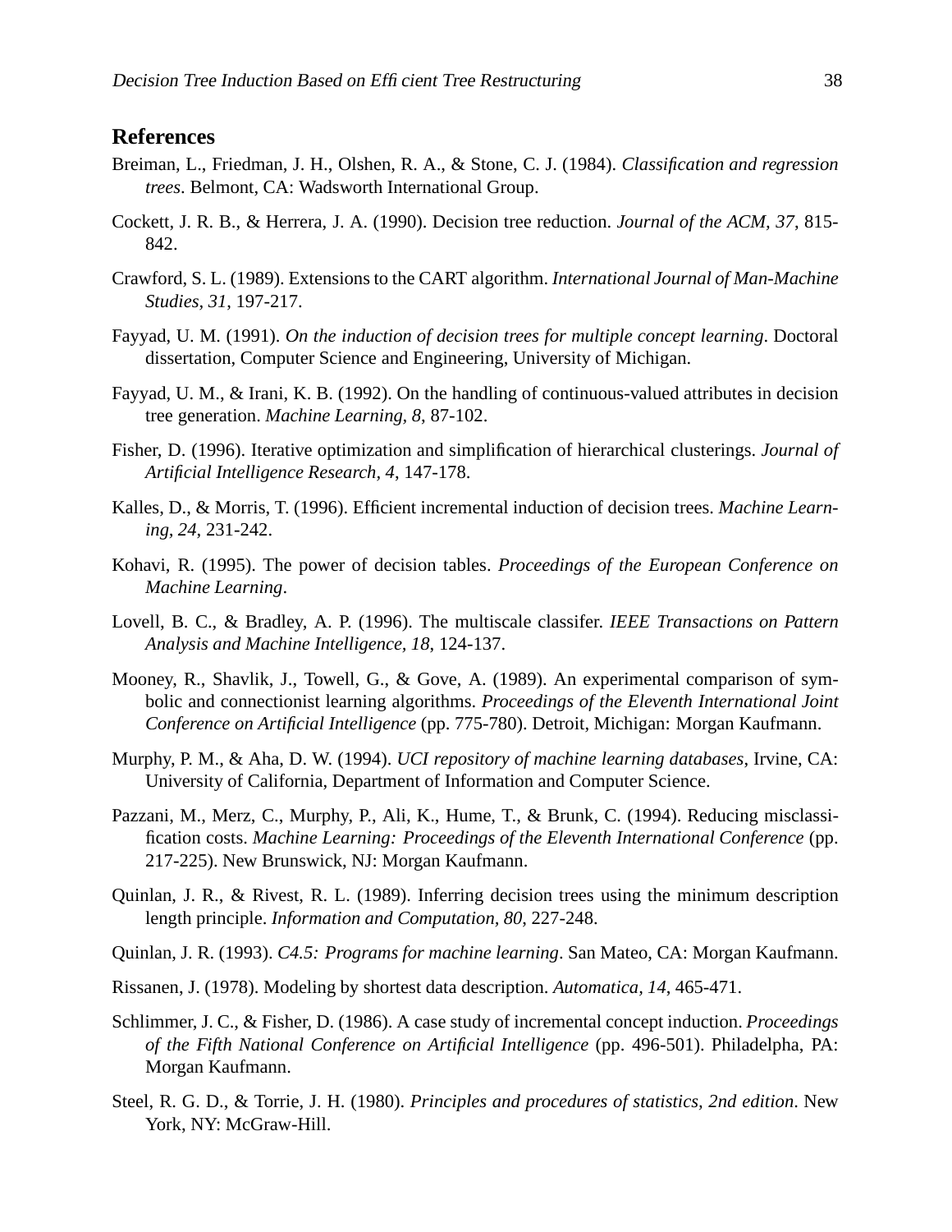## References

Breiman, L., Friedman, J. H., Olshen, R. A., & Stone, C. J. (1984). *Classification and regression trees*. Belmont, CA: Wadsworth International Group.

Cockett, J. R. B., & Herrera, J. A. (1990). Decision tree reduction. *Journal of the ACM, 37*, 815-842.

Crawford, S. L. (1989). Extensions to the CART algorithm. *International Journal of Man-Machine Studies, 31*, 197-217.

Fayyad, U. M. (1991). *On the induction of decision trees for multiple concept learning*. Doctoral dissertation, Computer Science and Engineering, University of Michigan.

Fayyad, U. M., & Irani, K. B. (1992). On the handling of continuous-valued attributes in decision tree generation. *Machine Learning, 8*, 87-102.

Fisher, D. (1996). Iterative optimization and simplification of hierarchical clusterings. *Journal of Artificial Intelligence Research, 4*, 147-178.

Kalles, D., & Morris, T. (1996). Efficient incremental induction of decision trees. *Machine Learning, 24*, 231-242.

Kohavi, R. (1995). The power of decision tables. *Proceedings of the European Conference on Machine Learning*.

Lovell, B. C., & Bradley, A. P. (1996). The multiscale classifer. *IEEE Transactions on Pattern Analysis and Machine Intelligence, 18*, 124-137.

Mooney, R., Shavlik, J., Towell, G., & Gove, A. (1989). An experimental comparison of symbolic and connectionist learning algorithms. *Proceedings of the Eleventh International Joint Conference on Artificial Intelligence* (pp. 775-780). Detroit, Michigan: Morgan Kaufmann.

Murphy, P. M., & Aha, D. W. (1994). *UCI repository of machine learning databases*, Irvine, CA: University of California, Department of Information and Computer Science.

Pazzani, M., Merz, C., Murphy, P., Ali, K., Hume, T., & Brunk, C. (1994). Reducing misclassification costs. *Machine Learning: Proceedings of the Eleventh International Conference* (pp. 217-225). New Brunswick, NJ: Morgan Kaufmann.

Quinlan, J. R., & Rivest, R. L. (1989). Inferring decision trees using the minimum description length principle. *Information and Computation, 80*, 227-248.

Quinlan, J. R. (1993). *C4.5: Programs for machine learning*. San Mateo, CA: Morgan Kaufmann.

Rissanen, J. (1978). Modeling by shortest data description. *Automatica, 14*, 465-471.

Schlimmer, J. C., & Fisher, D. (1986). A case study of incremental concept induction. *Proceedings of the Fifth National Conference on Artificial Intelligence* (pp. 496-501). Philadelpha, PA: Morgan Kaufmann.

Steel, R. G. D., & Torrie, J. H. (1980). *Principles and procedures of statistics, 2nd edition*. New York, NY: McGraw-Hill.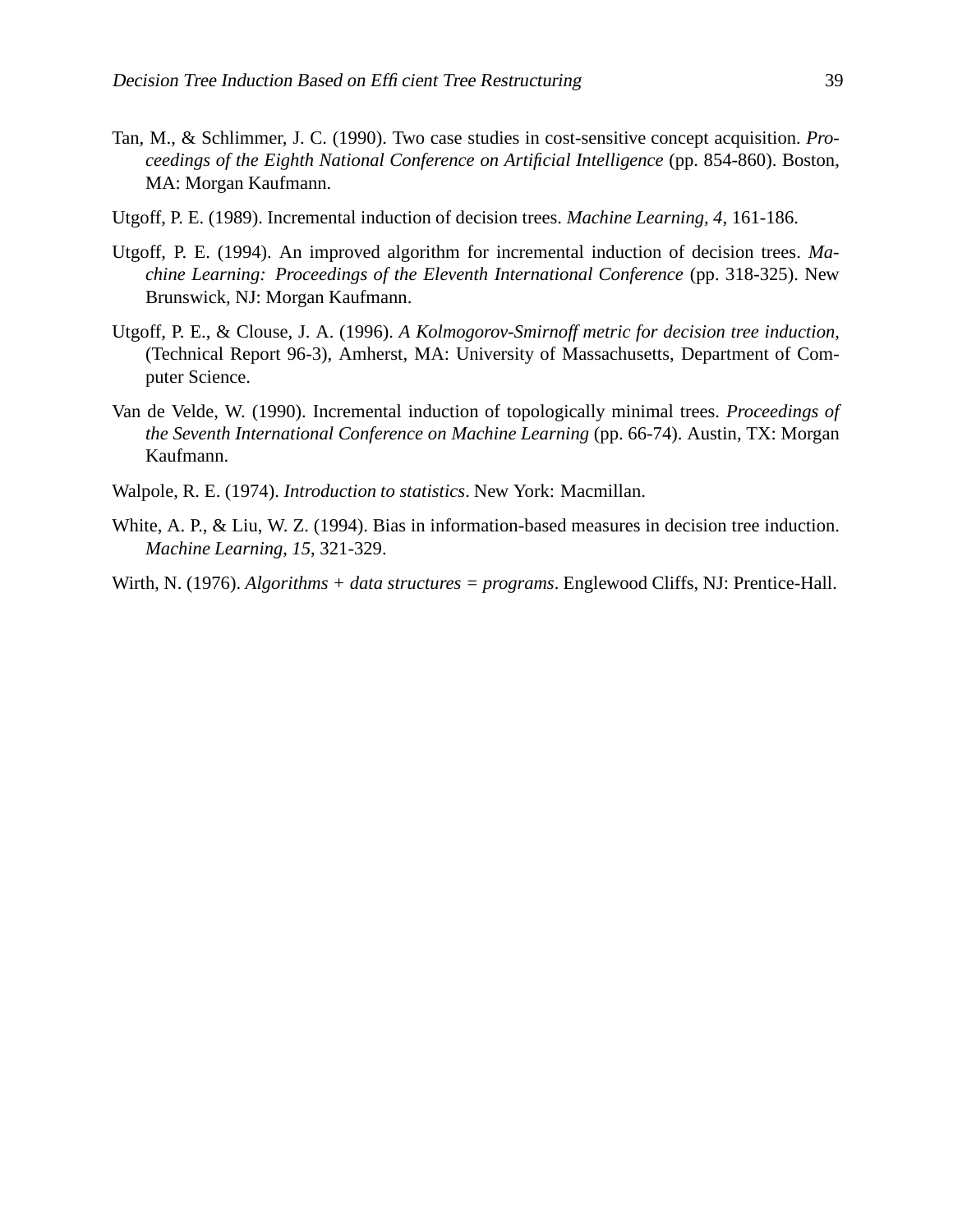Tan, M., & Schlimmer, J. C. (1990). Two case studies in cost-sensitive concept acquisition. *Proceedings of the Eighth National Conference on Artificial Intelligence* (pp. 854-860). Boston, MA: Morgan Kaufmann.

Utgoff, P. E. (1989). Incremental induction of decision trees. *Machine Learning, 4*, 161-186.

Utgoff, P. E. (1994). An improved algorithm for incremental induction of decision trees. *Machine Learning: Proceedings of the Eleventh International Conference* (pp. 318-325). New Brunswick, NJ: Morgan Kaufmann.

Utgoff, P. E., & Clouse, J. A. (1996). *A Kolmogorov-Smirnoff metric for decision tree induction*, (Technical Report 96-3), Amherst, MA: University of Massachusetts, Department of Computer Science.

Van de Velde, W. (1990). Incremental induction of topologically minimal trees. *Proceedings of the Seventh International Conference on Machine Learning* (pp. 66-74). Austin, TX: Morgan Kaufmann.

Walpole, R. E. (1974). *Introduction to statistics*. New York: Macmillan.

White, A. P., & Liu, W. Z. (1994). Bias in information-based measures in decision tree induction. *Machine Learning, 15*, 321-329.

Wirth, N. (1976). *Algorithms + data structures = programs*. Englewood Cliffs, NJ: Prentice-Hall.